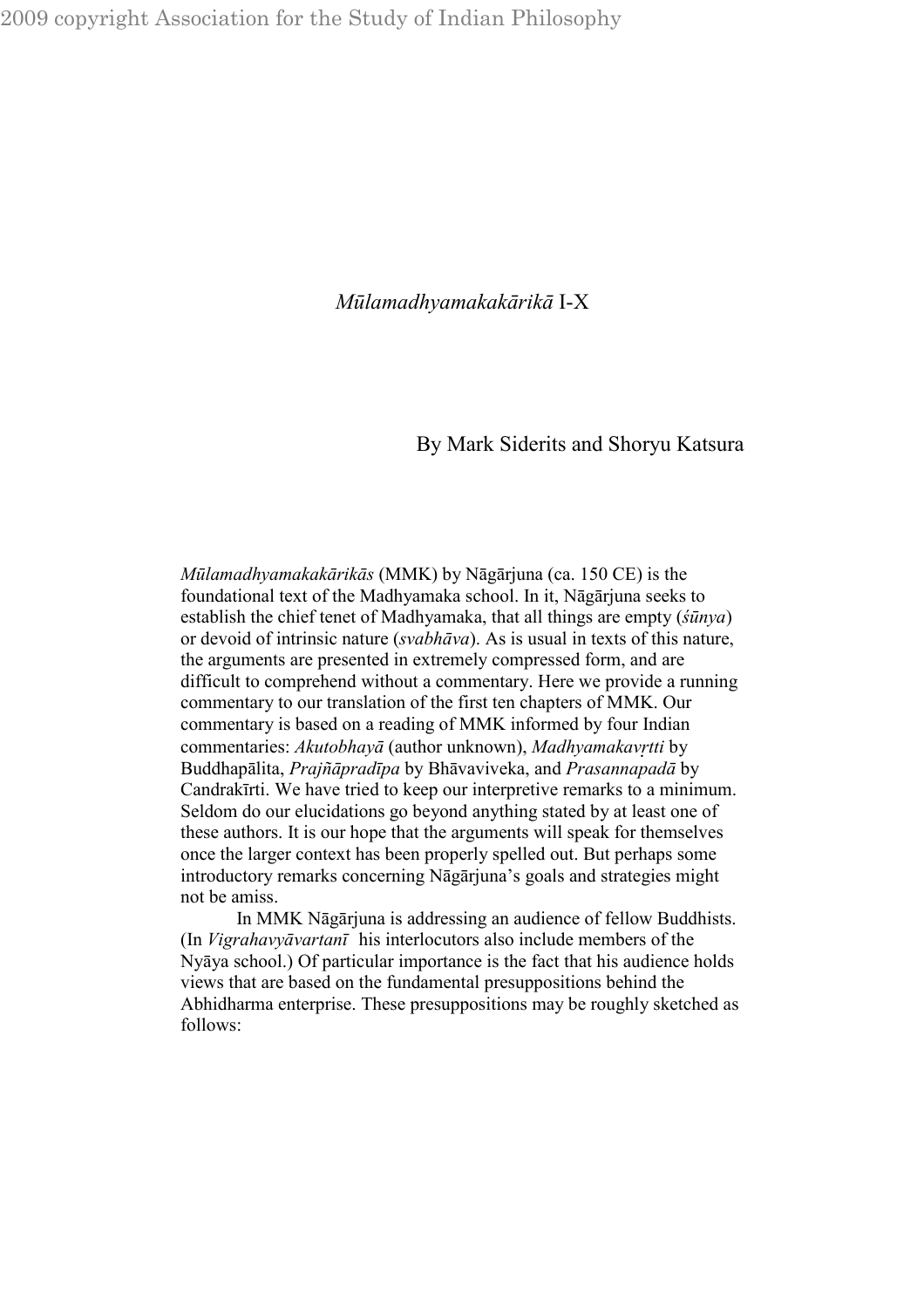2009 copyright Association for the Study of Indian Philosophy

# *Mūlamadhyamakakārikā* I-X

By Mark Siderits and Shoryu Katsura

*Mūlamadhyamakakārikās* (MMK) by Nāgārjuna (ca. 150 CE) is the foundational text of the Madhyamaka school. In it, Nāgārjuna seeks to establish the chief tenet of Madhyamaka, that all things are empty (*śūnya*) or devoid of intrinsic nature (*svabhāva*). As is usual in texts of this nature, the arguments are presented in extremely compressed form, and are difficult to comprehend without a commentary. Here we provide a running commentary to our translation of the first ten chapters of MMK. Our commentary is based on a reading of MMK informed by four Indian commentaries: *Akutobhayā* (author unknown), *Madhyamakavṛtti* by Buddhapālita, *Prajñāpradīpa* by Bhāvaviveka, and *Prasannapadā* by Candrakīrti. We have tried to keep our interpretive remarks to a minimum. Seldom do our elucidations go beyond anything stated by at least one of these authors. It is our hope that the arguments will speak for themselves once the larger context has been properly spelled out. But perhaps some introductory remarks concerning Nāgārjuna's goals and strategies might not be amiss.

In MMK Nāgārjuna is addressing an audience of fellow Buddhists. (In *Vigrahavyāvartanī* his interlocutors also include members of the Nyāya school.) Of particular importance is the fact that his audience holds views that are based on the fundamental presuppositions behind the Abhidharma enterprise. These presuppositions may be roughly sketched as follows: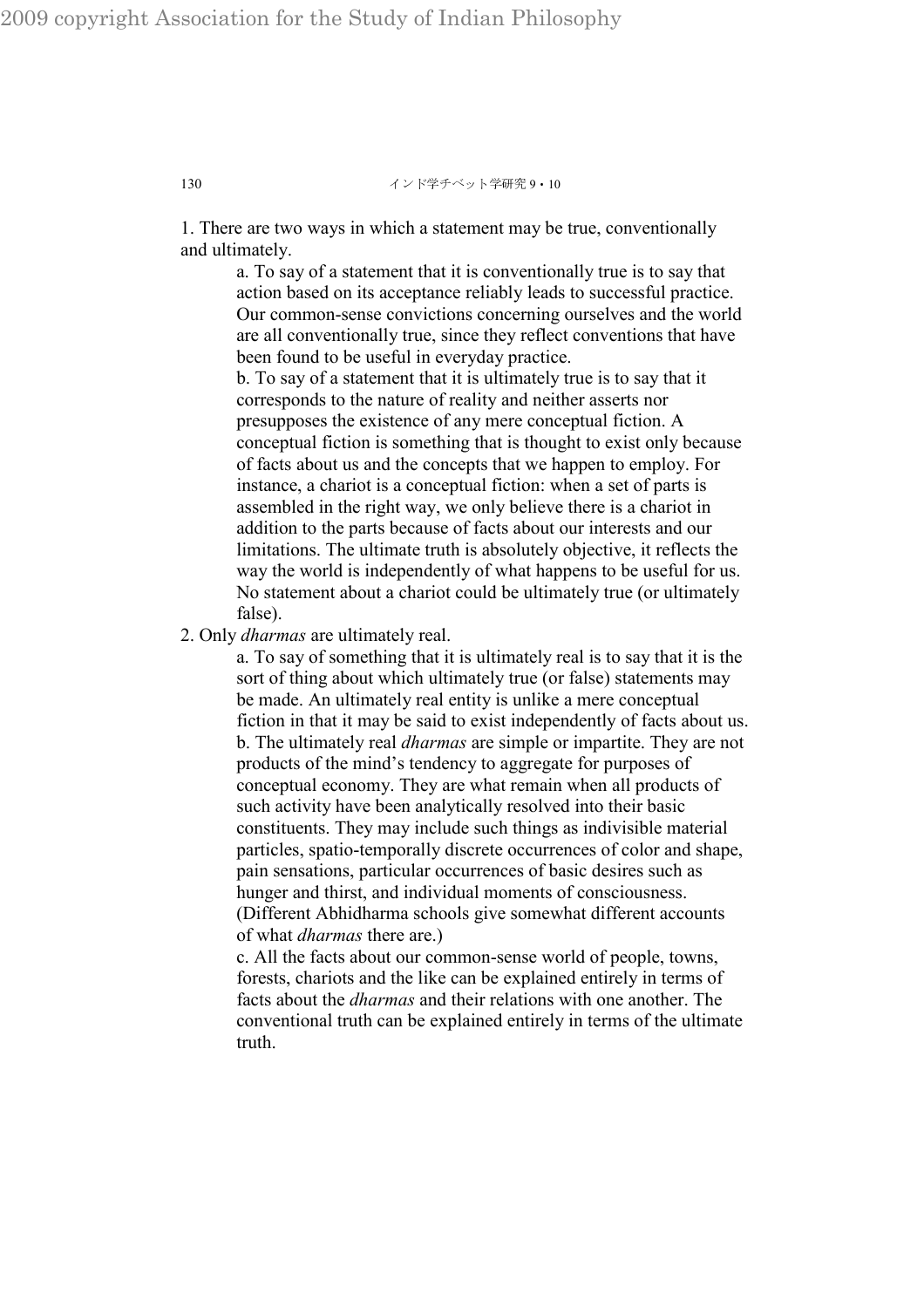1. There are two ways in which a statement may be true, conventionally and ultimately.

   a. To say of a statement that it is conventionally true is to say that action based on its acceptance reliably leads to successful practice. Our common-sense convictions concerning ourselves and the world are all conventionally true, since they reflect conventions that have been found to be useful in everyday practice.

   b. To say of a statement that it is ultimately true is to say that it corresponds to the nature of reality and neither asserts nor presupposes the existence of any mere conceptual fiction. A conceptual fiction is something that is thought to exist only because of facts about us and the concepts that we happen to employ. For instance, a chariot is a conceptual fiction: when a set of parts is assembled in the right way, we only believe there is a chariot in addition to the parts because of facts about our interests and our limitations. The ultimate truth is absolutely objective, it reflects the way the world is independently of what happens to be useful for us. No statement about a chariot could be ultimately true (or ultimately false).

2. Only *dharmas* are ultimately real.

   a. To say of something that it is ultimately real is to say that it is the sort of thing about which ultimately true (or false) statements may be made. An ultimately real entity is unlike a mere conceptual fiction in that it may be said to exist independently of facts about us.

   b. The ultimately real *dharmas* are simple or impartite. They are not products of the mind's tendency to aggregate for purposes of conceptual economy. They are what remain when all products of such activity have been analytically resolved into their basic constituents. They may include such things as indivisible material particles, spatio-temporally discrete occurrences of color and shape, pain sensations, particular occurrences of basic desires such as hunger and thirst, and individual moments of consciousness. (Different Abhidharma schools give somewhat different accounts of what *dharmas* there are.)

   c. All the facts about our common-sense world of people, towns, forests, chariots and the like can be explained entirely in terms of facts about the *dharmas* and their relations with one another. The conventional truth can be explained entirely in terms of the ultimate truth.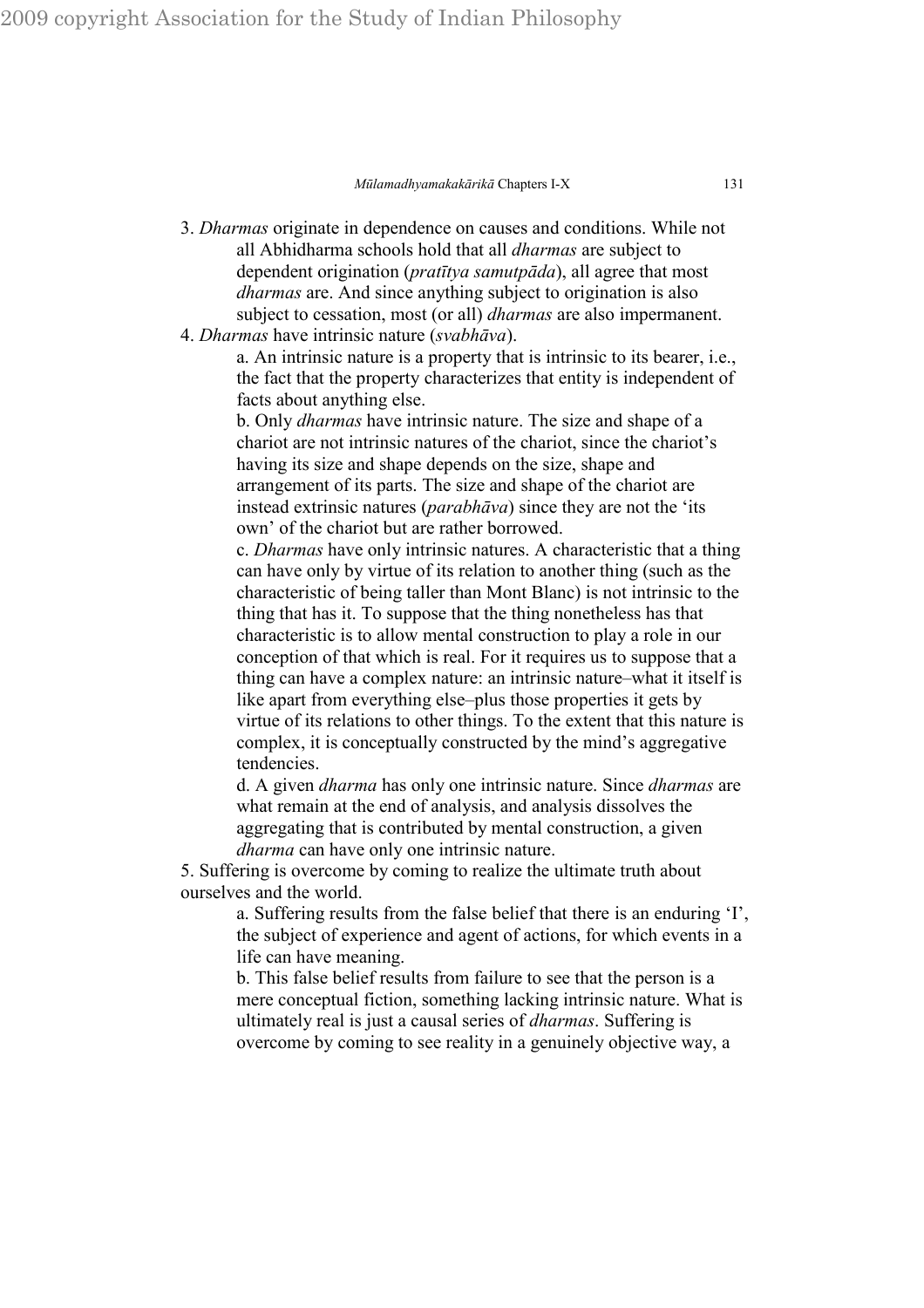3. *Dharmas* originate in dependence on causes and conditions. While not all Abhidharma schools hold that all *dharmas* are subject to dependent origination (*pratītya samutpāda*), all agree that most *dharmas* are. And since anything subject to origination is also subject to cessation, most (or all) *dharmas* are also impermanent.

4. *Dharmas* have intrinsic nature (*svabhāva*).

   a. An intrinsic nature is a property that is intrinsic to its bearer, i.e., the fact that the property characterizes that entity is independent of facts about anything else.

   b. Only *dharmas* have intrinsic nature. The size and shape of a chariot are not intrinsic natures of the chariot, since the chariot's having its size and shape depends on the size, shape and arrangement of its parts. The size and shape of the chariot are instead extrinsic natures (*parabhāva*) since they are not the 'its own' of the chariot but are rather borrowed.

   c. *Dharmas* have only intrinsic natures. A characteristic that a thing can have only by virtue of its relation to another thing (such as the characteristic of being taller than Mont Blanc) is not intrinsic to the thing that has it. To suppose that the thing nonetheless has that characteristic is to allow mental construction to play a role in our conception of that which is real. For it requires us to suppose that a thing can have a complex nature: an intrinsic nature–what it itself is like apart from everything else–plus those properties it gets by virtue of its relations to other things. To the extent that this nature is complex, it is conceptually constructed by the mind's aggregative tendencies.

   d. A given *dharma* has only one intrinsic nature. Since *dharmas* are what remain at the end of analysis, and analysis dissolves the aggregating that is contributed by mental construction, a given *dharma* can have only one intrinsic nature.

5. Suffering is overcome by coming to realize the ultimate truth about ourselves and the world.

   a. Suffering results from the false belief that there is an enduring 'I', the subject of experience and agent of actions, for which events in a life can have meaning.

   b. This false belief results from failure to see that the person is a mere conceptual fiction, something lacking intrinsic nature. What is ultimately real is just a causal series of *dharmas*. Suffering is overcome by coming to see reality in a genuinely objective way, a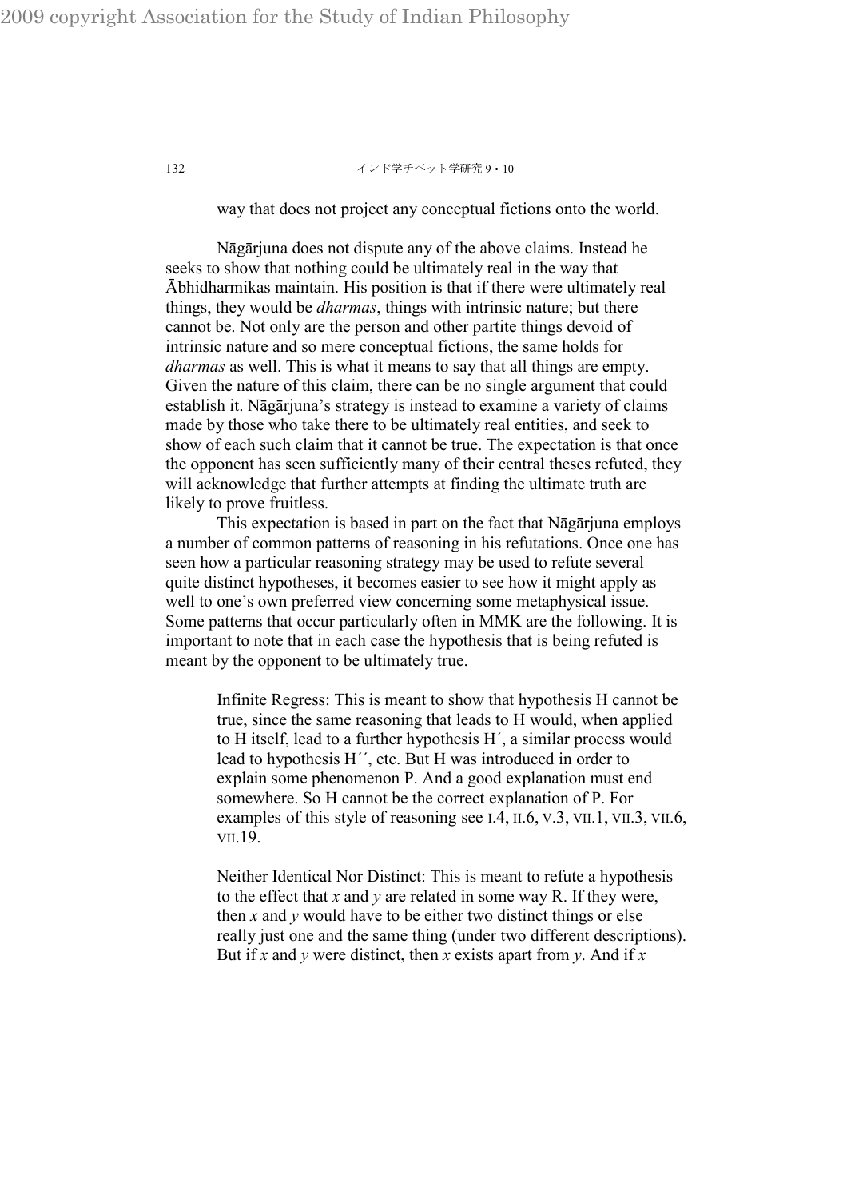way that does not project any conceptual fictions onto the world.

Nāgārjuna does not dispute any of the above claims. Instead he seeks to show that nothing could be ultimately real in the way that Ābhidharmikas maintain. His position is that if there were ultimately real things, they would be *dharmas*, things with intrinsic nature; but there cannot be. Not only are the person and other partite things devoid of intrinsic nature and so mere conceptual fictions, the same holds for *dharmas* as well. This is what it means to say that all things are empty. Given the nature of this claim, there can be no single argument that could establish it. Nāgārjuna's strategy is instead to examine a variety of claims made by those who take there to be ultimately real entities, and seek to show of each such claim that it cannot be true. The expectation is that once the opponent has seen sufficiently many of their central theses refuted, they will acknowledge that further attempts at finding the ultimate truth are likely to prove fruitless.

This expectation is based in part on the fact that Nāgārjuna employs a number of common patterns of reasoning in his refutations. Once one has seen how a particular reasoning strategy may be used to refute several quite distinct hypotheses, it becomes easier to see how it might apply as well to one's own preferred view concerning some metaphysical issue. Some patterns that occur particularly often in MMK are the following. It is important to note that in each case the hypothesis that is being refuted is meant by the opponent to be ultimately true.

> Infinite Regress: This is meant to show that hypothesis H cannot be true, since the same reasoning that leads to H would, when applied to H itself, lead to a further hypothesis H´, a similar process would lead to hypothesis H´´, etc. But H was introduced in order to explain some phenomenon P. And a good explanation must end somewhere. So H cannot be the correct explanation of P. For examples of this style of reasoning see I.4, II.6, V.3, VII.1, VII.3, VII.6, VII.19.

> Neither Identical Nor Distinct: This is meant to refute a hypothesis to the effect that *x* and *y* are related in some way R. If they were, then *x* and *y* would have to be either two distinct things or else really just one and the same thing (under two different descriptions). But if *x* and *y* were distinct, then *x* exists apart from *y*. And if *x*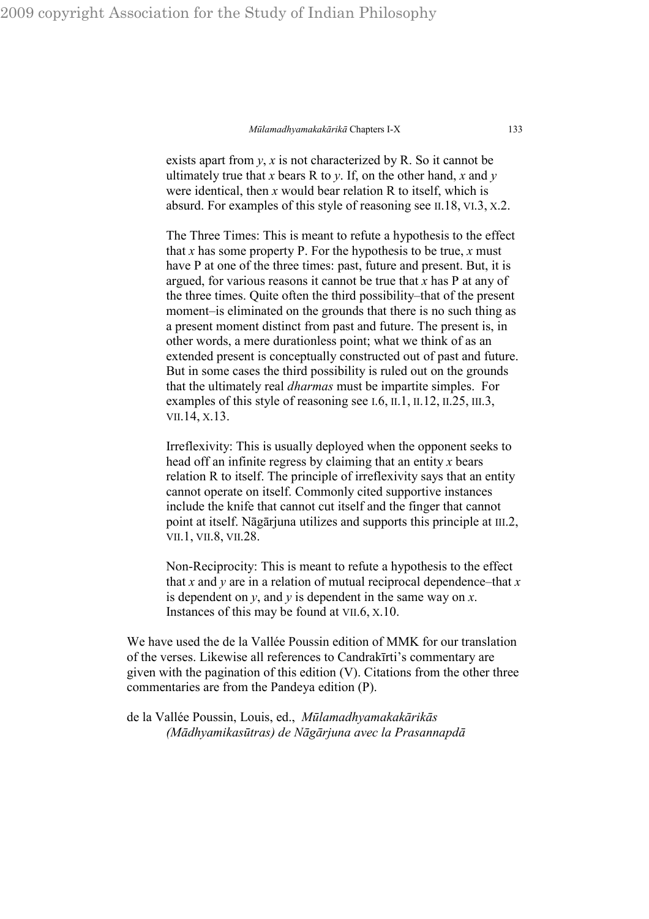exists apart from *y*, *x* is not characterized by R. So it cannot be ultimately true that *x* bears R to *y*. If, on the other hand, *x* and *y* were identical, then *x* would bear relation R to itself, which is absurd. For examples of this style of reasoning see II.18, VI.3, X.2.

The Three Times: This is meant to refute a hypothesis to the effect that *x* has some property P. For the hypothesis to be true, *x* must have P at one of the three times: past, future and present. But, it is argued, for various reasons it cannot be true that *x* has P at any of the three times. Quite often the third possibility–that of the present moment–is eliminated on the grounds that there is no such thing as a present moment distinct from past and future. The present is, in other words, a mere durationless point; what we think of as an extended present is conceptually constructed out of past and future. But in some cases the third possibility is ruled out on the grounds that the ultimately real *dharmas* must be impartite simples. For examples of this style of reasoning see I.6, II.1, II.12, II.25, III.3, VII.14, X.13.

Irreflexivity: This is usually deployed when the opponent seeks to head off an infinite regress by claiming that an entity *x* bears relation R to itself. The principle of irreflexivity says that an entity cannot operate on itself. Commonly cited supportive instances include the knife that cannot cut itself and the finger that cannot point at itself. Nāgārjuna utilizes and supports this principle at III.2, VII.1, VII.8, VII.28.

Non-Reciprocity: This is meant to refute a hypothesis to the effect that *x* and *y* are in a relation of mutual reciprocal dependence–that *x* is dependent on *y*, and *y* is dependent in the same way on *x*. Instances of this may be found at VII.6, X.10.

We have used the de la Vallée Poussin edition of MMK for our translation of the verses. Likewise all references to Candrakīrti's commentary are given with the pagination of this edition (V). Citations from the other three commentaries are from the Pandeya edition (P).

de la Vallée Poussin, Louis, ed., *Mūlamadhyamakakārikās (Mādhyamikasūtras) de Nāgārjuna avec la Prasannapdā*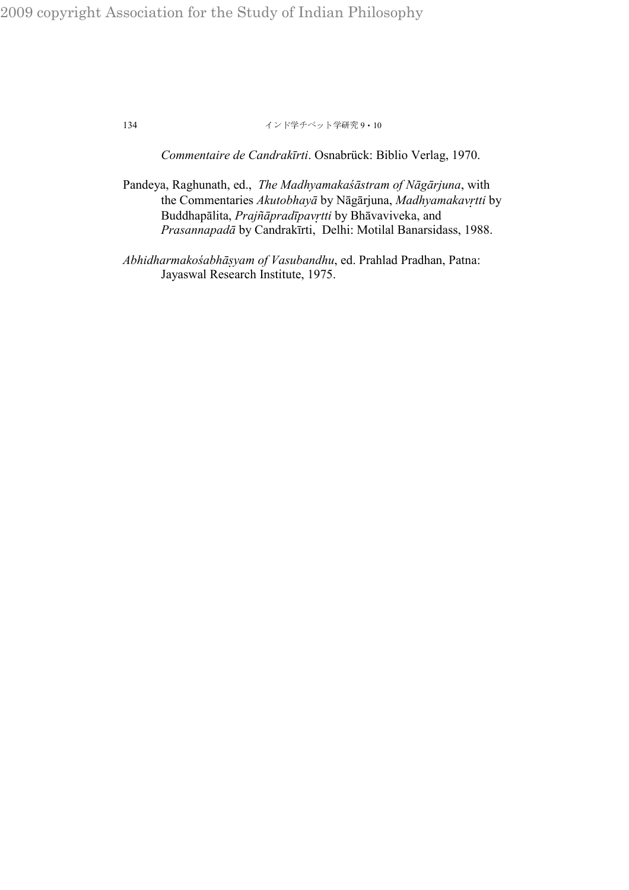*Commentaire de Candrakīrti*. Osnabrück: Biblio Verlag, 1970.

Pandeya, Raghunath, ed., *The Madhyamakaśāstram of Nāgārjuna*, with the Commentaries *Akutobhayā* by Nāgārjuna, *Madhyamakavṛtti* by Buddhapālita, *Prajñāpradīpavṛtti* by Bhāvaviveka, and *Prasannapadā* by Candrakīrti, Delhi: Motilal Banarsidass, 1988.

*Abhidharmakośabhāṣyam of Vasubandhu*, ed. Prahlad Pradhan, Patna: Jayaswal Research Institute, 1975.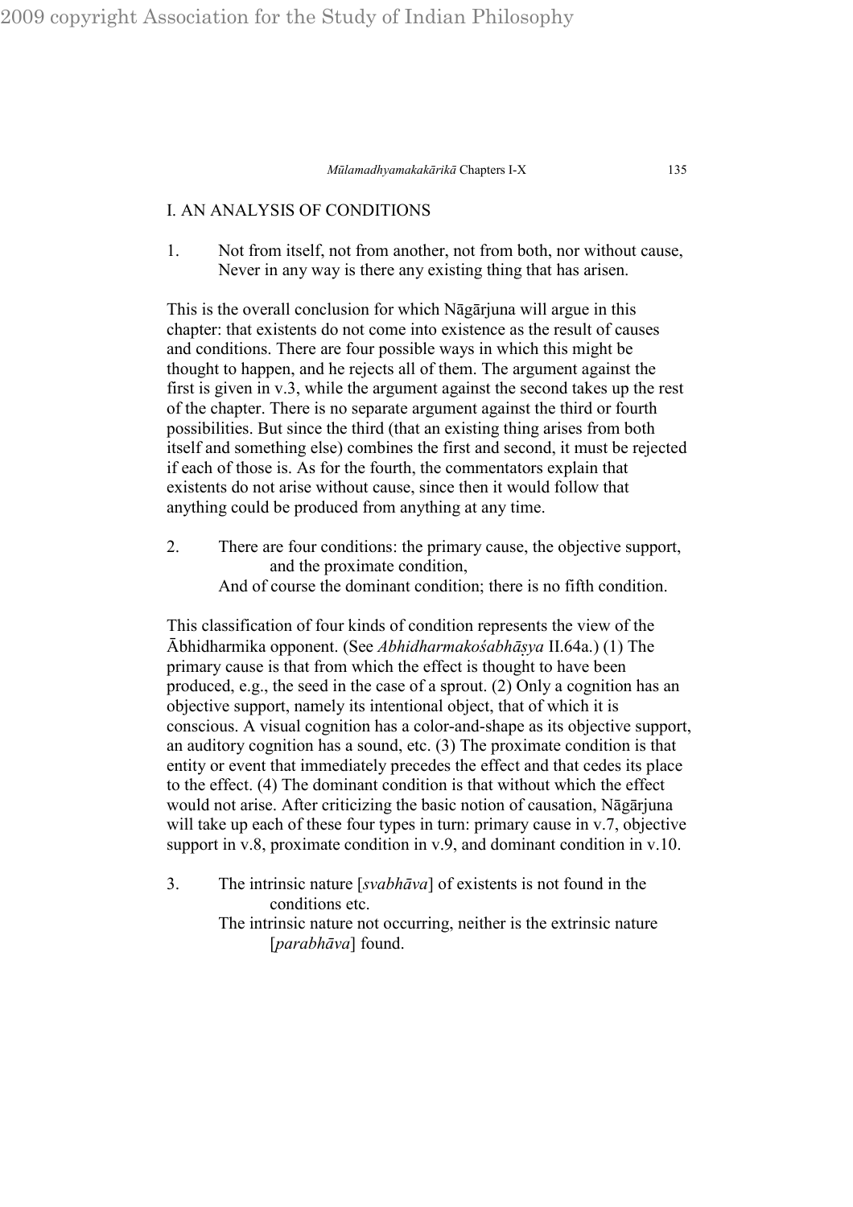## I. AN ANALYSIS OF CONDITIONS

1. Not from itself, not from another, not from both, nor without cause,
   Never in any way is there any existing thing that has arisen.

This is the overall conclusion for which Nāgārjuna will argue in this chapter: that existents do not come into existence as the result of causes and conditions. There are four possible ways in which this might be thought to happen, and he rejects all of them. The argument against the first is given in v.3, while the argument against the second takes up the rest of the chapter. There is no separate argument against the third or fourth possibilities. But since the third (that an existing thing arises from both itself and something else) combines the first and second, it must be rejected if each of those is. As for the fourth, the commentators explain that existents do not arise without cause, since then it would follow that anything could be produced from anything at any time.

2. There are four conditions: the primary cause, the objective support, and the proximate condition,
   And of course the dominant condition; there is no fifth condition.

This classification of four kinds of condition represents the view of the Ābhidharmika opponent. (See *Abhidharmakośabhāṣya* II.64a.) (1) The primary cause is that from which the effect is thought to have been produced, e.g., the seed in the case of a sprout. (2) Only a cognition has an objective support, namely its intentional object, that of which it is conscious. A visual cognition has a color-and-shape as its objective support, an auditory cognition has a sound, etc. (3) The proximate condition is that entity or event that immediately precedes the effect and that cedes its place to the effect. (4) The dominant condition is that without which the effect would not arise. After criticizing the basic notion of causation, Nāgārjuna will take up each of these four types in turn: primary cause in v.7, objective support in v.8, proximate condition in v.9, and dominant condition in v.10.

3. The intrinsic nature [*svabhāva*] of existents is not found in the conditions etc.
   The intrinsic nature not occurring, neither is the extrinsic nature [*parabhāva*] found.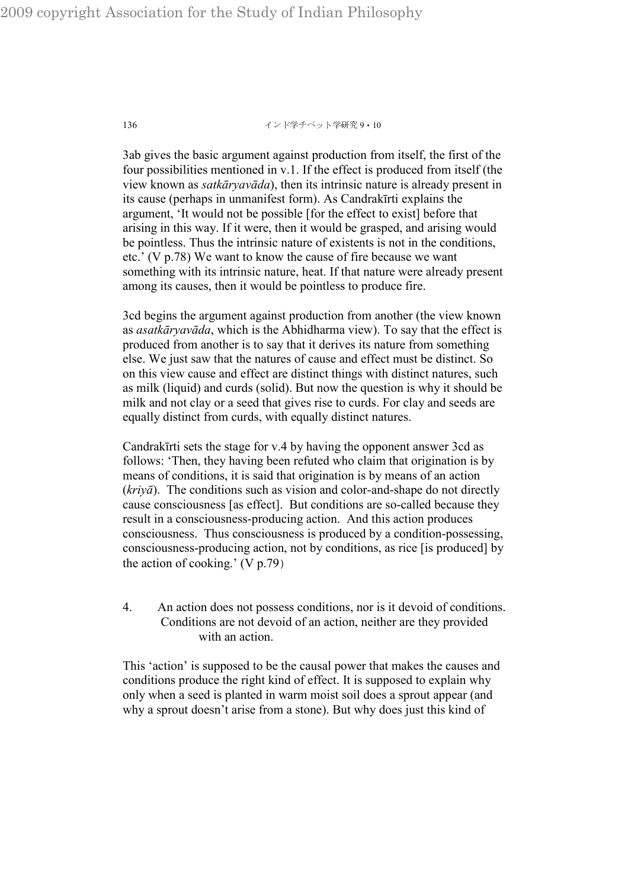3ab gives the basic argument against production from itself, the first of the four possibilities mentioned in v.1. If the effect is produced from itself (the view known as *satkāryavāda*), then its intrinsic nature is already present in its cause (perhaps in unmanifest form). As Candrakīrti explains the argument, 'It would not be possible [for the effect to exist] before that arising in this way. If it were, then it would be grasped, and arising would be pointless. Thus the intrinsic nature of existents is not in the conditions, etc.' (V p.78) We want to know the cause of fire because we want something with its intrinsic nature, heat. If that nature were already present among its causes, then it would be pointless to produce fire.

3cd begins the argument against production from another (the view known as *asatkāryavāda*, which is the Abhidharma view). To say that the effect is produced from another is to say that it derives its nature from something else. We just saw that the natures of cause and effect must be distinct. So on this view cause and effect are distinct things with distinct natures, such as milk (liquid) and curds (solid). But now the question is why it should be milk and not clay or a seed that gives rise to curds. For clay and seeds are equally distinct from curds, with equally distinct natures.

Candrakīrti sets the stage for v.4 by having the opponent answer 3cd as follows: 'Then, they having been refuted who claim that origination is by means of conditions, it is said that origination is by means of an action (*kriyā*). The conditions such as vision and color-and-shape do not directly cause consciousness [as effect]. But conditions are so-called because they result in a consciousness-producing action. And this action produces consciousness. Thus consciousness is produced by a condition-possessing, consciousness-producing action, not by conditions, as rice [is produced] by the action of cooking.' (V p.79)

4. An action does not possess conditions, nor is it devoid of conditions. Conditions are not devoid of an action, neither are they provided with an action.

This 'action' is supposed to be the causal power that makes the causes and conditions produce the right kind of effect. It is supposed to explain why only when a seed is planted in warm moist soil does a sprout appear (and why a sprout doesn't arise from a stone). But why does just this kind of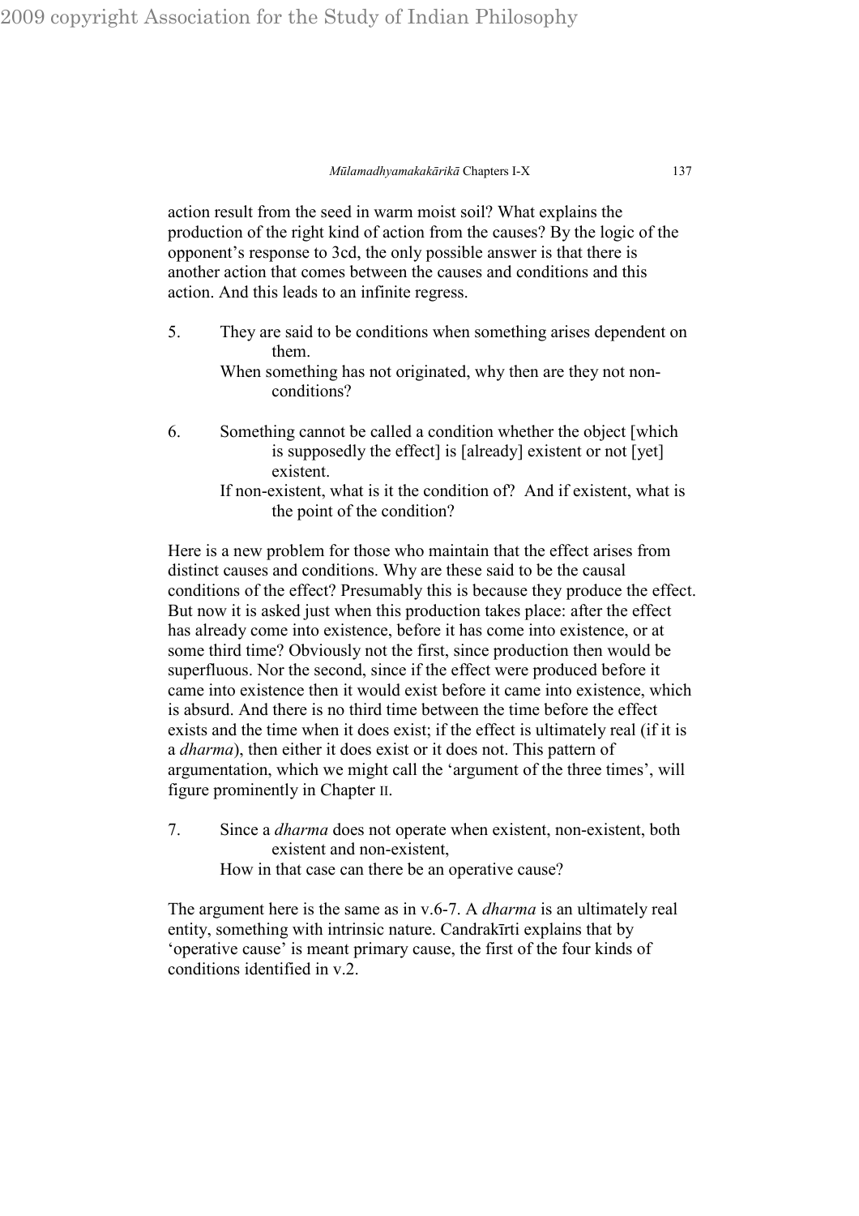action result from the seed in warm moist soil? What explains the production of the right kind of action from the causes? By the logic of the opponent's response to 3cd, the only possible answer is that there is another action that comes between the causes and conditions and this action. And this leads to an infinite regress.

5. They are said to be conditions when something arises dependent on them.
   When something has not originated, why then are they not non-conditions?

6. Something cannot be called a condition whether the object [which is supposedly the effect] is [already] existent or not [yet] existent.
   If non-existent, what is it the condition of? And if existent, what is the point of the condition?

Here is a new problem for those who maintain that the effect arises from distinct causes and conditions. Why are these said to be the causal conditions of the effect? Presumably this is because they produce the effect. But now it is asked just when this production takes place: after the effect has already come into existence, before it has come into existence, or at some third time? Obviously not the first, since production then would be superfluous. Nor the second, since if the effect were produced before it came into existence then it would exist before it came into existence, which is absurd. And there is no third time between the time before the effect exists and the time when it does exist; if the effect is ultimately real (if it is a *dharma*), then either it does exist or it does not. This pattern of argumentation, which we might call the 'argument of the three times', will figure prominently in Chapter II.

7. Since a *dharma* does not operate when existent, non-existent, both existent and non-existent,
   How in that case can there be an operative cause?

The argument here is the same as in v.6-7. A *dharma* is an ultimately real entity, something with intrinsic nature. Candrakīrti explains that by 'operative cause' is meant primary cause, the first of the four kinds of conditions identified in v.2.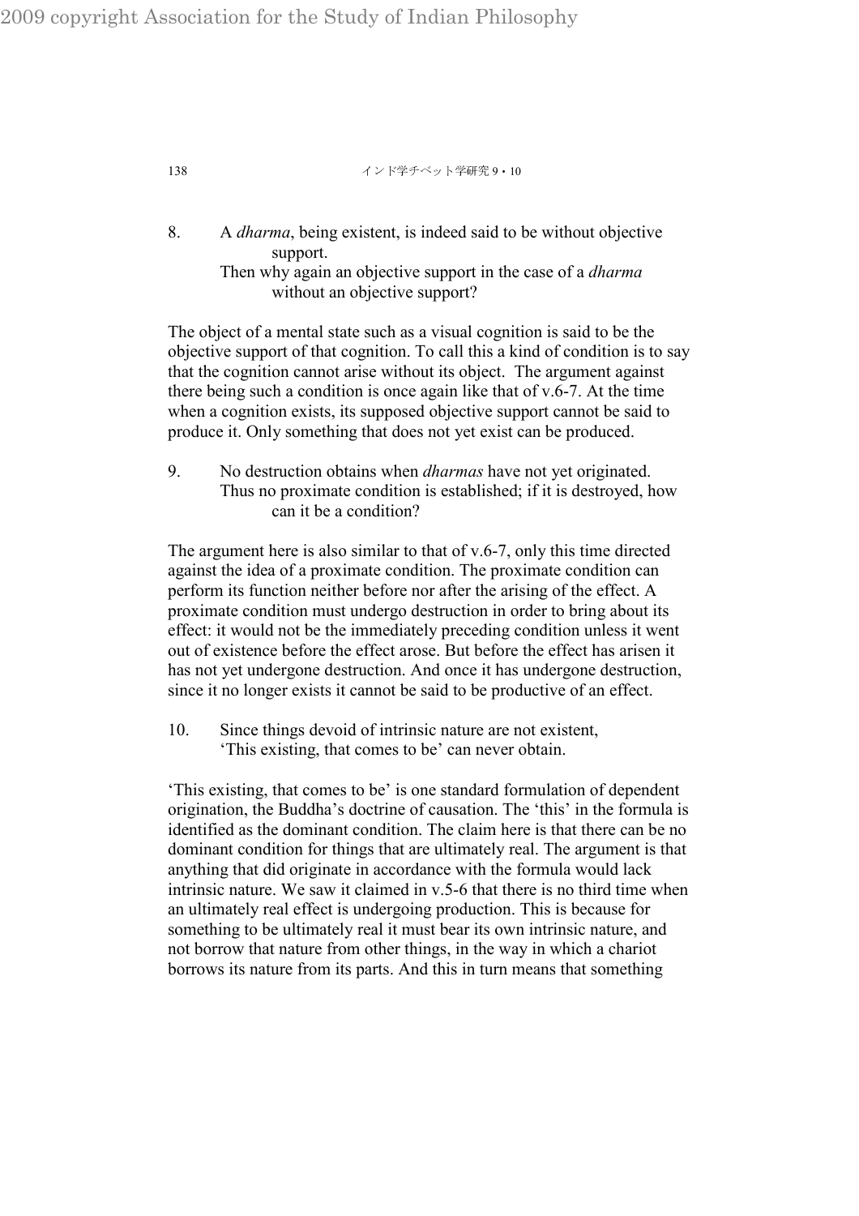8. A *dharma*, being existent, is indeed said to be without objective support.
 Then why again an objective support in the case of a *dharma* without an objective support?

The object of a mental state such as a visual cognition is said to be the objective support of that cognition. To call this a kind of condition is to say that the cognition cannot arise without its object. The argument against there being such a condition is once again like that of v.6-7. At the time when a cognition exists, its supposed objective support cannot be said to produce it. Only something that does not yet exist can be produced.

9. No destruction obtains when *dharmas* have not yet originated.
 Thus no proximate condition is established; if it is destroyed, how can it be a condition?

The argument here is also similar to that of v.6-7, only this time directed against the idea of a proximate condition. The proximate condition can perform its function neither before nor after the arising of the effect. A proximate condition must undergo destruction in order to bring about its effect: it would not be the immediately preceding condition unless it went out of existence before the effect arose. But before the effect has arisen it has not yet undergone destruction. And once it has undergone destruction, since it no longer exists it cannot be said to be productive of an effect.

10. Since things devoid of intrinsic nature are not existent,
 'This existing, that comes to be' can never obtain.

'This existing, that comes to be' is one standard formulation of dependent origination, the Buddha's doctrine of causation. The 'this' in the formula is identified as the dominant condition. The claim here is that there can be no dominant condition for things that are ultimately real. The argument is that anything that did originate in accordance with the formula would lack intrinsic nature. We saw it claimed in v.5-6 that there is no third time when an ultimately real effect is undergoing production. This is because for something to be ultimately real it must bear its own intrinsic nature, and not borrow that nature from other things, in the way in which a chariot borrows its nature from its parts. And this in turn means that something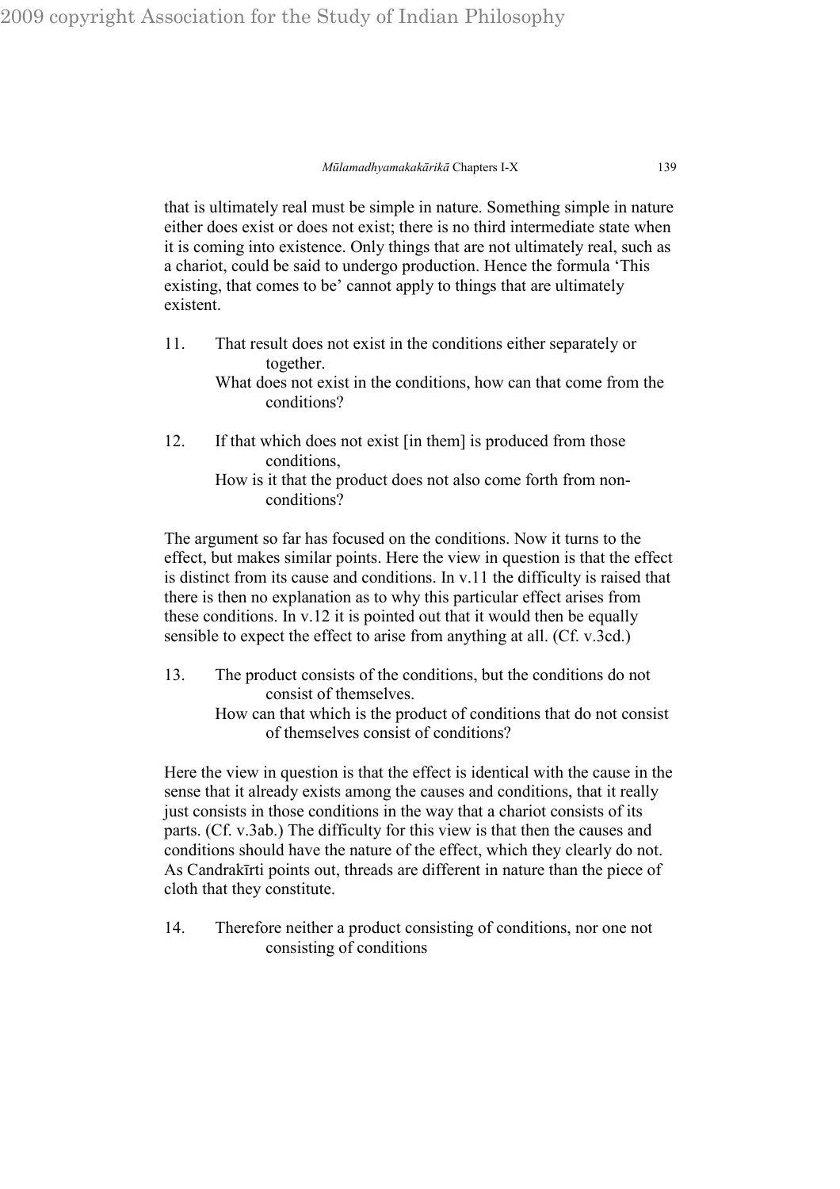that is ultimately real must be simple in nature. Something simple in nature either does exist or does not exist; there is no third intermediate state when it is coming into existence. Only things that are not ultimately real, such as a chariot, could be said to undergo production. Hence the formula 'This existing, that comes to be' cannot apply to things that are ultimately existent.

11. That result does not exist in the conditions either separately or together.
    What does not exist in the conditions, how can that come from the conditions?

12. If that which does not exist [in them] is produced from those conditions,
    How is it that the product does not also come forth from non-conditions?

The argument so far has focused on the conditions. Now it turns to the effect, but makes similar points. Here the view in question is that the effect is distinct from its cause and conditions. In v.11 the difficulty is raised that there is then no explanation as to why this particular effect arises from these conditions. In v.12 it is pointed out that it would then be equally sensible to expect the effect to arise from anything at all. (Cf. v.3cd.)

13. The product consists of the conditions, but the conditions do not consist of themselves.
    How can that which is the product of conditions that do not consist of themselves consist of conditions?

Here the view in question is that the effect is identical with the cause in the sense that it already exists among the causes and conditions, that it really just consists in those conditions in the way that a chariot consists of its parts. (Cf. v.3ab.) The difficulty for this view is that then the causes and conditions should have the nature of the effect, which they clearly do not. As Candrakīrti points out, threads are different in nature than the piece of cloth that they constitute.

14. Therefore neither a product consisting of conditions, nor one not consisting of conditions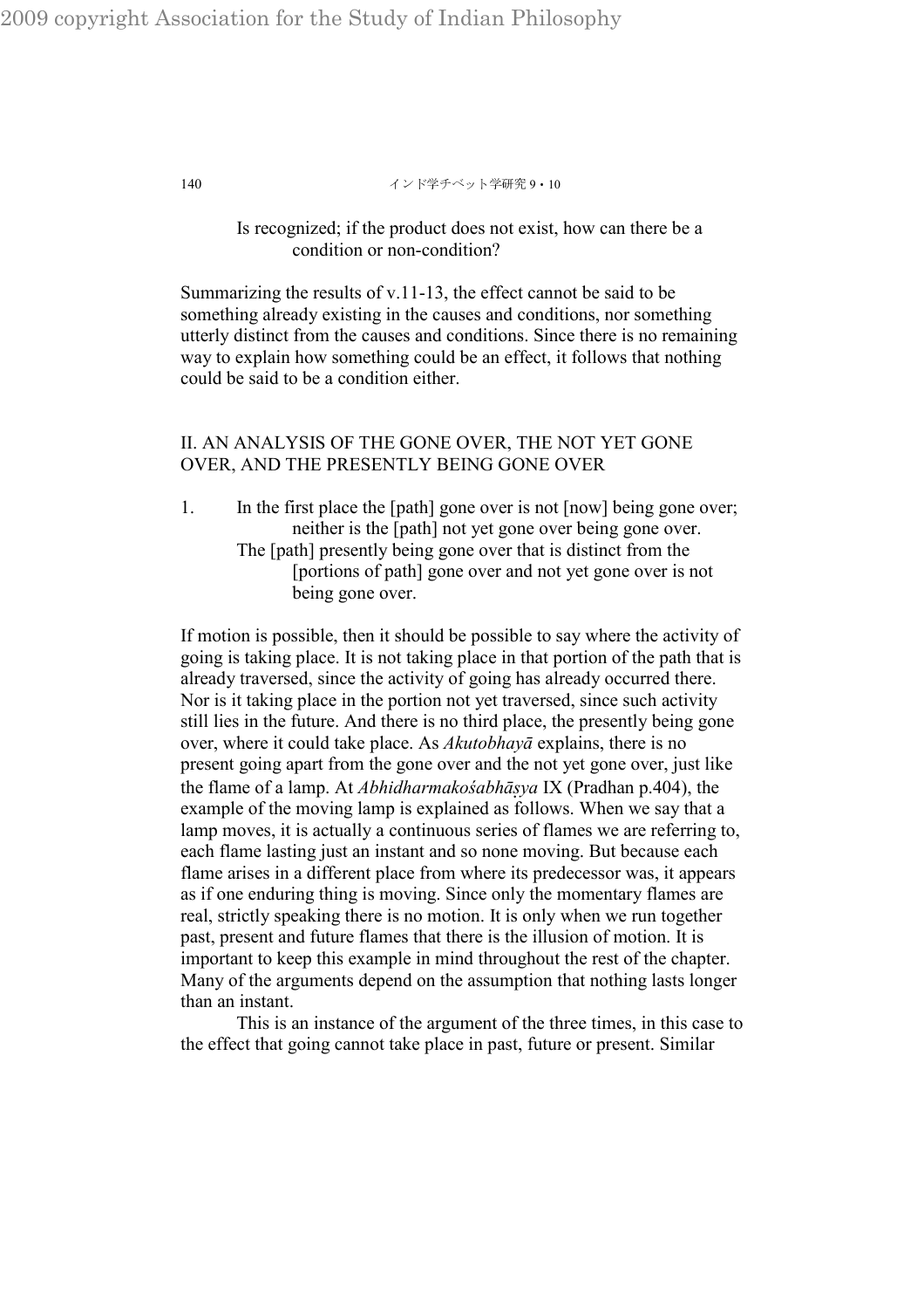Is recognized; if the product does not exist, how can there be a condition or non-condition?

Summarizing the results of v.11-13, the effect cannot be said to be something already existing in the causes and conditions, nor something utterly distinct from the causes and conditions. Since there is no remaining way to explain how something could be an effect, it follows that nothing could be said to be a condition either.

## II. AN ANALYSIS OF THE GONE OVER, THE NOT YET GONE OVER, AND THE PRESENTLY BEING GONE OVER

1. In the first place the [path] gone over is not [now] being gone over; neither is the [path] not yet gone over being gone over. The [path] presently being gone over that is distinct from the [portions of path] gone over and not yet gone over is not being gone over.

If motion is possible, then it should be possible to say where the activity of going is taking place. It is not taking place in that portion of the path that is already traversed, since the activity of going has already occurred there. Nor is it taking place in the portion not yet traversed, since such activity still lies in the future. And there is no third place, the presently being gone over, where it could take place. As *Akutobhayā* explains, there is no present going apart from the gone over and the not yet gone over, just like the flame of a lamp. At *Abhidharmakośabhāṣya* IX (Pradhan p.404), the example of the moving lamp is explained as follows. When we say that a lamp moves, it is actually a continuous series of flames we are referring to, each flame lasting just an instant and so none moving. But because each flame arises in a different place from where its predecessor was, it appears as if one enduring thing is moving. Since only the momentary flames are real, strictly speaking there is no motion. It is only when we run together past, present and future flames that there is the illusion of motion. It is important to keep this example in mind throughout the rest of the chapter. Many of the arguments depend on the assumption that nothing lasts longer than an instant.

This is an instance of the argument of the three times, in this case to the effect that going cannot take place in past, future or present. Similar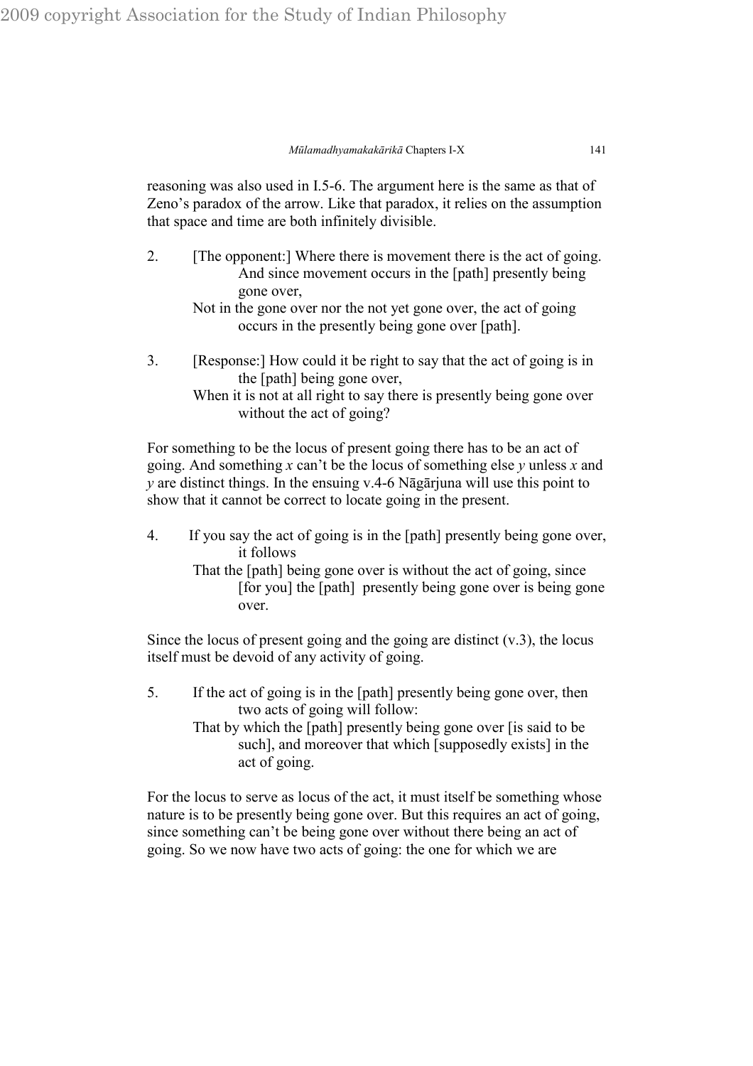reasoning was also used in I.5-6. The argument here is the same as that of Zeno's paradox of the arrow. Like that paradox, it relies on the assumption that space and time are both infinitely divisible.

2. [The opponent:] Where there is movement there is the act of going. And since movement occurs in the [path] presently being gone over,
   Not in the gone over nor the not yet gone over, the act of going occurs in the presently being gone over [path].

3. [Response:] How could it be right to say that the act of going is in the [path] being gone over,
   When it is not at all right to say there is presently being gone over without the act of going?

For something to be the locus of present going there has to be an act of going. And something *x* can't be the locus of something else *y* unless *x* and *y* are distinct things. In the ensuing v.4-6 Nāgārjuna will use this point to show that it cannot be correct to locate going in the present.

4. If you say the act of going is in the [path] presently being gone over, it follows
   That the [path] being gone over is without the act of going, since [for you] the [path] presently being gone over is being gone over.

Since the locus of present going and the going are distinct (v.3), the locus itself must be devoid of any activity of going.

5. If the act of going is in the [path] presently being gone over, then two acts of going will follow:
   That by which the [path] presently being gone over [is said to be such], and moreover that which [supposedly exists] in the act of going.

For the locus to serve as locus of the act, it must itself be something whose nature is to be presently being gone over. But this requires an act of going, since something can't be being gone over without there being an act of going. So we now have two acts of going: the one for which we are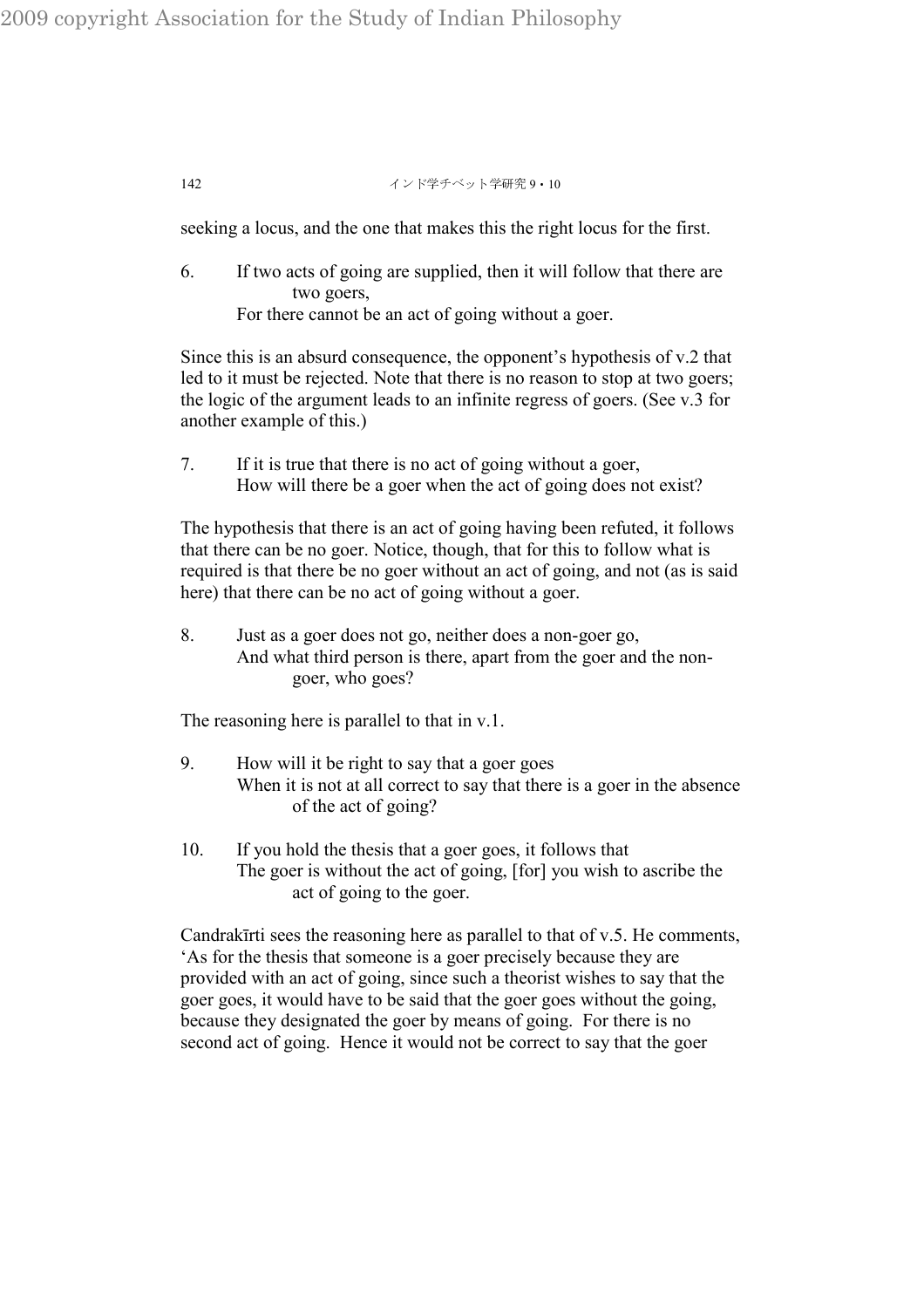seeking a locus, and the one that makes this the right locus for the first.

6. If two acts of going are supplied, then it will follow that there are two goers,
   For there cannot be an act of going without a goer.

Since this is an absurd consequence, the opponent's hypothesis of v.2 that led to it must be rejected. Note that there is no reason to stop at two goers; the logic of the argument leads to an infinite regress of goers. (See v.3 for another example of this.)

7. If it is true that there is no act of going without a goer,
   How will there be a goer when the act of going does not exist?

The hypothesis that there is an act of going having been refuted, it follows that there can be no goer. Notice, though, that for this to follow what is required is that there be no goer without an act of going, and not (as is said here) that there can be no act of going without a goer.

8. Just as a goer does not go, neither does a non-goer go,
   And what third person is there, apart from the goer and the non-goer, who goes?

The reasoning here is parallel to that in v.1.

9. How will it be right to say that a goer goes
   When it is not at all correct to say that there is a goer in the absence of the act of going?

10. If you hold the thesis that a goer goes, it follows that
    The goer is without the act of going, [for] you wish to ascribe the act of going to the goer.

Candrakīrti sees the reasoning here as parallel to that of v.5. He comments, 'As for the thesis that someone is a goer precisely because they are provided with an act of going, since such a theorist wishes to say that the goer goes, it would have to be said that the goer goes without the going, because they designated the goer by means of going. For there is no second act of going. Hence it would not be correct to say that the goer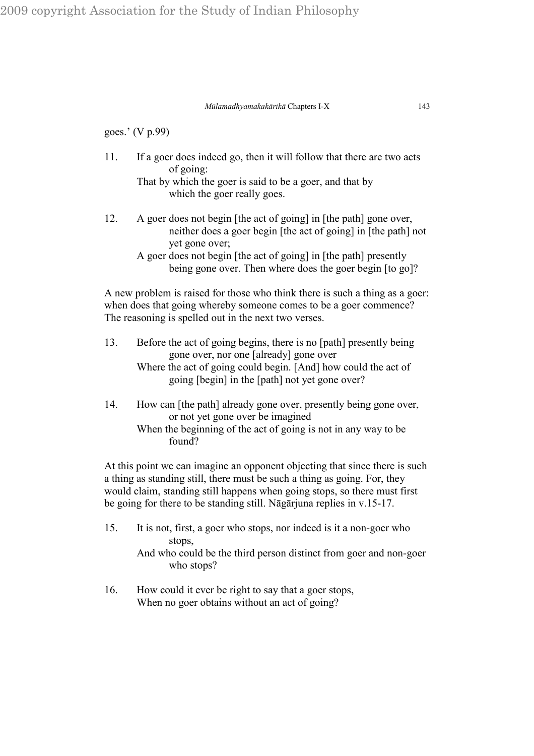goes.' (V p.99)

11. If a goer does indeed go, then it will follow that there are two acts of going:
    That by which the goer is said to be a goer, and that by which the goer really goes.

12. A goer does not begin [the act of going] in [the path] gone over, neither does a goer begin [the act of going] in [the path] not yet gone over;
    A goer does not begin [the act of going] in [the path] presently being gone over. Then where does the goer begin [to go]?

A new problem is raised for those who think there is such a thing as a goer: when does that going whereby someone comes to be a goer commence? The reasoning is spelled out in the next two verses.

13. Before the act of going begins, there is no [path] presently being gone over, nor one [already] gone over
    Where the act of going could begin. [And] how could the act of going [begin] in the [path] not yet gone over?

14. How can [the path] already gone over, presently being gone over, or not yet gone over be imagined
    When the beginning of the act of going is not in any way to be found?

At this point we can imagine an opponent objecting that since there is such a thing as standing still, there must be such a thing as going. For, they would claim, standing still happens when going stops, so there must first be going for there to be standing still. Nāgārjuna replies in v.15-17.

15. It is not, first, a goer who stops, nor indeed is it a non-goer who stops,
    And who could be the third person distinct from goer and non-goer who stops?

16. How could it ever be right to say that a goer stops,
    When no goer obtains without an act of going?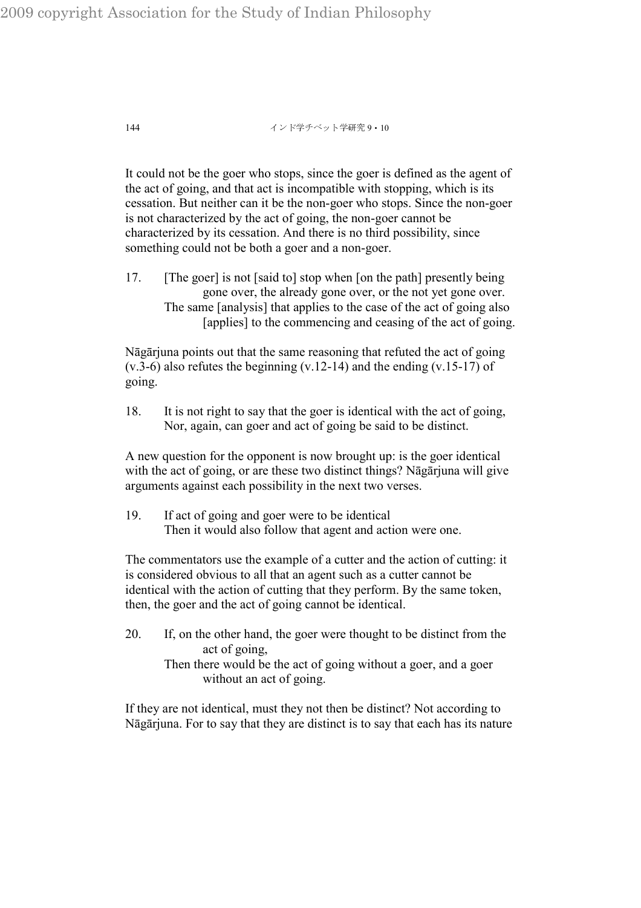It could not be the goer who stops, since the goer is defined as the agent of the act of going, and that act is incompatible with stopping, which is its cessation. But neither can it be the non-goer who stops. Since the non-goer is not characterized by the act of going, the non-goer cannot be characterized by its cessation. And there is no third possibility, since something could not be both a goer and a non-goer.

17. [The goer] is not [said to] stop when [on the path] presently being gone over, the already gone over, or the not yet gone over.
The same [analysis] that applies to the case of the act of going also [applies] to the commencing and ceasing of the act of going.

Nāgārjuna points out that the same reasoning that refuted the act of going (v.3-6) also refutes the beginning (v.12-14) and the ending (v.15-17) of going.

18. It is not right to say that the goer is identical with the act of going,
Nor, again, can goer and act of going be said to be distinct.

A new question for the opponent is now brought up: is the goer identical with the act of going, or are these two distinct things? Nāgārjuna will give arguments against each possibility in the next two verses.

19. If act of going and goer were to be identical
Then it would also follow that agent and action were one.

The commentators use the example of a cutter and the action of cutting: it is considered obvious to all that an agent such as a cutter cannot be identical with the action of cutting that they perform. By the same token, then, the goer and the act of going cannot be identical.

20. If, on the other hand, the goer were thought to be distinct from the act of going,
Then there would be the act of going without a goer, and a goer without an act of going.

If they are not identical, must they not then be distinct? Not according to Nāgārjuna. For to say that they are distinct is to say that each has its nature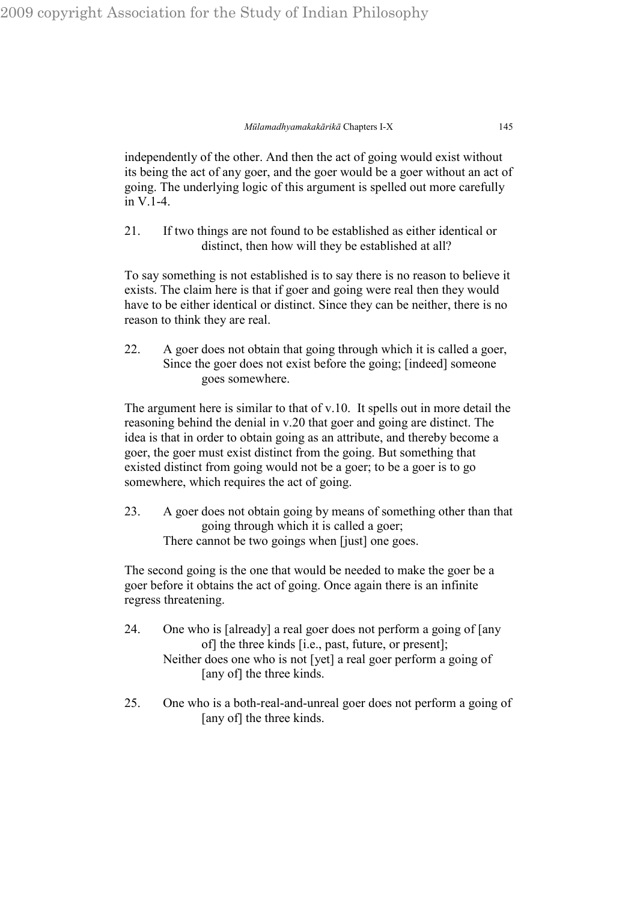independently of the other. And then the act of going would exist without its being the act of any goer, and the goer would be a goer without an act of going. The underlying logic of this argument is spelled out more carefully in V.1-4.

21. If two things are not found to be established as either identical or distinct, then how will they be established at all?

To say something is not established is to say there is no reason to believe it exists. The claim here is that if goer and going were real then they would have to be either identical or distinct. Since they can be neither, there is no reason to think they are real.

22. A goer does not obtain that going through which it is called a goer,
Since the goer does not exist before the going; [indeed] someone goes somewhere.

The argument here is similar to that of v.10. It spells out in more detail the reasoning behind the denial in v.20 that goer and going are distinct. The idea is that in order to obtain going as an attribute, and thereby become a goer, the goer must exist distinct from the going. But something that existed distinct from going would not be a goer; to be a goer is to go somewhere, which requires the act of going.

23. A goer does not obtain going by means of something other than that going through which it is called a goer;
There cannot be two goings when [just] one goes.

The second going is the one that would be needed to make the goer be a goer before it obtains the act of going. Once again there is an infinite regress threatening.

24. One who is [already] a real goer does not perform a going of [any of] the three kinds [i.e., past, future, or present];
Neither does one who is not [yet] a real goer perform a going of [any of] the three kinds.

25. One who is a both-real-and-unreal goer does not perform a going of [any of] the three kinds.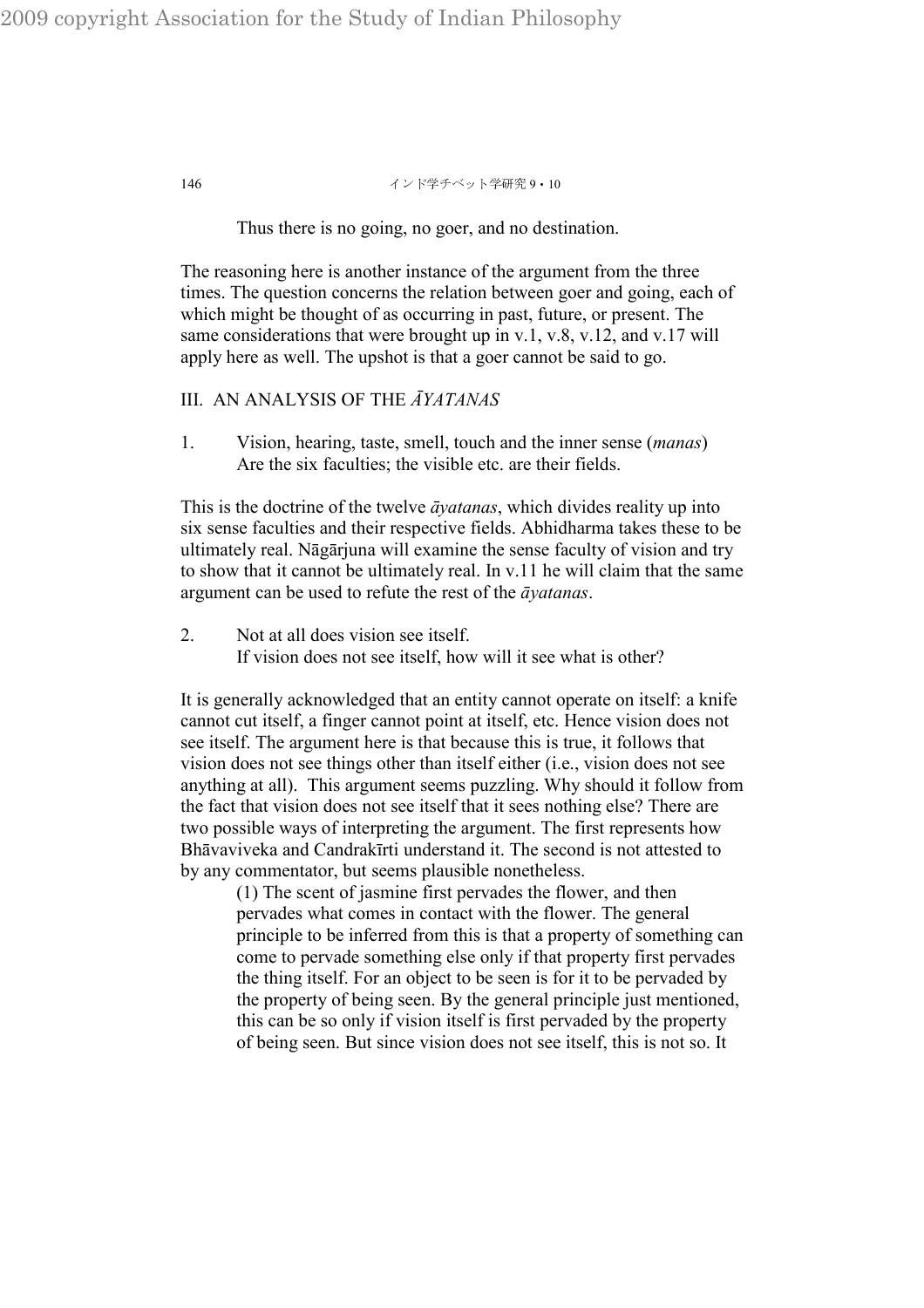Thus there is no going, no goer, and no destination.

The reasoning here is another instance of the argument from the three times. The question concerns the relation between goer and going, each of which might be thought of as occurring in past, future, or present. The same considerations that were brought up in v.1, v.8, v.12, and v.17 will apply here as well. The upshot is that a goer cannot be said to go.

## III. AN ANALYSIS OF THE *ĀYATANAS*

1. Vision, hearing, taste, smell, touch and the inner sense (*manas*)
   Are the six faculties; the visible etc. are their fields.

This is the doctrine of the twelve *āyatanas*, which divides reality up into six sense faculties and their respective fields. Abhidharma takes these to be ultimately real. Nāgārjuna will examine the sense faculty of vision and try to show that it cannot be ultimately real. In v.11 he will claim that the same argument can be used to refute the rest of the *āyatanas*.

2. Not at all does vision see itself.
   If vision does not see itself, how will it see what is other?

It is generally acknowledged that an entity cannot operate on itself: a knife cannot cut itself, a finger cannot point at itself, etc. Hence vision does not see itself. The argument here is that because this is true, it follows that vision does not see things other than itself either (i.e., vision does not see anything at all). This argument seems puzzling. Why should it follow from the fact that vision does not see itself that it sees nothing else? There are two possible ways of interpreting the argument. The first represents how Bhāvaviveka and Candrakīrti understand it. The second is not attested to by any commentator, but seems plausible nonetheless.

> (1) The scent of jasmine first pervades the flower, and then pervades what comes in contact with the flower. The general principle to be inferred from this is that a property of something can come to pervade something else only if that property first pervades the thing itself. For an object to be seen is for it to be pervaded by the property of being seen. By the general principle just mentioned, this can be so only if vision itself is first pervaded by the property of being seen. But since vision does not see itself, this is not so. It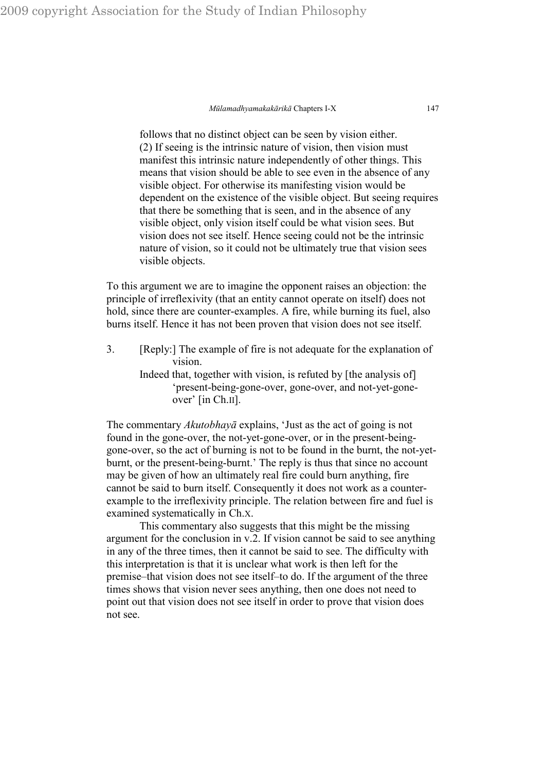follows that no distinct object can be seen by vision either.
(2) If seeing is the intrinsic nature of vision, then vision must manifest this intrinsic nature independently of other things. This means that vision should be able to see even in the absence of any visible object. For otherwise its manifesting vision would be dependent on the existence of the visible object. But seeing requires that there be something that is seen, and in the absence of any visible object, only vision itself could be what vision sees. But vision does not see itself. Hence seeing could not be the intrinsic nature of vision, so it could not be ultimately true that vision sees visible objects.

To this argument we are to imagine the opponent raises an objection: the principle of irreflexivity (that an entity cannot operate on itself) does not hold, since there are counter-examples. A fire, while burning its fuel, also burns itself. Hence it has not been proven that vision does not see itself.

3. [Reply:] The example of fire is not adequate for the explanation of vision.
Indeed that, together with vision, is refuted by [the analysis of] 'present-being-gone-over, gone-over, and not-yet-gone-over' [in Ch.II].

The commentary *Akutobhayā* explains, 'Just as the act of going is not found in the gone-over, the not-yet-gone-over, or in the present-being-gone-over, so the act of burning is not to be found in the burnt, the not-yet-burnt, or the present-being-burnt.' The reply is thus that since no account may be given of how an ultimately real fire could burn anything, fire cannot be said to burn itself. Consequently it does not work as a counter-example to the irreflexivity principle. The relation between fire and fuel is examined systematically in Ch.X.

This commentary also suggests that this might be the missing argument for the conclusion in v.2. If vision cannot be said to see anything in any of the three times, then it cannot be said to see. The difficulty with this interpretation is that it is unclear what work is then left for the premise–that vision does not see itself–to do. If the argument of the three times shows that vision never sees anything, then one does not need to point out that vision does not see itself in order to prove that vision does not see.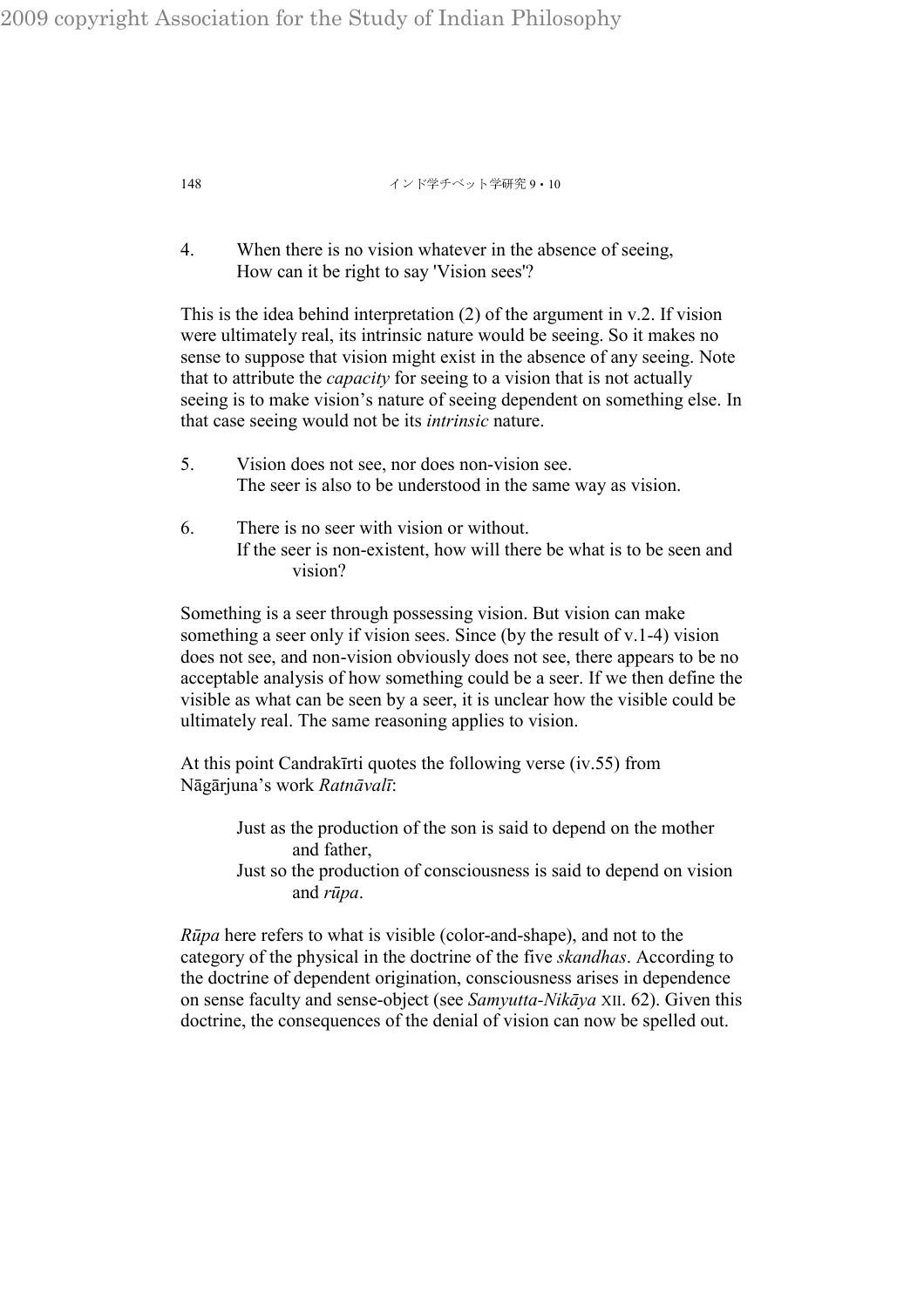4. When there is no vision whatever in the absence of seeing,
   How can it be right to say 'Vision sees'?

This is the idea behind interpretation (2) of the argument in v.2. If vision were ultimately real, its intrinsic nature would be seeing. So it makes no sense to suppose that vision might exist in the absence of any seeing. Note that to attribute the *capacity* for seeing to a vision that is not actually seeing is to make vision's nature of seeing dependent on something else. In that case seeing would not be its *intrinsic* nature.

5. Vision does not see, nor does non-vision see.
   The seer is also to be understood in the same way as vision.

6. There is no seer with vision or without.
   If the seer is non-existent, how will there be what is to be seen and vision?

Something is a seer through possessing vision. But vision can make something a seer only if vision sees. Since (by the result of v.1-4) vision does not see, and non-vision obviously does not see, there appears to be no acceptable analysis of how something could be a seer. If we then define the visible as what can be seen by a seer, it is unclear how the visible could be ultimately real. The same reasoning applies to vision.

At this point Candrakīrti quotes the following verse (iv.55) from Nāgārjuna's work *Ratnāvalī*:

> Just as the production of the son is said to depend on the mother and father,
> Just so the production of consciousness is said to depend on vision and *rūpa*.

*Rūpa* here refers to what is visible (color-and-shape), and not to the category of the physical in the doctrine of the five *skandhas*. According to the doctrine of dependent origination, consciousness arises in dependence on sense faculty and sense-object (see *Samyutta-Nikāya* XII. 62). Given this doctrine, the consequences of the denial of vision can now be spelled out.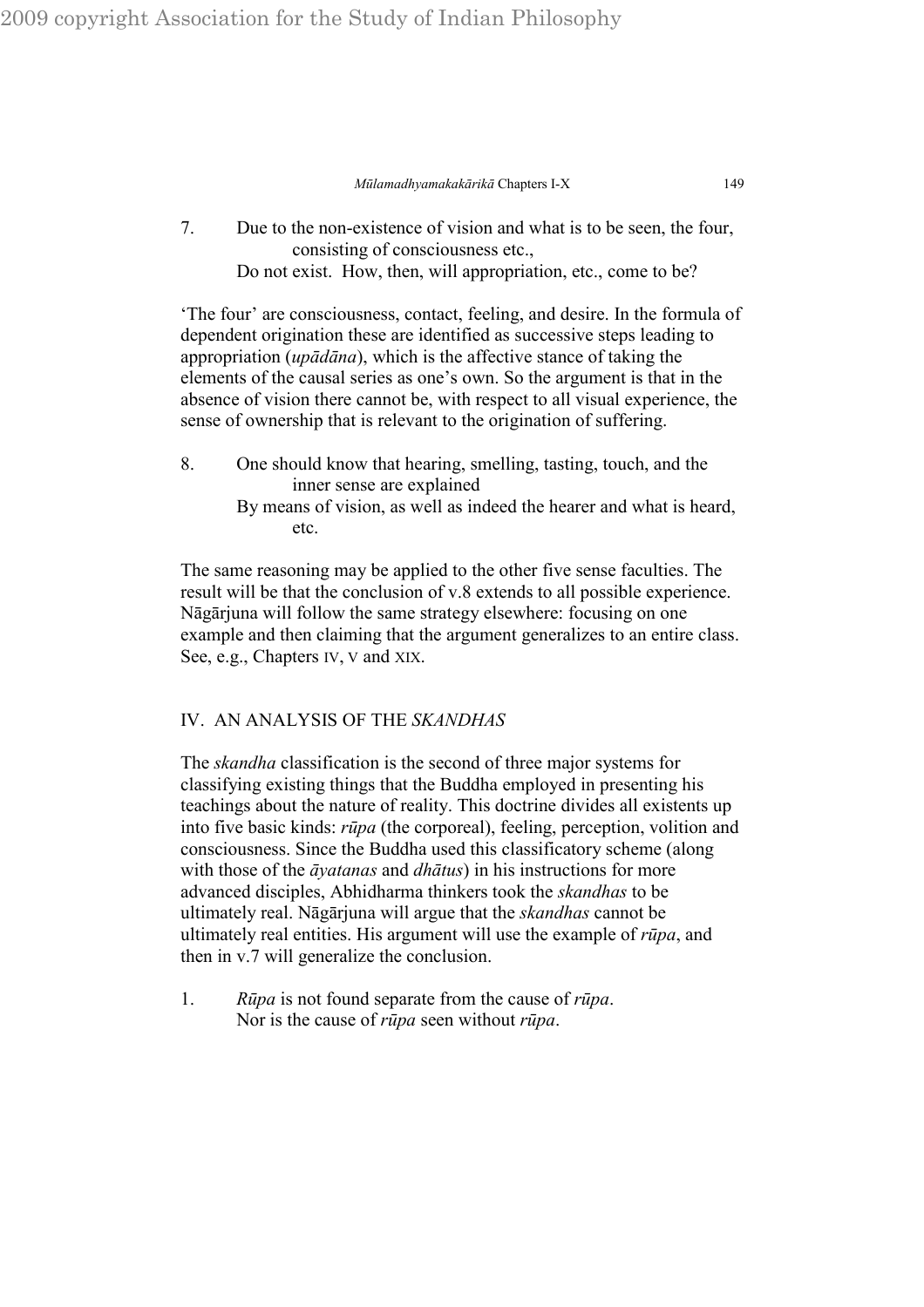7. Due to the non-existence of vision and what is to be seen, the four, consisting of consciousness etc.,
   Do not exist. How, then, will appropriation, etc., come to be?

'The four' are consciousness, contact, feeling, and desire. In the formula of dependent origination these are identified as successive steps leading to appropriation (*upādāna*), which is the affective stance of taking the elements of the causal series as one's own. So the argument is that in the absence of vision there cannot be, with respect to all visual experience, the sense of ownership that is relevant to the origination of suffering.

8. One should know that hearing, smelling, tasting, touch, and the inner sense are explained
   By means of vision, as well as indeed the hearer and what is heard, etc.

The same reasoning may be applied to the other five sense faculties. The result will be that the conclusion of v.8 extends to all possible experience. Nāgārjuna will follow the same strategy elsewhere: focusing on one example and then claiming that the argument generalizes to an entire class. See, e.g., Chapters IV, V and XIX.

## IV. AN ANALYSIS OF THE *SKANDHAS*

The *skandha* classification is the second of three major systems for classifying existing things that the Buddha employed in presenting his teachings about the nature of reality. This doctrine divides all existents up into five basic kinds: *rūpa* (the corporeal), feeling, perception, volition and consciousness. Since the Buddha used this classificatory scheme (along with those of the *āyatanas* and *dhātus*) in his instructions for more advanced disciples, Abhidharma thinkers took the *skandhas* to be ultimately real. Nāgārjuna will argue that the *skandhas* cannot be ultimately real entities. His argument will use the example of *rūpa*, and then in v.7 will generalize the conclusion.

1. *Rūpa* is not found separate from the cause of *rūpa*.
   Nor is the cause of *rūpa* seen without *rūpa*.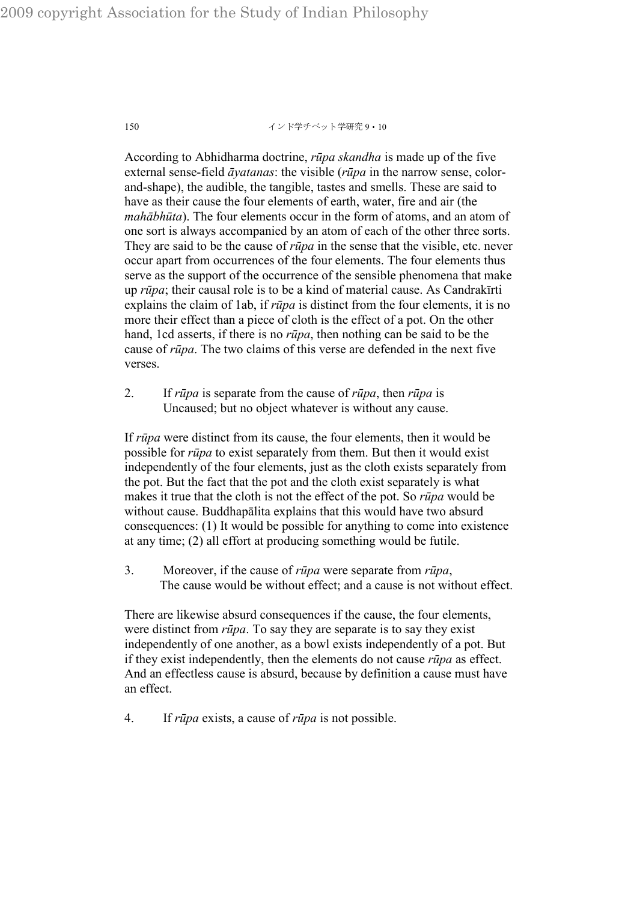According to Abhidharma doctrine, *rūpa skandha* is made up of the five external sense-field *āyatanas*: the visible (*rūpa* in the narrow sense, color-and-shape), the audible, the tangible, tastes and smells. These are said to have as their cause the four elements of earth, water, fire and air (the *mahābhūta*). The four elements occur in the form of atoms, and an atom of one sort is always accompanied by an atom of each of the other three sorts. They are said to be the cause of *rūpa* in the sense that the visible, etc. never occur apart from occurrences of the four elements. The four elements thus serve as the support of the occurrence of the sensible phenomena that make up *rūpa*; their causal role is to be a kind of material cause. As Candrakīrti explains the claim of 1ab, if *rūpa* is distinct from the four elements, it is no more their effect than a piece of cloth is the effect of a pot. On the other hand, 1cd asserts, if there is no *rūpa*, then nothing can be said to be the cause of *rūpa*. The two claims of this verse are defended in the next five verses.

2. If *rūpa* is separate from the cause of *rūpa*, then *rūpa* is
Uncaused; but no object whatever is without any cause.

If *rūpa* were distinct from its cause, the four elements, then it would be possible for *rūpa* to exist separately from them. But then it would exist independently of the four elements, just as the cloth exists separately from the pot. But the fact that the pot and the cloth exist separately is what makes it true that the cloth is not the effect of the pot. So *rūpa* would be without cause. Buddhapālita explains that this would have two absurd consequences: (1) It would be possible for anything to come into existence at any time; (2) all effort at producing something would be futile.

3. Moreover, if the cause of *rūpa* were separate from *rūpa*,
The cause would be without effect; and a cause is not without effect.

There are likewise absurd consequences if the cause, the four elements, were distinct from *rūpa*. To say they are separate is to say they exist independently of one another, as a bowl exists independently of a pot. But if they exist independently, then the elements do not cause *rūpa* as effect. And an effectless cause is absurd, because by definition a cause must have an effect.

4. If *rūpa* exists, a cause of *rūpa* is not possible.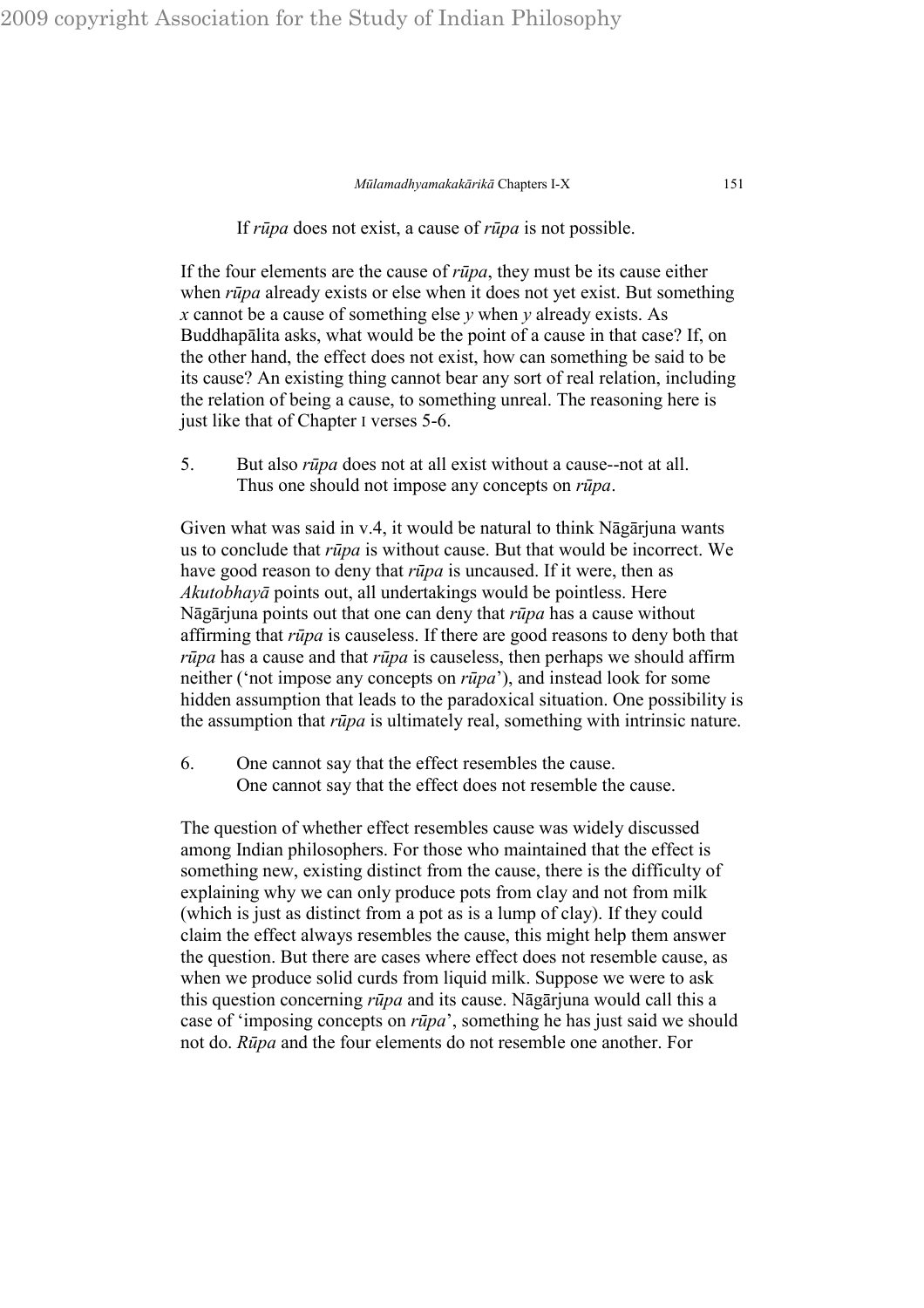If *rūpa* does not exist, a cause of *rūpa* is not possible.

If the four elements are the cause of *rūpa*, they must be its cause either when *rūpa* already exists or else when it does not yet exist. But something *x* cannot be a cause of something else *y* when *y* already exists. As Buddhapālita asks, what would be the point of a cause in that case? If, on the other hand, the effect does not exist, how can something be said to be its cause? An existing thing cannot bear any sort of real relation, including the relation of being a cause, to something unreal. The reasoning here is just like that of Chapter I verses 5-6.

5. But also *rūpa* does not at all exist without a cause--not at all.
   Thus one should not impose any concepts on *rūpa*.

Given what was said in v.4, it would be natural to think Nāgārjuna wants us to conclude that *rūpa* is without cause. But that would be incorrect. We have good reason to deny that *rūpa* is uncaused. If it were, then as *Akutobhayā* points out, all undertakings would be pointless. Here Nāgārjuna points out that one can deny that *rūpa* has a cause without affirming that *rūpa* is causeless. If there are good reasons to deny both that *rūpa* has a cause and that *rūpa* is causeless, then perhaps we should affirm neither ('not impose any concepts on *rūpa*'), and instead look for some hidden assumption that leads to the paradoxical situation. One possibility is the assumption that *rūpa* is ultimately real, something with intrinsic nature.

6. One cannot say that the effect resembles the cause.
   One cannot say that the effect does not resemble the cause.

The question of whether effect resembles cause was widely discussed among Indian philosophers. For those who maintained that the effect is something new, existing distinct from the cause, there is the difficulty of explaining why we can only produce pots from clay and not from milk (which is just as distinct from a pot as is a lump of clay). If they could claim the effect always resembles the cause, this might help them answer the question. But there are cases where effect does not resemble cause, as when we produce solid curds from liquid milk. Suppose we were to ask this question concerning *rūpa* and its cause. Nāgārjuna would call this a case of 'imposing concepts on *rūpa*', something he has just said we should not do. *Rūpa* and the four elements do not resemble one another. For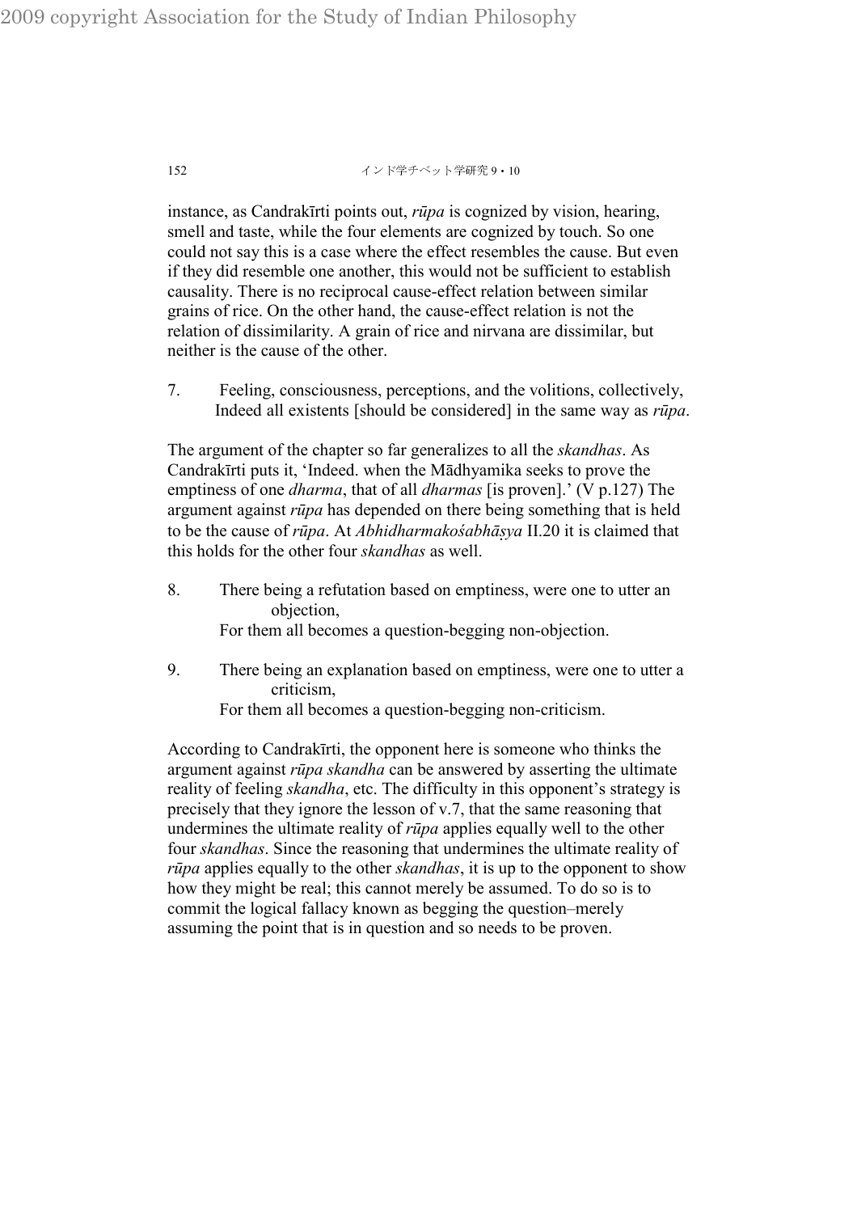instance, as Candrakīrti points out, *rūpa* is cognized by vision, hearing, smell and taste, while the four elements are cognized by touch. So one could not say this is a case where the effect resembles the cause. But even if they did resemble one another, this would not be sufficient to establish causality. There is no reciprocal cause-effect relation between similar grains of rice. On the other hand, the cause-effect relation is not the relation of dissimilarity. A grain of rice and nirvana are dissimilar, but neither is the cause of the other.

7. Feeling, consciousness, perceptions, and the volitions, collectively,
   Indeed all existents [should be considered] in the same way as *rūpa*.

The argument of the chapter so far generalizes to all the *skandhas*. As Candrakīrti puts it, 'Indeed. when the Mādhyamika seeks to prove the emptiness of one *dharma*, that of all *dharmas* [is proven].' (V p.127) The argument against *rūpa* has depended on there being something that is held to be the cause of *rūpa*. At *Abhidharmakośabhāṣya* II.20 it is claimed that this holds for the other four *skandhas* as well.

8. There being a refutation based on emptiness, were one to utter an objection,
   For them all becomes a question-begging non-objection.

9. There being an explanation based on emptiness, were one to utter a criticism,
   For them all becomes a question-begging non-criticism.

According to Candrakīrti, the opponent here is someone who thinks the argument against *rūpa skandha* can be answered by asserting the ultimate reality of feeling *skandha*, etc. The difficulty in this opponent's strategy is precisely that they ignore the lesson of v.7, that the same reasoning that undermines the ultimate reality of *rūpa* applies equally well to the other four *skandhas*. Since the reasoning that undermines the ultimate reality of *rūpa* applies equally to the other *skandhas*, it is up to the opponent to show how they might be real; this cannot merely be assumed. To do so is to commit the logical fallacy known as begging the question–merely assuming the point that is in question and so needs to be proven.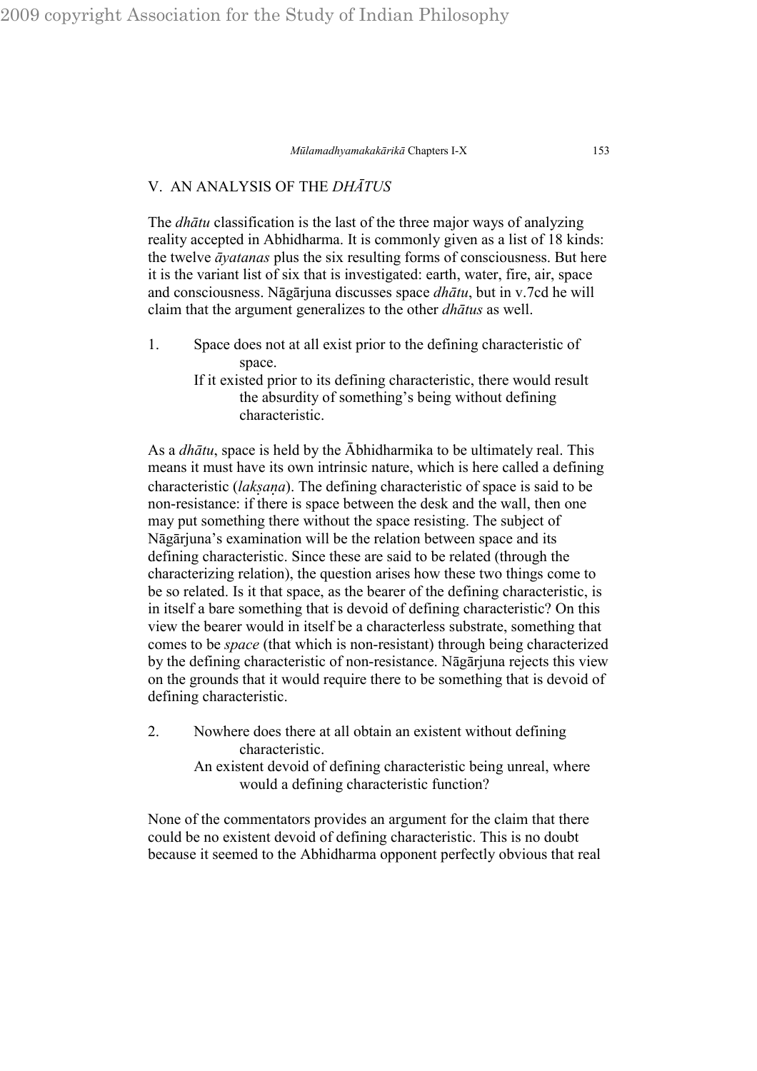## V. AN ANALYSIS OF THE *DHĀTUS*

The *dhātu* classification is the last of the three major ways of analyzing reality accepted in Abhidharma. It is commonly given as a list of 18 kinds: the twelve *āyatanas* plus the six resulting forms of consciousness. But here it is the variant list of six that is investigated: earth, water, fire, air, space and consciousness. Nāgārjuna discusses space *dhātu*, but in v.7cd he will claim that the argument generalizes to the other *dhātus* as well.

1. Space does not at all exist prior to the defining characteristic of space.
   If it existed prior to its defining characteristic, there would result the absurdity of something's being without defining characteristic.

As a *dhātu*, space is held by the Ābhidharmika to be ultimately real. This means it must have its own intrinsic nature, which is here called a defining characteristic (*lakṣaṇa*). The defining characteristic of space is said to be non-resistance: if there is space between the desk and the wall, then one may put something there without the space resisting. The subject of Nāgārjuna's examination will be the relation between space and its defining characteristic. Since these are said to be related (through the characterizing relation), the question arises how these two things come to be so related. Is it that space, as the bearer of the defining characteristic, is in itself a bare something that is devoid of defining characteristic? On this view the bearer would in itself be a characterless substrate, something that comes to be *space* (that which is non-resistant) through being characterized by the defining characteristic of non-resistance. Nāgārjuna rejects this view on the grounds that it would require there to be something that is devoid of defining characteristic.

2. Nowhere does there at all obtain an existent without defining characteristic.
   An existent devoid of defining characteristic being unreal, where would a defining characteristic function?

None of the commentators provides an argument for the claim that there could be no existent devoid of defining characteristic. This is no doubt because it seemed to the Abhidharma opponent perfectly obvious that real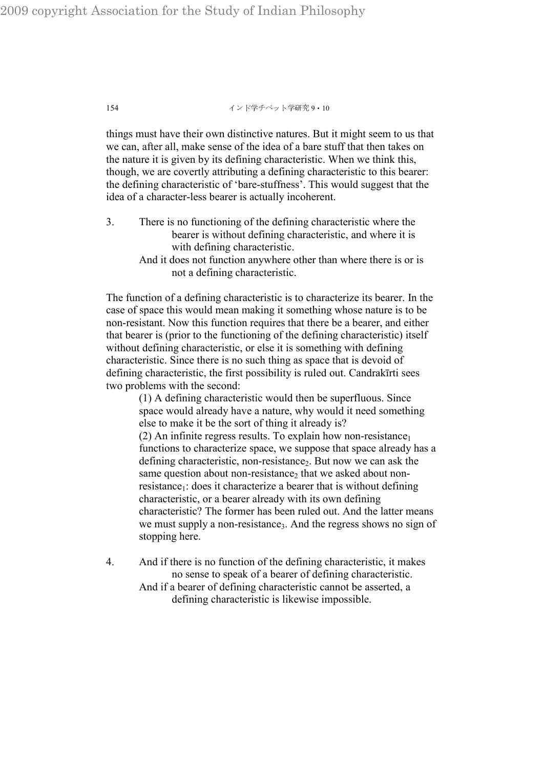things must have their own distinctive natures. But it might seem to us that we can, after all, make sense of the idea of a bare stuff that then takes on the nature it is given by its defining characteristic. When we think this, though, we are covertly attributing a defining characteristic to this bearer: the defining characteristic of 'bare-stuffness'. This would suggest that the idea of a character-less bearer is actually incoherent.

3. There is no functioning of the defining characteristic where the bearer is without defining characteristic, and where it is with defining characteristic.
 And it does not function anywhere other than where there is or is not a defining characteristic.

The function of a defining characteristic is to characterize its bearer. In the case of space this would mean making it something whose nature is to be non-resistant. Now this function requires that there be a bearer, and either that bearer is (prior to the functioning of the defining characteristic) itself without defining characteristic, or else it is something with defining characteristic. Since there is no such thing as space that is devoid of defining characteristic, the first possibility is ruled out. Candrakīrti sees two problems with the second:

> (1) A defining characteristic would then be superfluous. Since space would already have a nature, why would it need something else to make it be the sort of thing it already is?
> (2) An infinite regress results. To explain how non-resistance$_1$ functions to characterize space, we suppose that space already has a defining characteristic, non-resistance$_2$. But now we can ask the same question about non-resistance$_2$ that we asked about non-resistance$_1$: does it characterize a bearer that is without defining characteristic, or a bearer already with its own defining characteristic? The former has been ruled out. And the latter means we must supply a non-resistance$_3$. And the regress shows no sign of stopping here.

4. And if there is no function of the defining characteristic, it makes no sense to speak of a bearer of defining characteristic.
 And if a bearer of defining characteristic cannot be asserted, a defining characteristic is likewise impossible.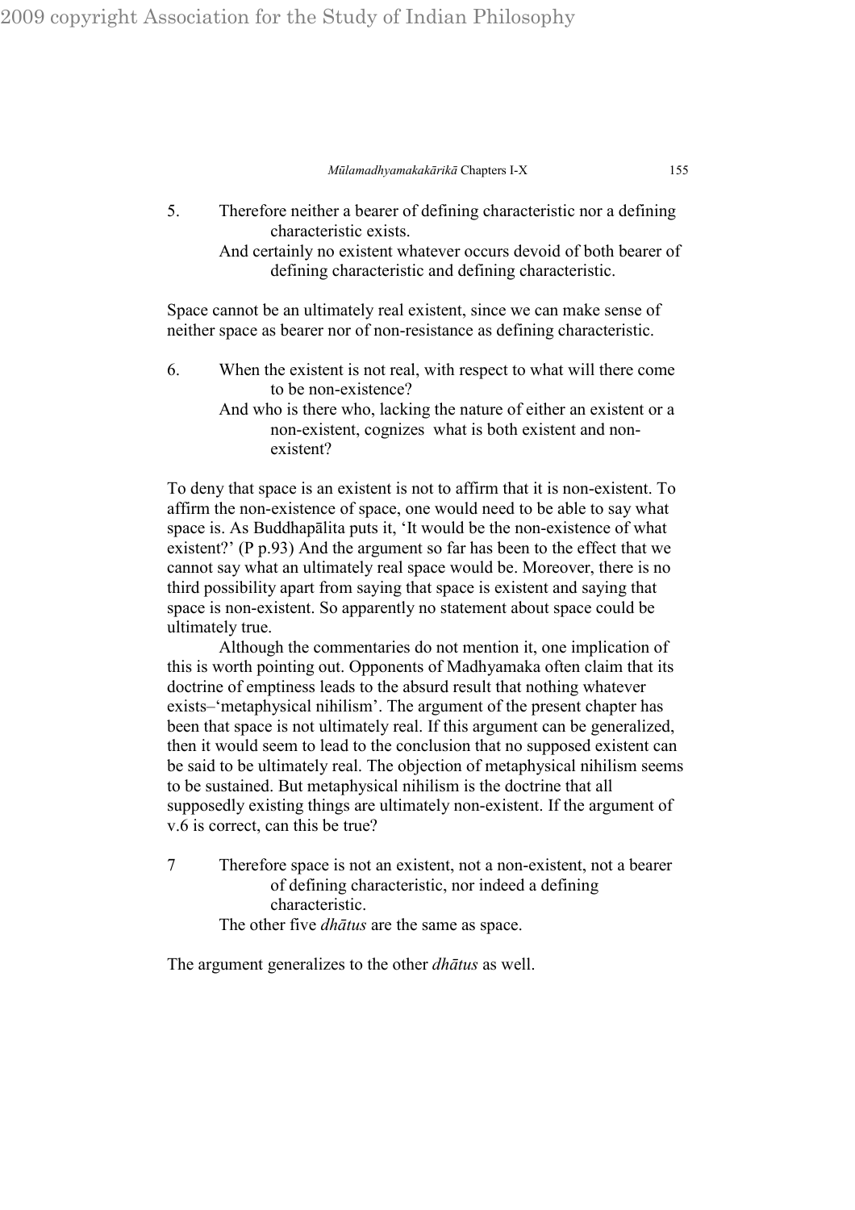5. Therefore neither a bearer of defining characteristic nor a defining characteristic exists.
   And certainly no existent whatever occurs devoid of both bearer of defining characteristic and defining characteristic.

Space cannot be an ultimately real existent, since we can make sense of neither space as bearer nor of non-resistance as defining characteristic.

6. When the existent is not real, with respect to what will there come to be non-existence?
   And who is there who, lacking the nature of either an existent or a non-existent, cognizes what is both existent and non-existent?

To deny that space is an existent is not to affirm that it is non-existent. To affirm the non-existence of space, one would need to be able to say what space is. As Buddhapālita puts it, 'It would be the non-existence of what existent?' (P p.93) And the argument so far has been to the effect that we cannot say what an ultimately real space would be. Moreover, there is no third possibility apart from saying that space is existent and saying that space is non-existent. So apparently no statement about space could be ultimately true.

Although the commentaries do not mention it, one implication of this is worth pointing out. Opponents of Madhyamaka often claim that its doctrine of emptiness leads to the absurd result that nothing whatever exists–'metaphysical nihilism'. The argument of the present chapter has been that space is not ultimately real. If this argument can be generalized, then it would seem to lead to the conclusion that no supposed existent can be said to be ultimately real. The objection of metaphysical nihilism seems to be sustained. But metaphysical nihilism is the doctrine that all supposedly existing things are ultimately non-existent. If the argument of v.6 is correct, can this be true?

7 Therefore space is not an existent, not a non-existent, not a bearer of defining characteristic, nor indeed a defining characteristic.
  The other five *dhātus* are the same as space.

The argument generalizes to the other *dhātus* as well.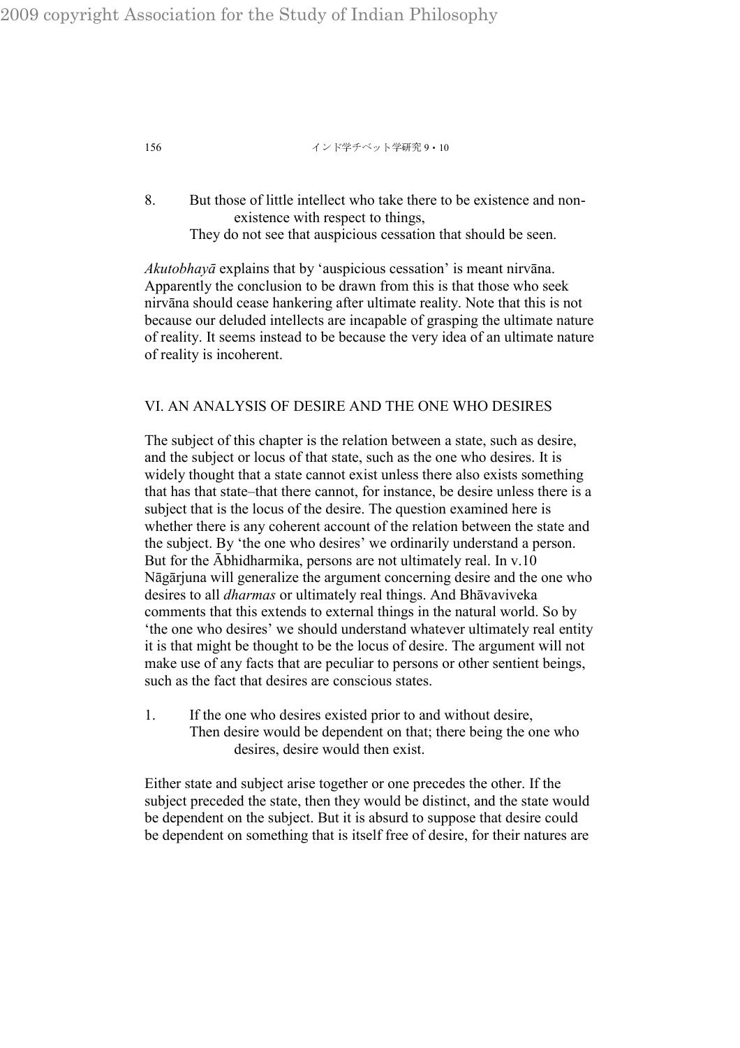8. But those of little intellect who take there to be existence and non-existence with respect to things,
   They do not see that auspicious cessation that should be seen.

*Akutobhayā* explains that by 'auspicious cessation' is meant nirvāna. Apparently the conclusion to be drawn from this is that those who seek nirvāna should cease hankering after ultimate reality. Note that this is not because our deluded intellects are incapable of grasping the ultimate nature of reality. It seems instead to be because the very idea of an ultimate nature of reality is incoherent.

## VI. AN ANALYSIS OF DESIRE AND THE ONE WHO DESIRES

The subject of this chapter is the relation between a state, such as desire, and the subject or locus of that state, such as the one who desires. It is widely thought that a state cannot exist unless there also exists something that has that state–that there cannot, for instance, be desire unless there is a subject that is the locus of the desire. The question examined here is whether there is any coherent account of the relation between the state and the subject. By 'the one who desires' we ordinarily understand a person. But for the Ābhidharmika, persons are not ultimately real. In v.10 Nāgārjuna will generalize the argument concerning desire and the one who desires to all *dharmas* or ultimately real things. And Bhāvaviveka comments that this extends to external things in the natural world. So by 'the one who desires' we should understand whatever ultimately real entity it is that might be thought to be the locus of desire. The argument will not make use of any facts that are peculiar to persons or other sentient beings, such as the fact that desires are conscious states.

1. If the one who desires existed prior to and without desire,
   Then desire would be dependent on that; there being the one who desires, desire would then exist.

Either state and subject arise together or one precedes the other. If the subject preceded the state, then they would be distinct, and the state would be dependent on the subject. But it is absurd to suppose that desire could be dependent on something that is itself free of desire, for their natures are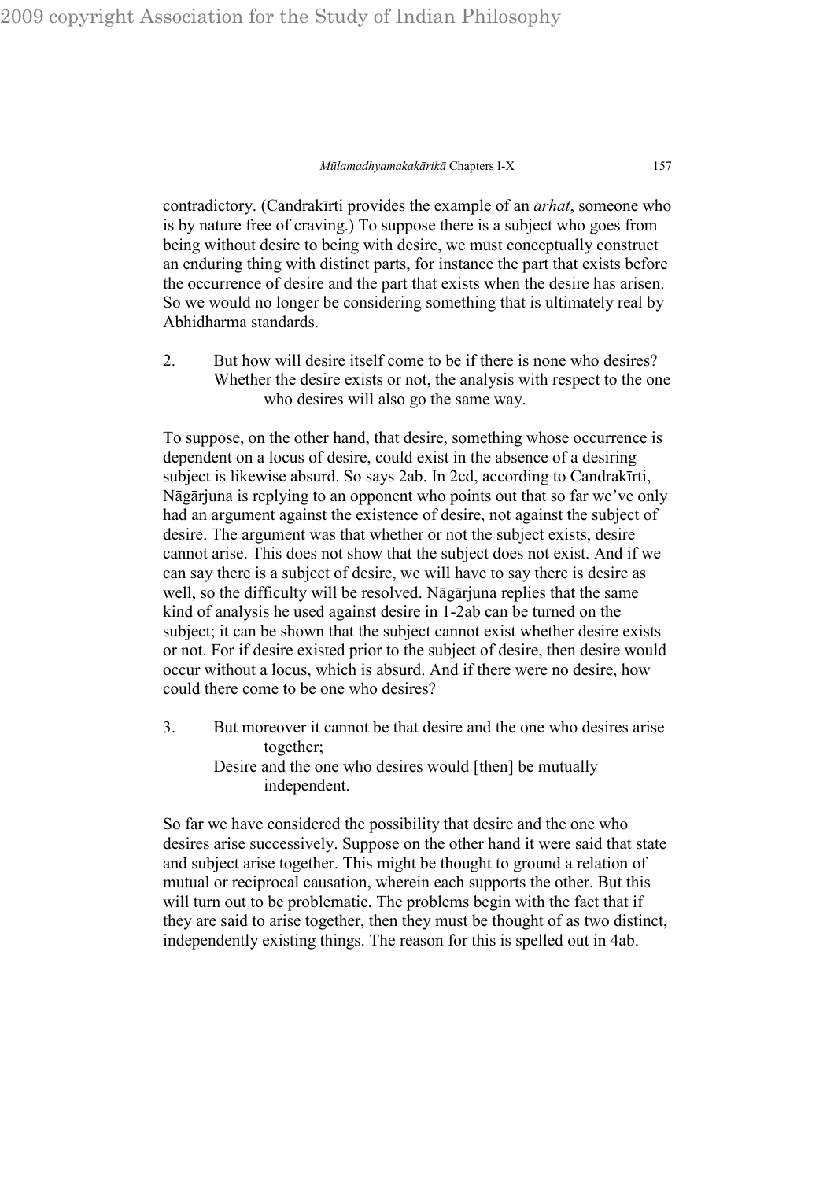contradictory. (Candrakīrti provides the example of an *arhat*, someone who is by nature free of craving.) To suppose there is a subject who goes from being without desire to being with desire, we must conceptually construct an enduring thing with distinct parts, for instance the part that exists before the occurrence of desire and the part that exists when the desire has arisen. So we would no longer be considering something that is ultimately real by Abhidharma standards.

2. But how will desire itself come to be if there is none who desires?
   Whether the desire exists or not, the analysis with respect to the one who desires will also go the same way.

To suppose, on the other hand, that desire, something whose occurrence is dependent on a locus of desire, could exist in the absence of a desiring subject is likewise absurd. So says 2ab. In 2cd, according to Candrakīrti, Nāgārjuna is replying to an opponent who points out that so far we've only had an argument against the existence of desire, not against the subject of desire. The argument was that whether or not the subject exists, desire cannot arise. This does not show that the subject does not exist. And if we can say there is a subject of desire, we will have to say there is desire as well, so the difficulty will be resolved. Nāgārjuna replies that the same kind of analysis he used against desire in 1-2ab can be turned on the subject; it can be shown that the subject cannot exist whether desire exists or not. For if desire existed prior to the subject of desire, then desire would occur without a locus, which is absurd. And if there were no desire, how could there come to be one who desires?

3. But moreover it cannot be that desire and the one who desires arise together;
   Desire and the one who desires would [then] be mutually independent.

So far we have considered the possibility that desire and the one who desires arise successively. Suppose on the other hand it were said that state and subject arise together. This might be thought to ground a relation of mutual or reciprocal causation, wherein each supports the other. But this will turn out to be problematic. The problems begin with the fact that if they are said to arise together, then they must be thought of as two distinct, independently existing things. The reason for this is spelled out in 4ab.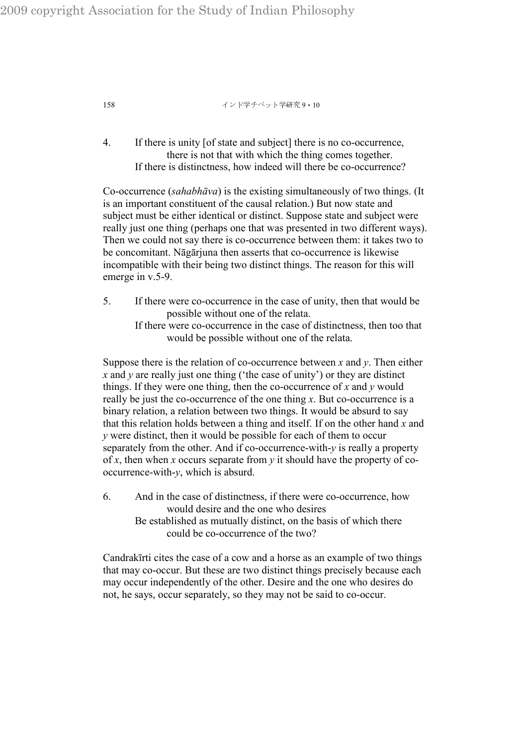4. If there is unity [of state and subject] there is no co-occurrence, there is not that with which the thing comes together.
   If there is distinctness, how indeed will there be co-occurrence?

Co-occurrence (*sahabhāva*) is the existing simultaneously of two things. (It is an important constituent of the causal relation.) But now state and subject must be either identical or distinct. Suppose state and subject were really just one thing (perhaps one that was presented in two different ways). Then we could not say there is co-occurrence between them: it takes two to be concomitant. Nāgārjuna then asserts that co-occurrence is likewise incompatible with their being two distinct things. The reason for this will emerge in v.5-9.

5. If there were co-occurrence in the case of unity, then that would be possible without one of the relata.
   If there were co-occurrence in the case of distinctness, then too that would be possible without one of the relata.

Suppose there is the relation of co-occurrence between *x* and *y*. Then either *x* and *y* are really just one thing ('the case of unity') or they are distinct things. If they were one thing, then the co-occurrence of *x* and *y* would really be just the co-occurrence of the one thing *x*. But co-occurrence is a binary relation, a relation between two things. It would be absurd to say that this relation holds between a thing and itself. If on the other hand *x* and *y* were distinct, then it would be possible for each of them to occur separately from the other. And if co-occurrence-with-*y* is really a property of *x*, then when *x* occurs separate from *y* it should have the property of co-occurrence-with-*y*, which is absurd.

6. And in the case of distinctness, if there were co-occurrence, how would desire and the one who desires
   Be established as mutually distinct, on the basis of which there could be co-occurrence of the two?

Candrakīrti cites the case of a cow and a horse as an example of two things that may co-occur. But these are two distinct things precisely because each may occur independently of the other. Desire and the one who desires do not, he says, occur separately, so they may not be said to co-occur.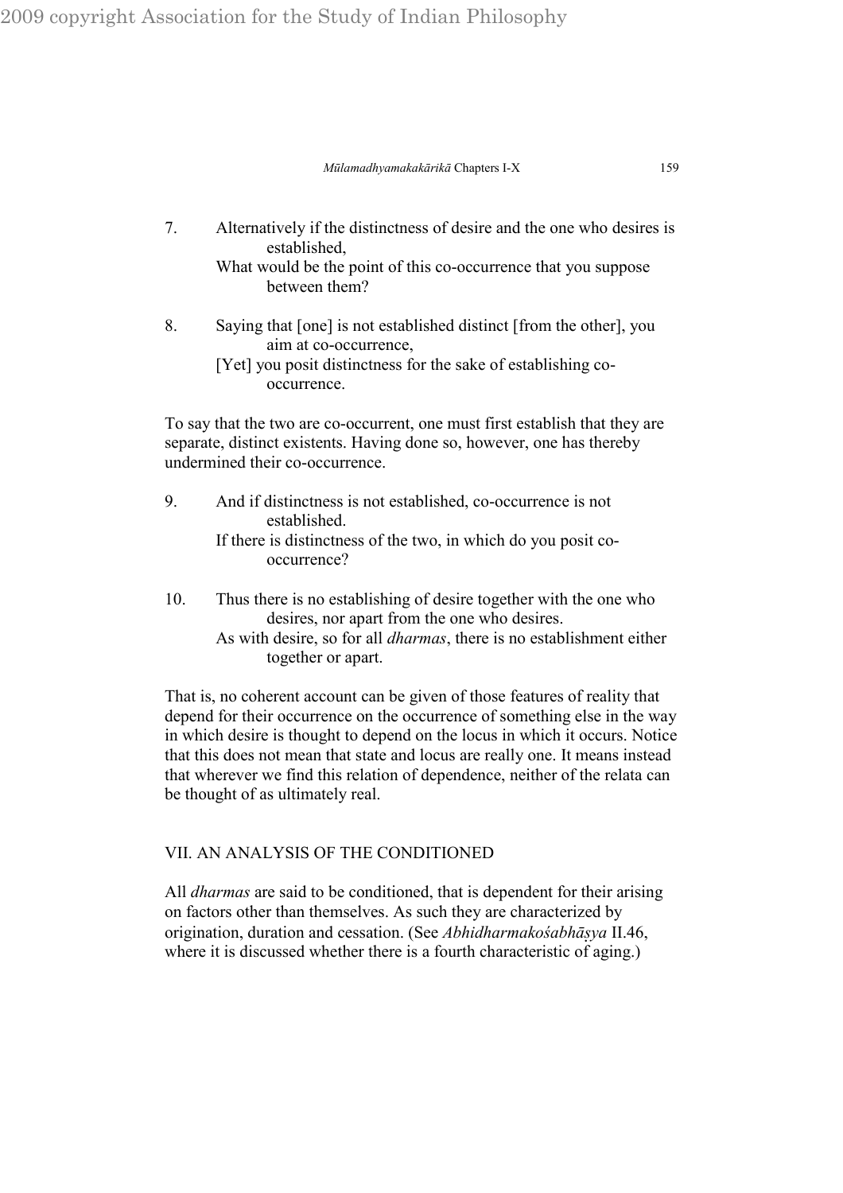7. Alternatively if the distinctness of desire and the one who desires is established,
   What would be the point of this co-occurrence that you suppose between them?

8. Saying that [one] is not established distinct [from the other], you aim at co-occurrence,
   [Yet] you posit distinctness for the sake of establishing co-occurrence.

To say that the two are co-occurrent, one must first establish that they are separate, distinct existents. Having done so, however, one has thereby undermined their co-occurrence.

9. And if distinctness is not established, co-occurrence is not established.
   If there is distinctness of the two, in which do you posit co-occurrence?

10. Thus there is no establishing of desire together with the one who desires, nor apart from the one who desires.
    As with desire, so for all *dharmas*, there is no establishment either together or apart.

That is, no coherent account can be given of those features of reality that depend for their occurrence on the occurrence of something else in the way in which desire is thought to depend on the locus in which it occurs. Notice that this does not mean that state and locus are really one. It means instead that wherever we find this relation of dependence, neither of the relata can be thought of as ultimately real.

## VII. AN ANALYSIS OF THE CONDITIONED

All *dharmas* are said to be conditioned, that is dependent for their arising on factors other than themselves. As such they are characterized by origination, duration and cessation. (See *Abhidharmakośabhāṣya* II.46, where it is discussed whether there is a fourth characteristic of aging.)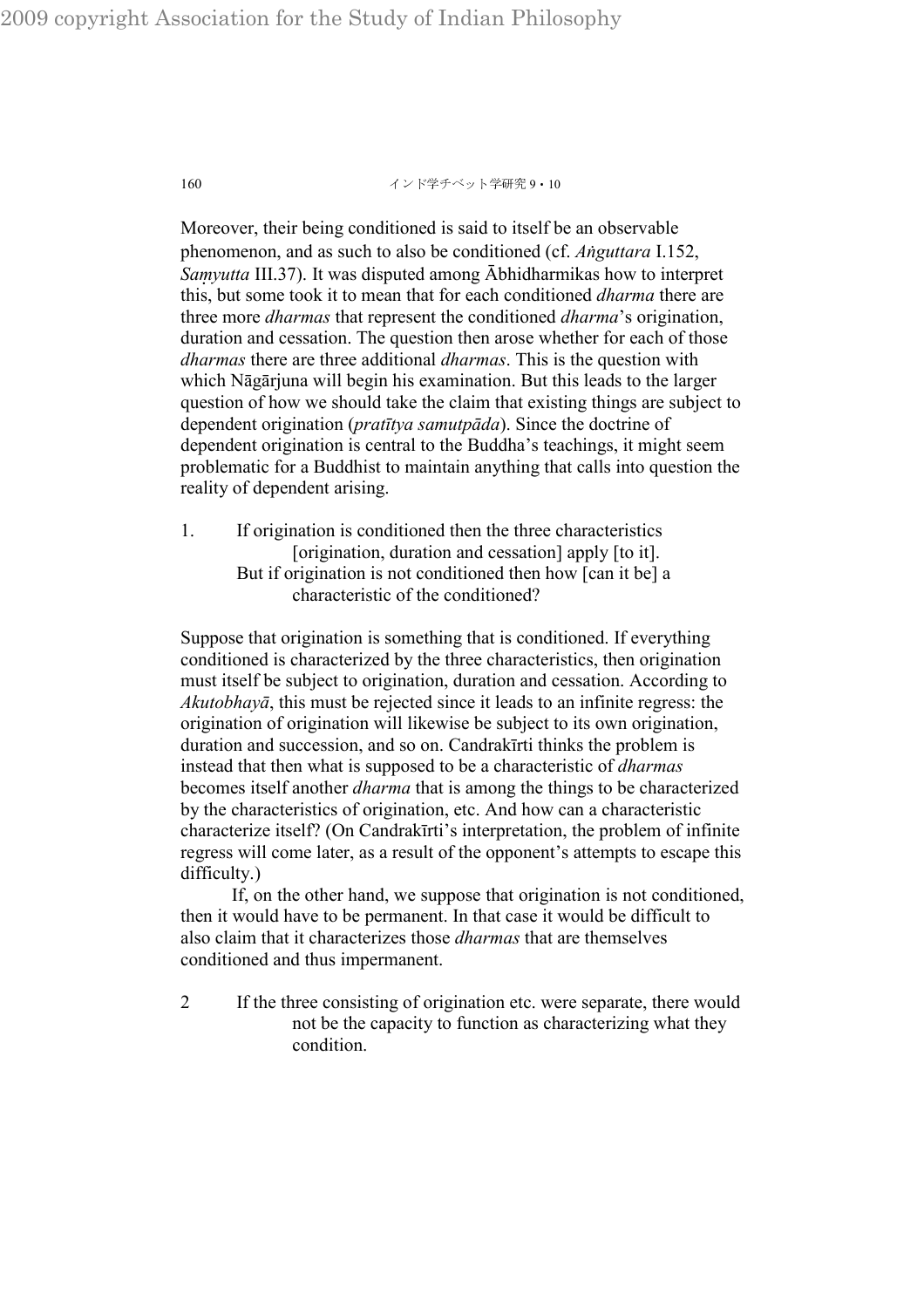Moreover, their being conditioned is said to itself be an observable phenomenon, and as such to also be conditioned (cf. *Aṅguttara* I.152, *Saṃyutta* III.37). It was disputed among Ābhidharmikas how to interpret this, but some took it to mean that for each conditioned *dharma* there are three more *dharmas* that represent the conditioned *dharma*'s origination, duration and cessation. The question then arose whether for each of those *dharmas* there are three additional *dharmas*. This is the question with which Nāgārjuna will begin his examination. But this leads to the larger question of how we should take the claim that existing things are subject to dependent origination (*pratītya samutpāda*). Since the doctrine of dependent origination is central to the Buddha's teachings, it might seem problematic for a Buddhist to maintain anything that calls into question the reality of dependent arising.

1. If origination is conditioned then the three characteristics [origination, duration and cessation] apply [to it].
   But if origination is not conditioned then how [can it be] a characteristic of the conditioned?

Suppose that origination is something that is conditioned. If everything conditioned is characterized by the three characteristics, then origination must itself be subject to origination, duration and cessation. According to *Akutobhayā*, this must be rejected since it leads to an infinite regress: the origination of origination will likewise be subject to its own origination, duration and succession, and so on. Candrakīrti thinks the problem is instead that then what is supposed to be a characteristic of *dharmas* becomes itself another *dharma* that is among the things to be characterized by the characteristics of origination, etc. And how can a characteristic characterize itself? (On Candrakīrti's interpretation, the problem of infinite regress will come later, as a result of the opponent's attempts to escape this difficulty.)

If, on the other hand, we suppose that origination is not conditioned, then it would have to be permanent. In that case it would be difficult to also claim that it characterizes those *dharmas* that are themselves conditioned and thus impermanent.

2 If the three consisting of origination etc. were separate, there would not be the capacity to function as characterizing what they condition.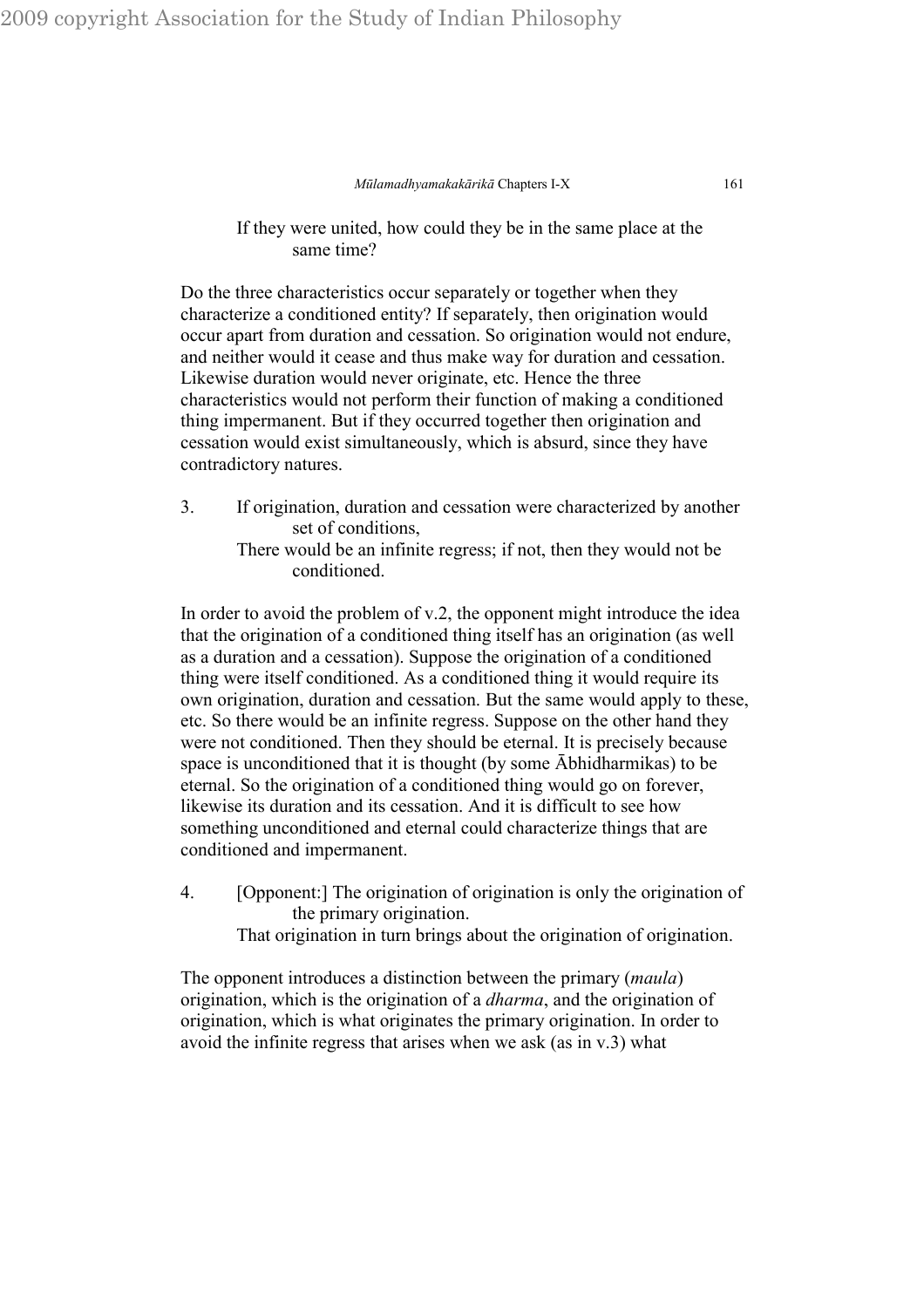If they were united, how could they be in the same place at the same time?

Do the three characteristics occur separately or together when they characterize a conditioned entity? If separately, then origination would occur apart from duration and cessation. So origination would not endure, and neither would it cease and thus make way for duration and cessation. Likewise duration would never originate, etc. Hence the three characteristics would not perform their function of making a conditioned thing impermanent. But if they occurred together then origination and cessation would exist simultaneously, which is absurd, since they have contradictory natures.

3. If origination, duration and cessation were characterized by another set of conditions,
   There would be an infinite regress; if not, then they would not be conditioned.

In order to avoid the problem of v.2, the opponent might introduce the idea that the origination of a conditioned thing itself has an origination (as well as a duration and a cessation). Suppose the origination of a conditioned thing were itself conditioned. As a conditioned thing it would require its own origination, duration and cessation. But the same would apply to these, etc. So there would be an infinite regress. Suppose on the other hand they were not conditioned. Then they should be eternal. It is precisely because space is unconditioned that it is thought (by some Ābhidharmikas) to be eternal. So the origination of a conditioned thing would go on forever, likewise its duration and its cessation. And it is difficult to see how something unconditioned and eternal could characterize things that are conditioned and impermanent.

4. [Opponent:] The origination of origination is only the origination of the primary origination.
   That origination in turn brings about the origination of origination.

The opponent introduces a distinction between the primary (*maula*) origination, which is the origination of a *dharma*, and the origination of origination, which is what originates the primary origination. In order to avoid the infinite regress that arises when we ask (as in v.3) what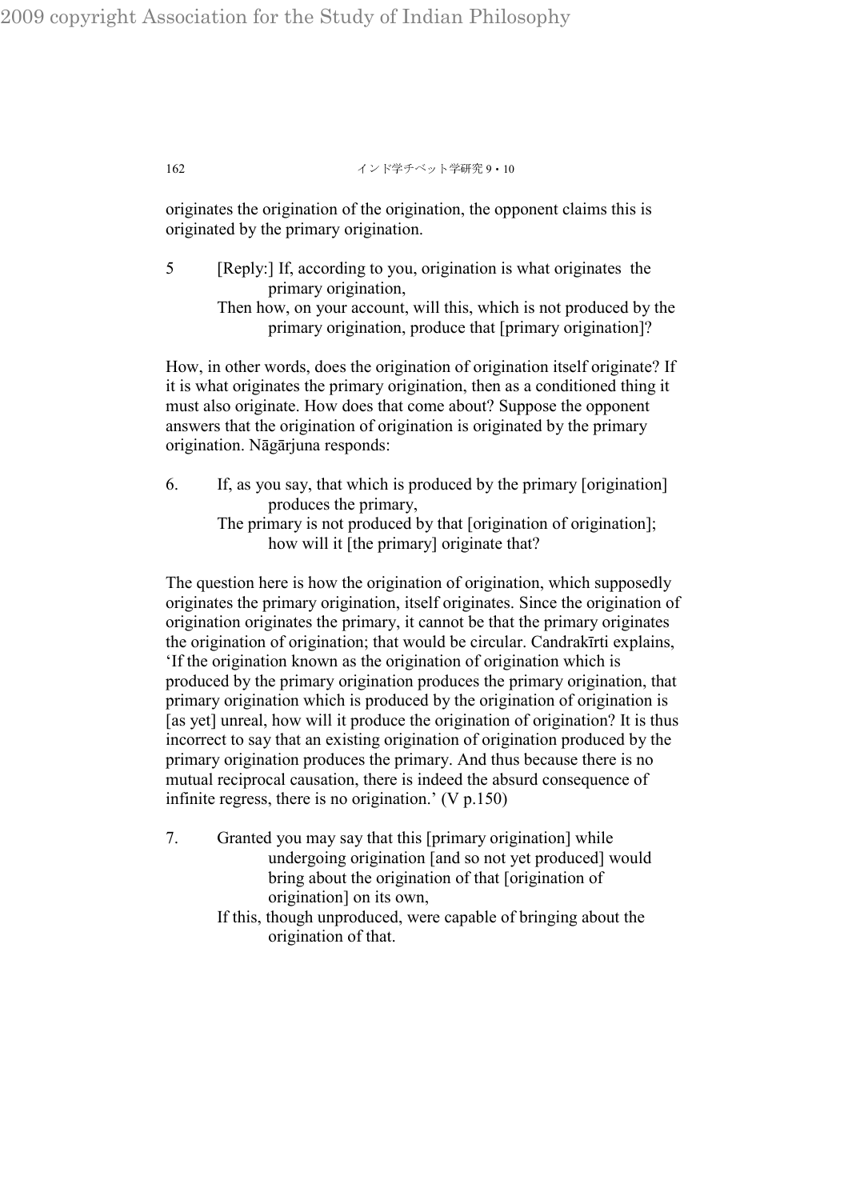originates the origination of the origination, the opponent claims this is originated by the primary origination.

5 [Reply:] If, according to you, origination is what originates the primary origination,
Then how, on your account, will this, which is not produced by the primary origination, produce that [primary origination]?

How, in other words, does the origination of origination itself originate? If it is what originates the primary origination, then as a conditioned thing it must also originate. How does that come about? Suppose the opponent answers that the origination of origination is originated by the primary origination. Nāgārjuna responds:

6. If, as you say, that which is produced by the primary [origination] produces the primary,
The primary is not produced by that [origination of origination]; how will it [the primary] originate that?

The question here is how the origination of origination, which supposedly originates the primary origination, itself originates. Since the origination of origination originates the primary, it cannot be that the primary originates the origination of origination; that would be circular. Candrakīrti explains, 'If the origination known as the origination of origination which is produced by the primary origination produces the primary origination, that primary origination which is produced by the origination of origination is [as yet] unreal, how will it produce the origination of origination? It is thus incorrect to say that an existing origination of origination produced by the primary origination produces the primary. And thus because there is no mutual reciprocal causation, there is indeed the absurd consequence of infinite regress, there is no origination.' (V p.150)

7. Granted you may say that this [primary origination] while undergoing origination [and so not yet produced] would bring about the origination of that [origination of origination] on its own,
If this, though unproduced, were capable of bringing about the origination of that.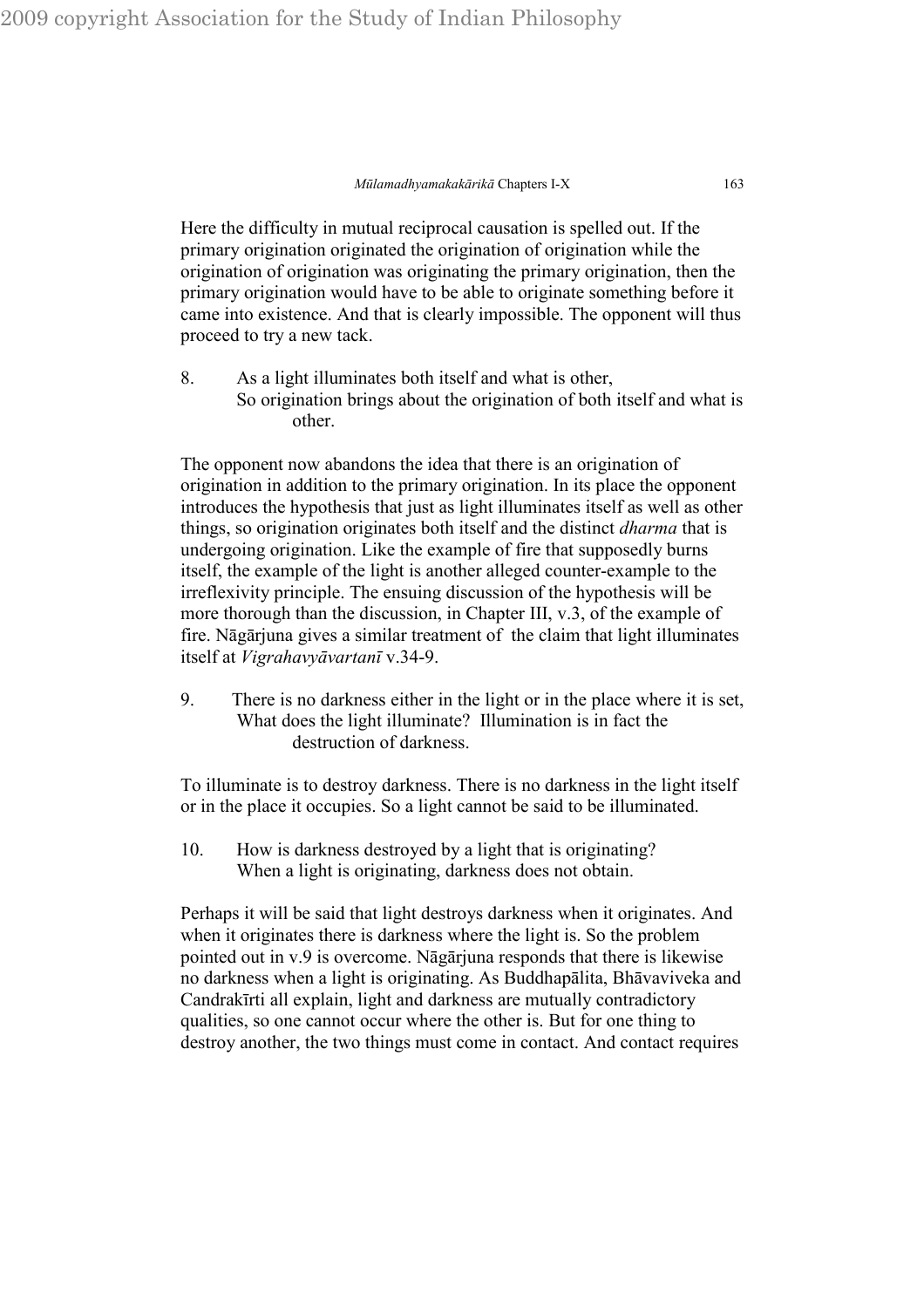Here the difficulty in mutual reciprocal causation is spelled out. If the primary origination originated the origination of origination while the origination of origination was originating the primary origination, then the primary origination would have to be able to originate something before it came into existence. And that is clearly impossible. The opponent will thus proceed to try a new tack.

8. As a light illuminates both itself and what is other,
 So origination brings about the origination of both itself and what is other.

The opponent now abandons the idea that there is an origination of origination in addition to the primary origination. In its place the opponent introduces the hypothesis that just as light illuminates itself as well as other things, so origination originates both itself and the distinct *dharma* that is undergoing origination. Like the example of fire that supposedly burns itself, the example of the light is another alleged counter-example to the irreflexivity principle. The ensuing discussion of the hypothesis will be more thorough than the discussion, in Chapter III, v.3, of the example of fire. Nāgārjuna gives a similar treatment of the claim that light illuminates itself at *Vigrahavyāvartanī* v.34-9.

9. There is no darkness either in the light or in the place where it is set,
 What does the light illuminate? Illumination is in fact the destruction of darkness.

To illuminate is to destroy darkness. There is no darkness in the light itself or in the place it occupies. So a light cannot be said to be illuminated.

10. How is darkness destroyed by a light that is originating?
 When a light is originating, darkness does not obtain.

Perhaps it will be said that light destroys darkness when it originates. And when it originates there is darkness where the light is. So the problem pointed out in v.9 is overcome. Nāgārjuna responds that there is likewise no darkness when a light is originating. As Buddhapālita, Bhāvaviveka and Candrakīrti all explain, light and darkness are mutually contradictory qualities, so one cannot occur where the other is. But for one thing to destroy another, the two things must come in contact. And contact requires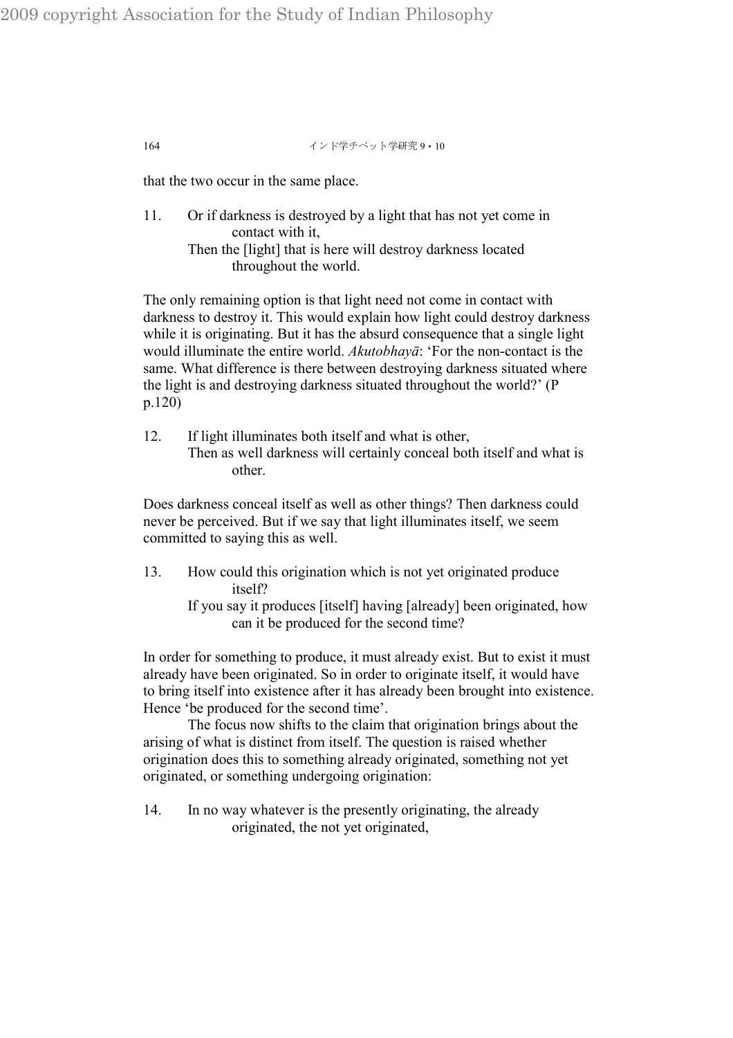that the two occur in the same place.

11. Or if darkness is destroyed by a light that has not yet come in contact with it,
    Then the [light] that is here will destroy darkness located throughout the world.

The only remaining option is that light need not come in contact with darkness to destroy it. This would explain how light could destroy darkness while it is originating. But it has the absurd consequence that a single light would illuminate the entire world. *Akutobhayā*: 'For the non-contact is the same. What difference is there between destroying darkness situated where the light is and destroying darkness situated throughout the world?' (P p.120)

12. If light illuminates both itself and what is other,
    Then as well darkness will certainly conceal both itself and what is other.

Does darkness conceal itself as well as other things? Then darkness could never be perceived. But if we say that light illuminates itself, we seem committed to saying this as well.

13. How could this origination which is not yet originated produce itself?
    If you say it produces [itself] having [already] been originated, how can it be produced for the second time?

In order for something to produce, it must already exist. But to exist it must already have been originated. So in order to originate itself, it would have to bring itself into existence after it has already been brought into existence. Hence 'be produced for the second time'.

The focus now shifts to the claim that origination brings about the arising of what is distinct from itself. The question is raised whether origination does this to something already originated, something not yet originated, or something undergoing origination:

14. In no way whatever is the presently originating, the already originated, the not yet originated,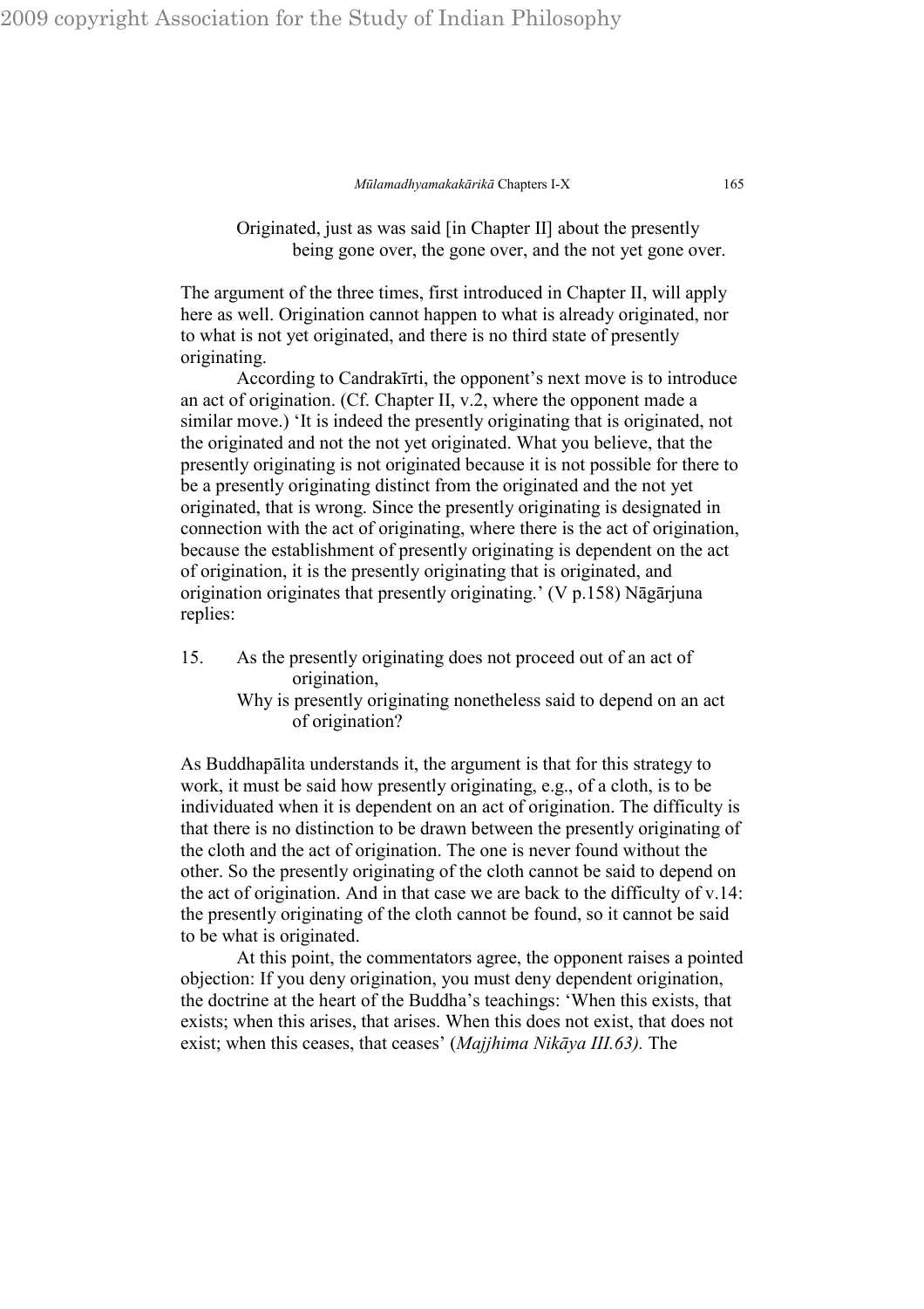Originated, just as was said [in Chapter II] about the presently being gone over, the gone over, and the not yet gone over.

The argument of the three times, first introduced in Chapter II, will apply here as well. Origination cannot happen to what is already originated, nor to what is not yet originated, and there is no third state of presently originating.

According to Candrakīrti, the opponent's next move is to introduce an act of origination. (Cf. Chapter II, v.2, where the opponent made a similar move.) 'It is indeed the presently originating that is originated, not the originated and not the not yet originated. What you believe, that the presently originating is not originated because it is not possible for there to be a presently originating distinct from the originated and the not yet originated, that is wrong. Since the presently originating is designated in connection with the act of originating, where there is the act of origination, because the establishment of presently originating is dependent on the act of origination, it is the presently originating that is originated, and origination originates that presently originating.' (V p.158) Nāgārjuna replies:

15. As the presently originating does not proceed out of an act of origination,
    Why is presently originating nonetheless said to depend on an act of origination?

As Buddhapālita understands it, the argument is that for this strategy to work, it must be said how presently originating, e.g., of a cloth, is to be individuated when it is dependent on an act of origination. The difficulty is that there is no distinction to be drawn between the presently originating of the cloth and the act of origination. The one is never found without the other. So the presently originating of the cloth cannot be said to depend on the act of origination. And in that case we are back to the difficulty of v.14: the presently originating of the cloth cannot be found, so it cannot be said to be what is originated.

At this point, the commentators agree, the opponent raises a pointed objection: If you deny origination, you must deny dependent origination, the doctrine at the heart of the Buddha's teachings: 'When this exists, that exists; when this arises, that arises. When this does not exist, that does not exist; when this ceases, that ceases' (*Majjhima Nikāya III.63).* The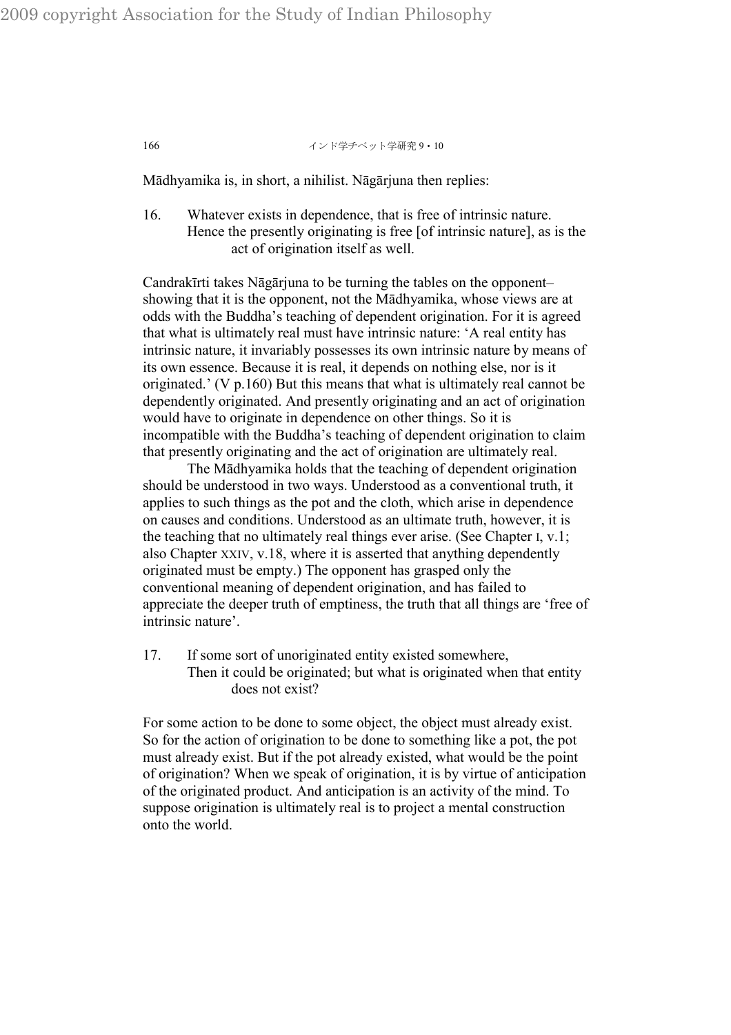Mādhyamika is, in short, a nihilist. Nāgārjuna then replies:

16. Whatever exists in dependence, that is free of intrinsic nature.
    Hence the presently originating is free [of intrinsic nature], as is the act of origination itself as well.

Candrakīrti takes Nāgārjuna to be turning the tables on the opponent– showing that it is the opponent, not the Mādhyamika, whose views are at odds with the Buddha's teaching of dependent origination. For it is agreed that what is ultimately real must have intrinsic nature: 'A real entity has intrinsic nature, it invariably possesses its own intrinsic nature by means of its own essence. Because it is real, it depends on nothing else, nor is it originated.' (V p.160) But this means that what is ultimately real cannot be dependently originated. And presently originating and an act of origination would have to originate in dependence on other things. So it is incompatible with the Buddha's teaching of dependent origination to claim that presently originating and the act of origination are ultimately real.

The Mādhyamika holds that the teaching of dependent origination should be understood in two ways. Understood as a conventional truth, it applies to such things as the pot and the cloth, which arise in dependence on causes and conditions. Understood as an ultimate truth, however, it is the teaching that no ultimately real things ever arise. (See Chapter I, v.1; also Chapter XXIV, v.18, where it is asserted that anything dependently originated must be empty.) The opponent has grasped only the conventional meaning of dependent origination, and has failed to appreciate the deeper truth of emptiness, the truth that all things are 'free of intrinsic nature'.

17. If some sort of unoriginated entity existed somewhere,
    Then it could be originated; but what is originated when that entity does not exist?

For some action to be done to some object, the object must already exist. So for the action of origination to be done to something like a pot, the pot must already exist. But if the pot already existed, what would be the point of origination? When we speak of origination, it is by virtue of anticipation of the originated product. And anticipation is an activity of the mind. To suppose origination is ultimately real is to project a mental construction onto the world.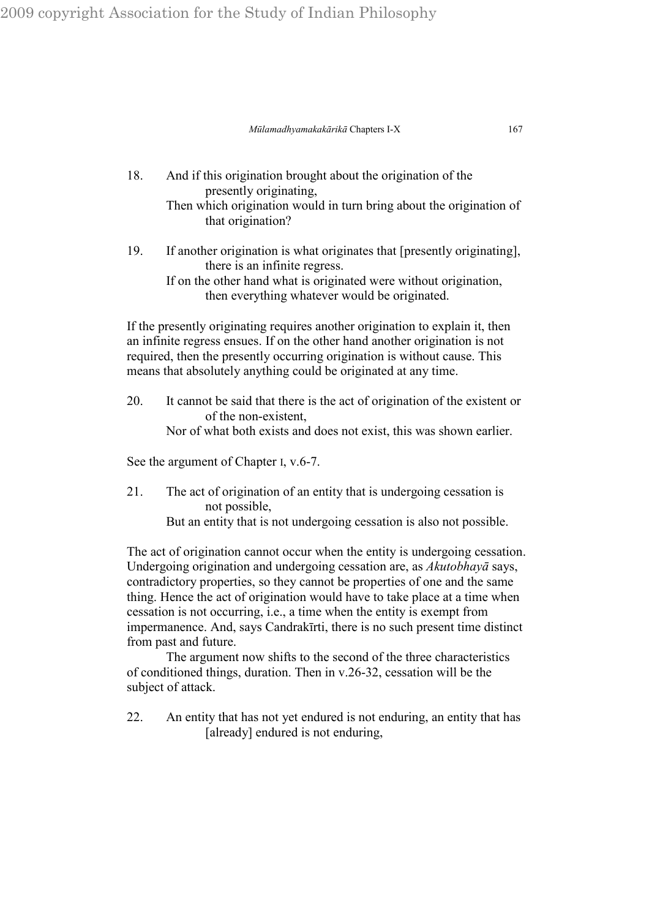18. And if this origination brought about the origination of the presently originating,
    Then which origination would in turn bring about the origination of that origination?

19. If another origination is what originates that [presently originating], there is an infinite regress.
    If on the other hand what is originated were without origination, then everything whatever would be originated.

If the presently originating requires another origination to explain it, then an infinite regress ensues. If on the other hand another origination is not required, then the presently occurring origination is without cause. This means that absolutely anything could be originated at any time.

20. It cannot be said that there is the act of origination of the existent or of the non-existent,
    Nor of what both exists and does not exist, this was shown earlier.

See the argument of Chapter I, v.6-7.

21. The act of origination of an entity that is undergoing cessation is not possible,
    But an entity that is not undergoing cessation is also not possible.

The act of origination cannot occur when the entity is undergoing cessation. Undergoing origination and undergoing cessation are, as *Akutobhayā* says, contradictory properties, so they cannot be properties of one and the same thing. Hence the act of origination would have to take place at a time when cessation is not occurring, i.e., a time when the entity is exempt from impermanence. And, says Candrakīrti, there is no such present time distinct from past and future.

The argument now shifts to the second of the three characteristics of conditioned things, duration. Then in v.26-32, cessation will be the subject of attack.

22. An entity that has not yet endured is not enduring, an entity that has [already] endured is not enduring,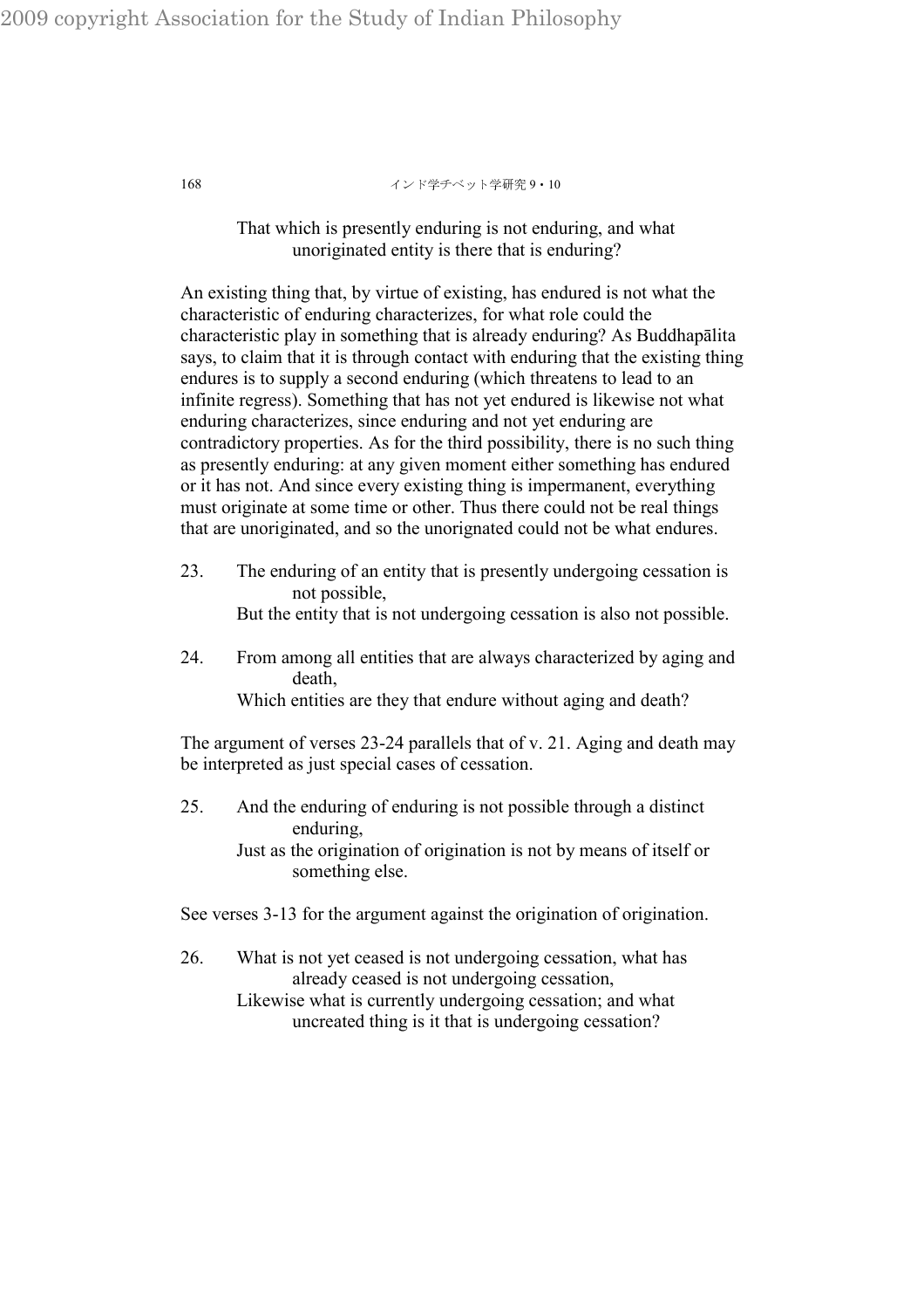That which is presently enduring is not enduring, and what unoriginated entity is there that is enduring?

An existing thing that, by virtue of existing, has endured is not what the characteristic of enduring characterizes, for what role could the characteristic play in something that is already enduring? As Buddhapālita says, to claim that it is through contact with enduring that the existing thing endures is to supply a second enduring (which threatens to lead to an infinite regress). Something that has not yet endured is likewise not what enduring characterizes, since enduring and not yet enduring are contradictory properties. As for the third possibility, there is no such thing as presently enduring: at any given moment either something has endured or it has not. And since every existing thing is impermanent, everything must originate at some time or other. Thus there could not be real things that are unoriginated, and so the unorignated could not be what endures.

23. The enduring of an entity that is presently undergoing cessation is not possible,
But the entity that is not undergoing cessation is also not possible.

24. From among all entities that are always characterized by aging and death,
Which entities are they that endure without aging and death?

The argument of verses 23-24 parallels that of v. 21. Aging and death may be interpreted as just special cases of cessation.

25. And the enduring of enduring is not possible through a distinct enduring,
Just as the origination of origination is not by means of itself or something else.

See verses 3-13 for the argument against the origination of origination.

26. What is not yet ceased is not undergoing cessation, what has already ceased is not undergoing cessation,
Likewise what is currently undergoing cessation; and what uncreated thing is it that is undergoing cessation?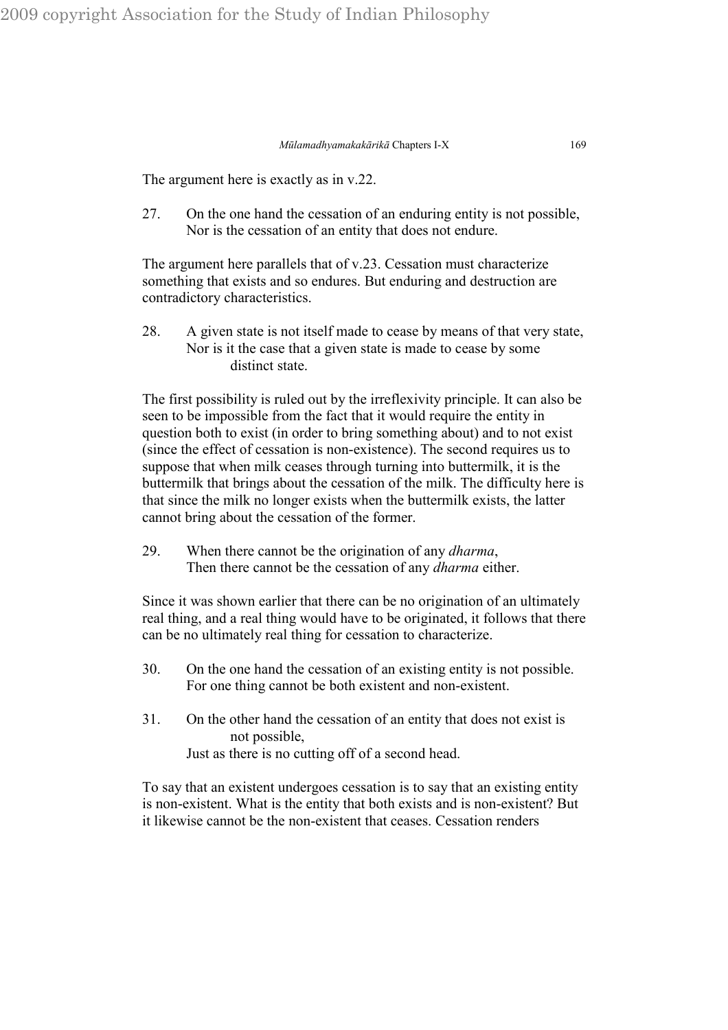The argument here is exactly as in v.22.

27. On the one hand the cessation of an enduring entity is not possible,
    Nor is the cessation of an entity that does not endure.

The argument here parallels that of v.23. Cessation must characterize something that exists and so endures. But enduring and destruction are contradictory characteristics.

28. A given state is not itself made to cease by means of that very state,
    Nor is it the case that a given state is made to cease by some distinct state.

The first possibility is ruled out by the irreflexivity principle. It can also be seen to be impossible from the fact that it would require the entity in question both to exist (in order to bring something about) and to not exist (since the effect of cessation is non-existence). The second requires us to suppose that when milk ceases through turning into buttermilk, it is the buttermilk that brings about the cessation of the milk. The difficulty here is that since the milk no longer exists when the buttermilk exists, the latter cannot bring about the cessation of the former.

29. When there cannot be the origination of any *dharma*,
    Then there cannot be the cessation of any *dharma* either.

Since it was shown earlier that there can be no origination of an ultimately real thing, and a real thing would have to be originated, it follows that there can be no ultimately real thing for cessation to characterize.

30. On the one hand the cessation of an existing entity is not possible.
    For one thing cannot be both existent and non-existent.

31. On the other hand the cessation of an entity that does not exist is not possible,
    Just as there is no cutting off of a second head.

To say that an existent undergoes cessation is to say that an existing entity is non-existent. What is the entity that both exists and is non-existent? But it likewise cannot be the non-existent that ceases. Cessation renders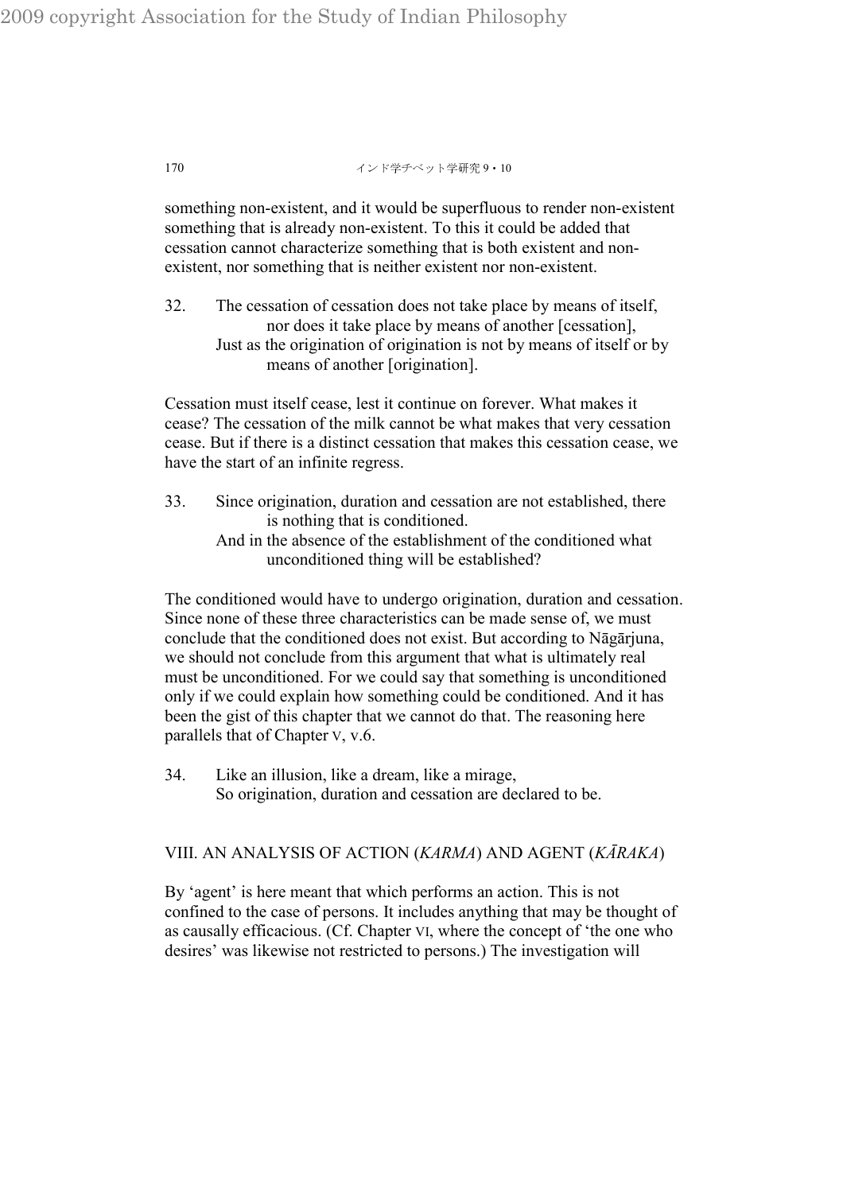something non-existent, and it would be superfluous to render non-existent something that is already non-existent. To this it could be added that cessation cannot characterize something that is both existent and non-existent, nor something that is neither existent nor non-existent.

32. The cessation of cessation does not take place by means of itself, nor does it take place by means of another [cessation],
Just as the origination of origination is not by means of itself or by means of another [origination].

Cessation must itself cease, lest it continue on forever. What makes it cease? The cessation of the milk cannot be what makes that very cessation cease. But if there is a distinct cessation that makes this cessation cease, we have the start of an infinite regress.

33. Since origination, duration and cessation are not established, there is nothing that is conditioned.
And in the absence of the establishment of the conditioned what unconditioned thing will be established?

The conditioned would have to undergo origination, duration and cessation. Since none of these three characteristics can be made sense of, we must conclude that the conditioned does not exist. But according to Nāgārjuna, we should not conclude from this argument that what is ultimately real must be unconditioned. For we could say that something is unconditioned only if we could explain how something could be conditioned. And it has been the gist of this chapter that we cannot do that. The reasoning here parallels that of Chapter V, v.6.

34. Like an illusion, like a dream, like a mirage,
So origination, duration and cessation are declared to be.

## VIII. AN ANALYSIS OF ACTION (*KARMA*) AND AGENT (*KĀRAKA*)

By 'agent' is here meant that which performs an action. This is not confined to the case of persons. It includes anything that may be thought of as causally efficacious. (Cf. Chapter VI, where the concept of 'the one who desires' was likewise not restricted to persons.) The investigation will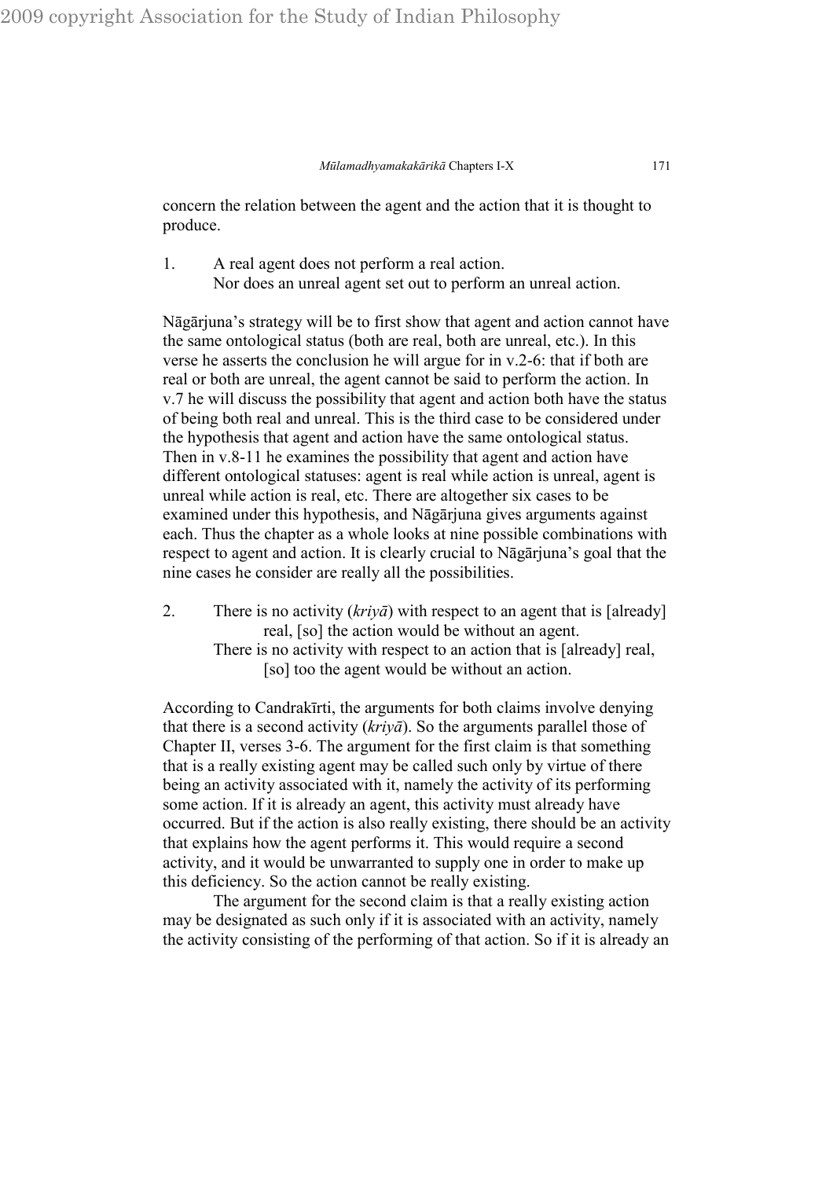concern the relation between the agent and the action that it is thought to produce.

1. A real agent does not perform a real action.
   Nor does an unreal agent set out to perform an unreal action.

Nāgārjuna's strategy will be to first show that agent and action cannot have the same ontological status (both are real, both are unreal, etc.). In this verse he asserts the conclusion he will argue for in v.2-6: that if both are real or both are unreal, the agent cannot be said to perform the action. In v.7 he will discuss the possibility that agent and action both have the status of being both real and unreal. This is the third case to be considered under the hypothesis that agent and action have the same ontological status. Then in v.8-11 he examines the possibility that agent and action have different ontological statuses: agent is real while action is unreal, agent is unreal while action is real, etc. There are altogether six cases to be examined under this hypothesis, and Nāgārjuna gives arguments against each. Thus the chapter as a whole looks at nine possible combinations with respect to agent and action. It is clearly crucial to Nāgārjuna's goal that the nine cases he consider are really all the possibilities.

2. There is no activity (*kriyā*) with respect to an agent that is [already] real, [so] the action would be without an agent.
   There is no activity with respect to an action that is [already] real, [so] too the agent would be without an action.

According to Candrakīrti, the arguments for both claims involve denying that there is a second activity (*kriyā*). So the arguments parallel those of Chapter II, verses 3-6. The argument for the first claim is that something that is a really existing agent may be called such only by virtue of there being an activity associated with it, namely the activity of its performing some action. If it is already an agent, this activity must already have occurred. But if the action is also really existing, there should be an activity that explains how the agent performs it. This would require a second activity, and it would be unwarranted to supply one in order to make up this deficiency. So the action cannot be really existing.

The argument for the second claim is that a really existing action may be designated as such only if it is associated with an activity, namely the activity consisting of the performing of that action. So if it is already an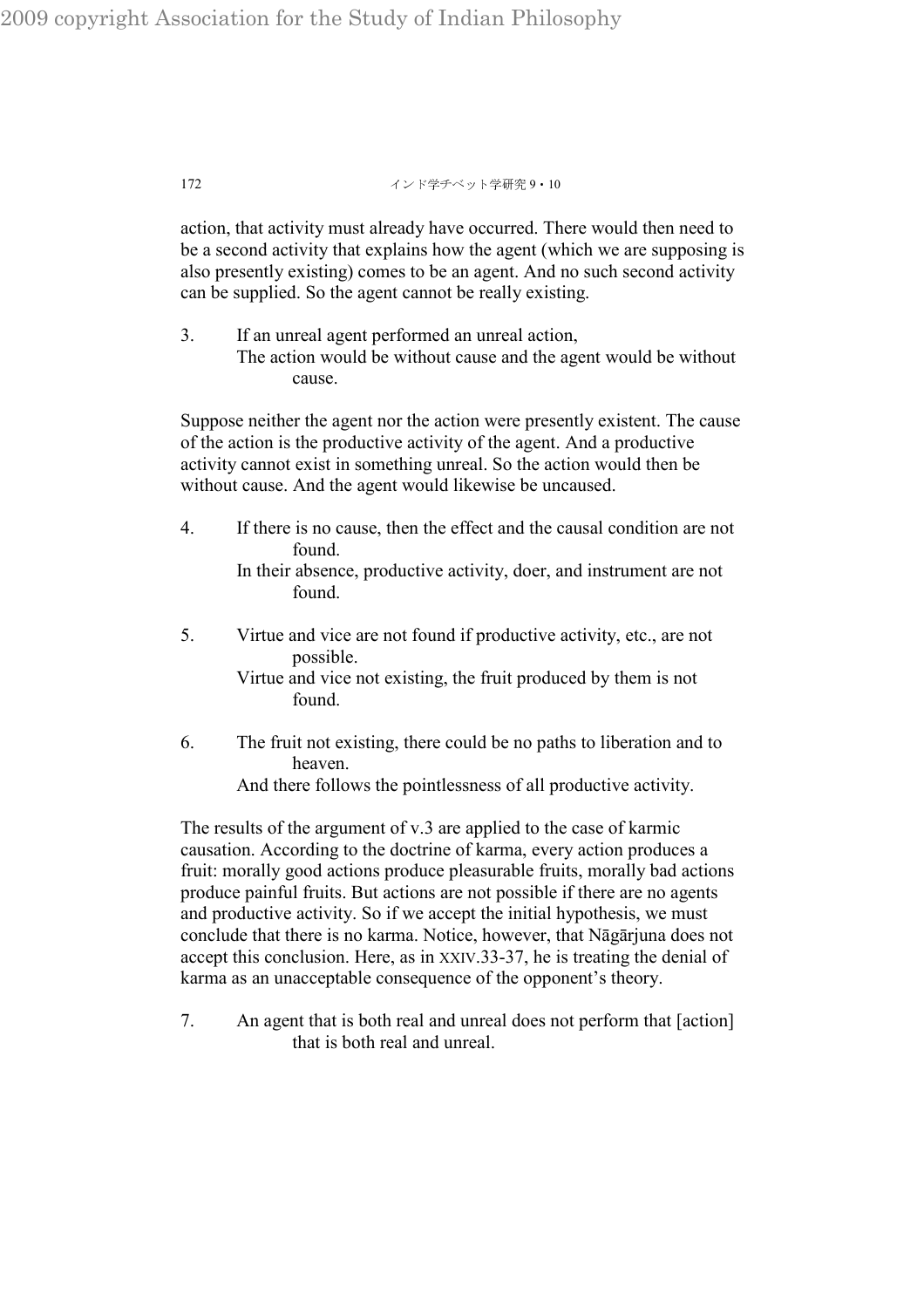action, that activity must already have occurred. There would then need to be a second activity that explains how the agent (which we are supposing is also presently existing) comes to be an agent. And no such second activity can be supplied. So the agent cannot be really existing.

3. If an unreal agent performed an unreal action,
 The action would be without cause and the agent would be without cause.

Suppose neither the agent nor the action were presently existent. The cause of the action is the productive activity of the agent. And a productive activity cannot exist in something unreal. So the action would then be without cause. And the agent would likewise be uncaused.

4. If there is no cause, then the effect and the causal condition are not found.
 In their absence, productive activity, doer, and instrument are not found.

5. Virtue and vice are not found if productive activity, etc., are not possible.
 Virtue and vice not existing, the fruit produced by them is not found.

6. The fruit not existing, there could be no paths to liberation and to heaven.
 And there follows the pointlessness of all productive activity.

The results of the argument of v.3 are applied to the case of karmic causation. According to the doctrine of karma, every action produces a fruit: morally good actions produce pleasurable fruits, morally bad actions produce painful fruits. But actions are not possible if there are no agents and productive activity. So if we accept the initial hypothesis, we must conclude that there is no karma. Notice, however, that Nāgārjuna does not accept this conclusion. Here, as in XXIV.33-37, he is treating the denial of karma as an unacceptable consequence of the opponent's theory.

7. An agent that is both real and unreal does not perform that [action] that is both real and unreal.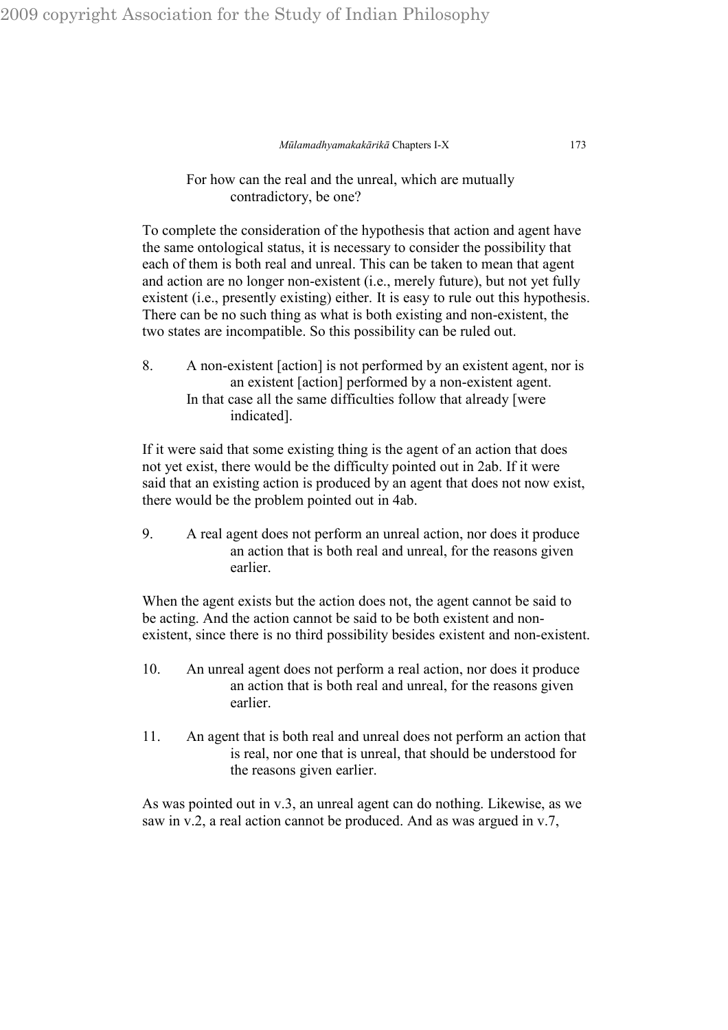For how can the real and the unreal, which are mutually contradictory, be one?

To complete the consideration of the hypothesis that action and agent have the same ontological status, it is necessary to consider the possibility that each of them is both real and unreal. This can be taken to mean that agent and action are no longer non-existent (i.e., merely future), but not yet fully existent (i.e., presently existing) either. It is easy to rule out this hypothesis. There can be no such thing as what is both existing and non-existent, the two states are incompatible. So this possibility can be ruled out.

8. A non-existent [action] is not performed by an existent agent, nor is an existent [action] performed by a non-existent agent.
In that case all the same difficulties follow that already [were indicated].

If it were said that some existing thing is the agent of an action that does not yet exist, there would be the difficulty pointed out in 2ab. If it were said that an existing action is produced by an agent that does not now exist, there would be the problem pointed out in 4ab.

9. A real agent does not perform an unreal action, nor does it produce an action that is both real and unreal, for the reasons given earlier.

When the agent exists but the action does not, the agent cannot be said to be acting. And the action cannot be said to be both existent and non-existent, since there is no third possibility besides existent and non-existent.

10. An unreal agent does not perform a real action, nor does it produce an action that is both real and unreal, for the reasons given earlier.

11. An agent that is both real and unreal does not perform an action that is real, nor one that is unreal, that should be understood for the reasons given earlier.

As was pointed out in v.3, an unreal agent can do nothing. Likewise, as we saw in v.2, a real action cannot be produced. And as was argued in v.7,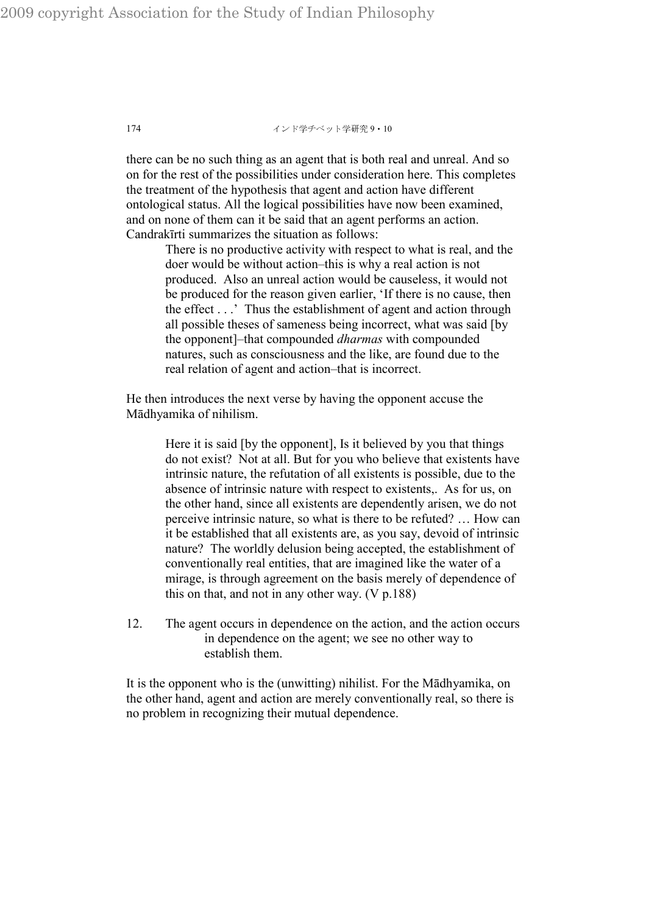there can be no such thing as an agent that is both real and unreal. And so on for the rest of the possibilities under consideration here. This completes the treatment of the hypothesis that agent and action have different ontological status. All the logical possibilities have now been examined, and on none of them can it be said that an agent performs an action. Candrakīrti summarizes the situation as follows:

> There is no productive activity with respect to what is real, and the doer would be without action–this is why a real action is not produced. Also an unreal action would be causeless, it would not be produced for the reason given earlier, 'If there is no cause, then the effect . . .' Thus the establishment of agent and action through all possible theses of sameness being incorrect, what was said [by the opponent]–that compounded *dharmas* with compounded natures, such as consciousness and the like, are found due to the real relation of agent and action–that is incorrect.

He then introduces the next verse by having the opponent accuse the Mādhyamika of nihilism.

> Here it is said [by the opponent], Is it believed by you that things do not exist? Not at all. But for you who believe that existents have intrinsic nature, the refutation of all existents is possible, due to the absence of intrinsic nature with respect to existents,. As for us, on the other hand, since all existents are dependently arisen, we do not perceive intrinsic nature, so what is there to be refuted? … How can it be established that all existents are, as you say, devoid of intrinsic nature? The worldly delusion being accepted, the establishment of conventionally real entities, that are imagined like the water of a mirage, is through agreement on the basis merely of dependence of this on that, and not in any other way. (V p.188)

12. The agent occurs in dependence on the action, and the action occurs in dependence on the agent; we see no other way to establish them.

It is the opponent who is the (unwitting) nihilist. For the Mādhyamika, on the other hand, agent and action are merely conventionally real, so there is no problem in recognizing their mutual dependence.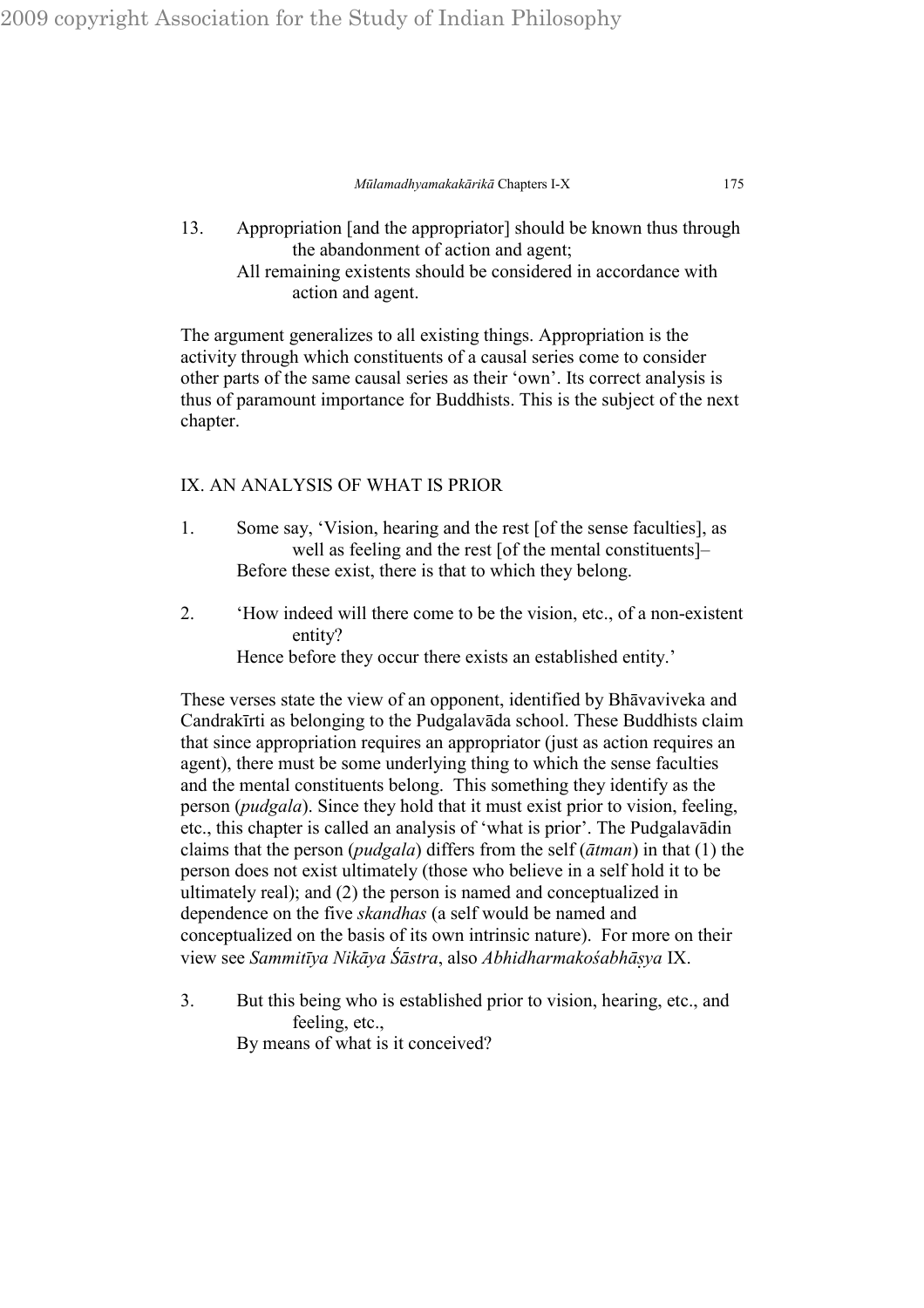13. Appropriation [and the appropriator] should be known thus through the abandonment of action and agent;
    All remaining existents should be considered in accordance with action and agent.

The argument generalizes to all existing things. Appropriation is the activity through which constituents of a causal series come to consider other parts of the same causal series as their 'own'. Its correct analysis is thus of paramount importance for Buddhists. This is the subject of the next chapter.

## IX. AN ANALYSIS OF WHAT IS PRIOR

1. Some say, 'Vision, hearing and the rest [of the sense faculties], as well as feeling and the rest [of the mental constituents]–
   Before these exist, there is that to which they belong.

2. 'How indeed will there come to be the vision, etc., of a non-existent entity?
   Hence before they occur there exists an established entity.'

These verses state the view of an opponent, identified by Bhāvaviveka and Candrakīrti as belonging to the Pudgalavāda school. These Buddhists claim that since appropriation requires an appropriator (just as action requires an agent), there must be some underlying thing to which the sense faculties and the mental constituents belong. This something they identify as the person (*pudgala*). Since they hold that it must exist prior to vision, feeling, etc., this chapter is called an analysis of 'what is prior'. The Pudgalavādin claims that the person (*pudgala*) differs from the self (*ātman*) in that (1) the person does not exist ultimately (those who believe in a self hold it to be ultimately real); and (2) the person is named and conceptualized in dependence on the five *skandhas* (a self would be named and conceptualized on the basis of its own intrinsic nature). For more on their view see *Sammitīya Nikāya Śāstra*, also *Abhidharmakośabhāṣya* IX.

3. But this being who is established prior to vision, hearing, etc., and feeling, etc.,
   By means of what is it conceived?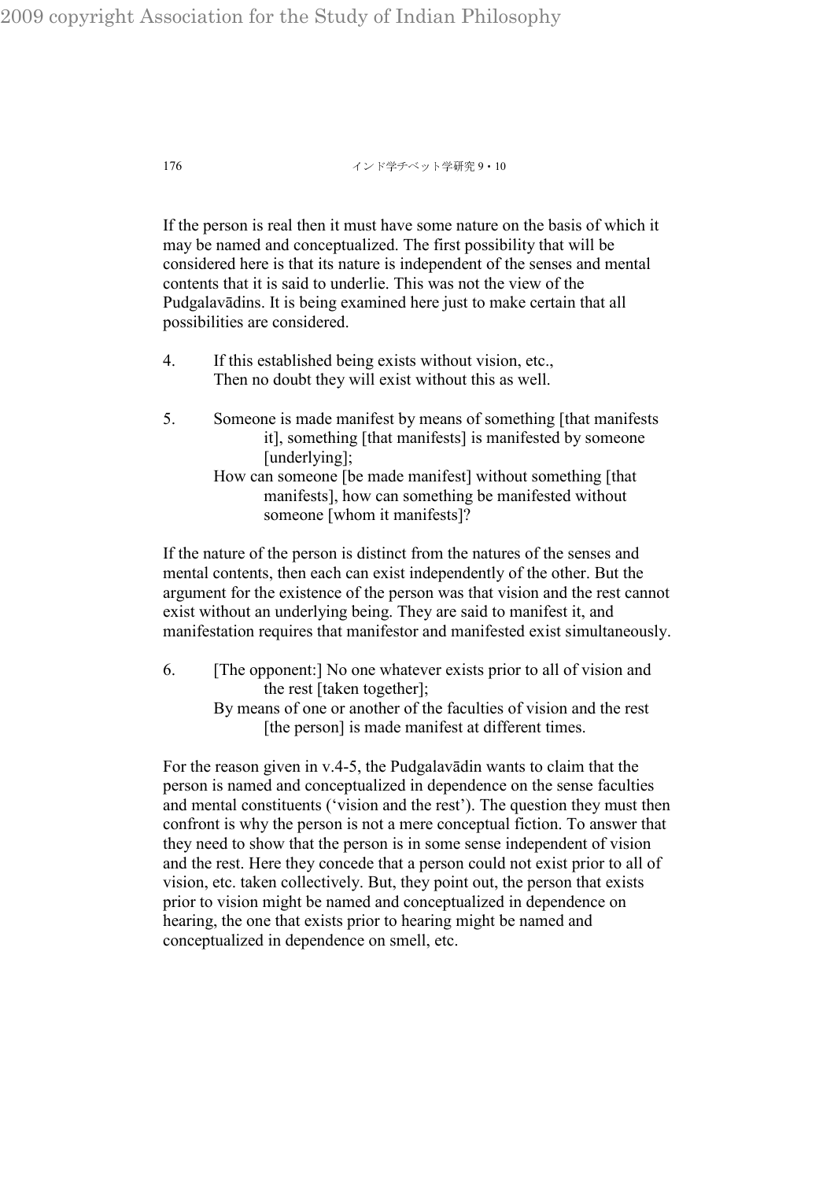If the person is real then it must have some nature on the basis of which it may be named and conceptualized. The first possibility that will be considered here is that its nature is independent of the senses and mental contents that it is said to underlie. This was not the view of the Pudgalavādins. It is being examined here just to make certain that all possibilities are considered.

4. If this established being exists without vision, etc.,
   Then no doubt they will exist without this as well.

5. Someone is made manifest by means of something [that manifests it], something [that manifests] is manifested by someone [underlying];
   How can someone [be made manifest] without something [that manifests], how can something be manifested without someone [whom it manifests]?

If the nature of the person is distinct from the natures of the senses and mental contents, then each can exist independently of the other. But the argument for the existence of the person was that vision and the rest cannot exist without an underlying being. They are said to manifest it, and manifestation requires that manifestor and manifested exist simultaneously.

6. [The opponent:] No one whatever exists prior to all of vision and the rest [taken together];
   By means of one or another of the faculties of vision and the rest [the person] is made manifest at different times.

For the reason given in v.4-5, the Pudgalavādin wants to claim that the person is named and conceptualized in dependence on the sense faculties and mental constituents ('vision and the rest'). The question they must then confront is why the person is not a mere conceptual fiction. To answer that they need to show that the person is in some sense independent of vision and the rest. Here they concede that a person could not exist prior to all of vision, etc. taken collectively. But, they point out, the person that exists prior to vision might be named and conceptualized in dependence on hearing, the one that exists prior to hearing might be named and conceptualized in dependence on smell, etc.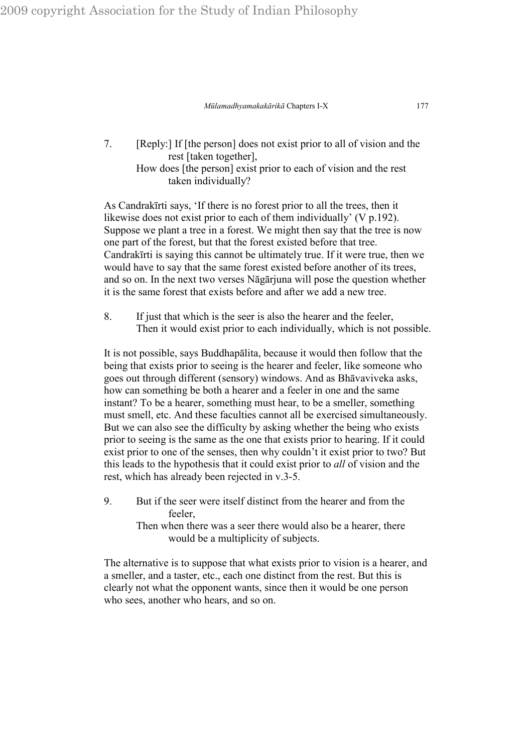7. [Reply:] If [the person] does not exist prior to all of vision and the rest [taken together],
   How does [the person] exist prior to each of vision and the rest taken individually?

As Candrakīrti says, 'If there is no forest prior to all the trees, then it likewise does not exist prior to each of them individually' (V p.192). Suppose we plant a tree in a forest. We might then say that the tree is now one part of the forest, but that the forest existed before that tree. Candrakīrti is saying this cannot be ultimately true. If it were true, then we would have to say that the same forest existed before another of its trees, and so on. In the next two verses Nāgārjuna will pose the question whether it is the same forest that exists before and after we add a new tree.

8. If just that which is the seer is also the hearer and the feeler,
   Then it would exist prior to each individually, which is not possible.

It is not possible, says Buddhapālita, because it would then follow that the being that exists prior to seeing is the hearer and feeler, like someone who goes out through different (sensory) windows. And as Bhāvaviveka asks, how can something be both a hearer and a feeler in one and the same instant? To be a hearer, something must hear, to be a smeller, something must smell, etc. And these faculties cannot all be exercised simultaneously. But we can also see the difficulty by asking whether the being who exists prior to seeing is the same as the one that exists prior to hearing. If it could exist prior to one of the senses, then why couldn't it exist prior to two? But this leads to the hypothesis that it could exist prior to *all* of vision and the rest, which has already been rejected in v.3-5.

9. But if the seer were itself distinct from the hearer and from the feeler,
   Then when there was a seer there would also be a hearer, there would be a multiplicity of subjects.

The alternative is to suppose that what exists prior to vision is a hearer, and a smeller, and a taster, etc., each one distinct from the rest. But this is clearly not what the opponent wants, since then it would be one person who sees, another who hears, and so on.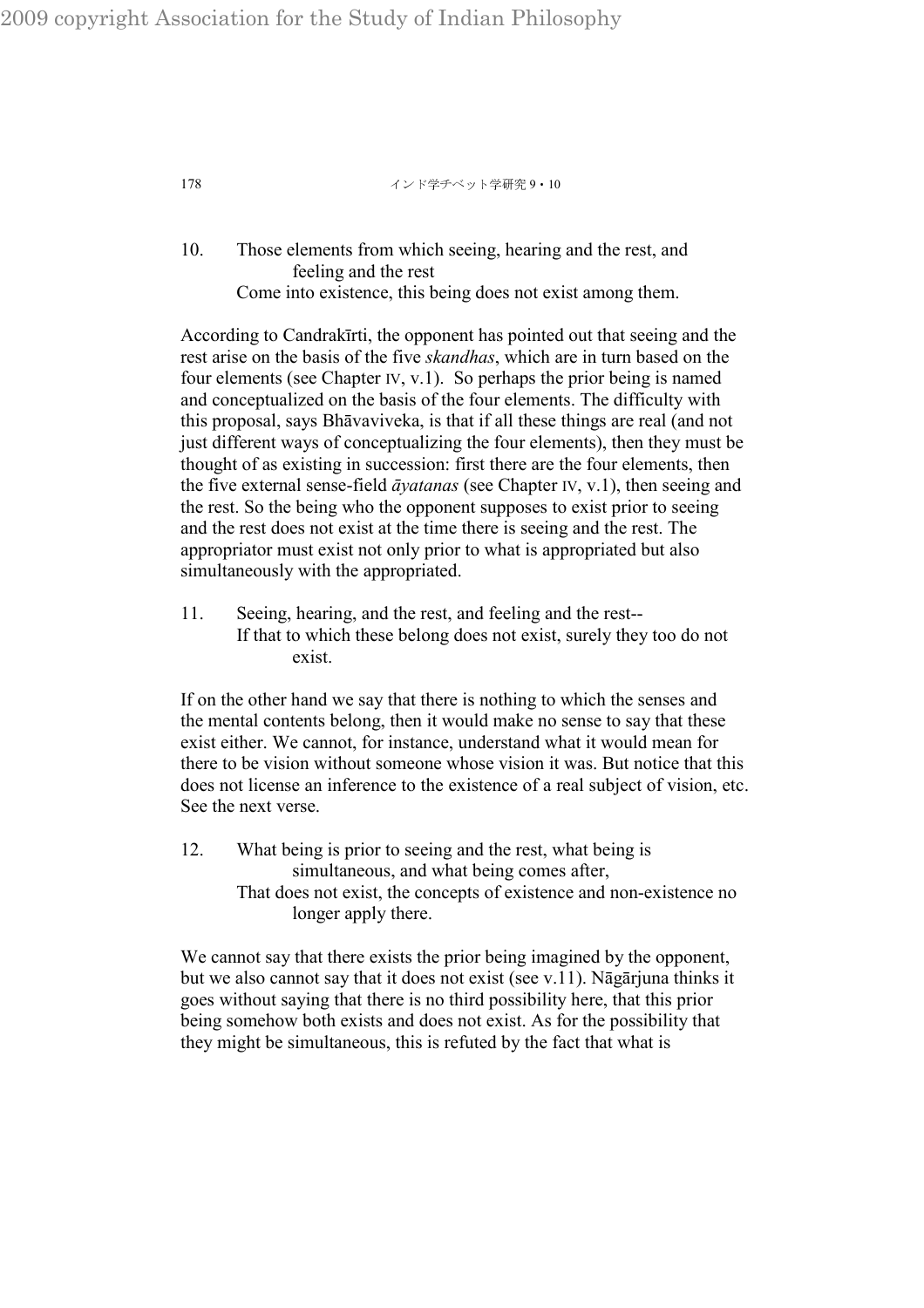10. Those elements from which seeing, hearing and the rest, and feeling and the rest
    Come into existence, this being does not exist among them.

According to Candrakīrti, the opponent has pointed out that seeing and the rest arise on the basis of the five *skandhas*, which are in turn based on the four elements (see Chapter IV, v.1). So perhaps the prior being is named and conceptualized on the basis of the four elements. The difficulty with this proposal, says Bhāvaviveka, is that if all these things are real (and not just different ways of conceptualizing the four elements), then they must be thought of as existing in succession: first there are the four elements, then the five external sense-field *āyatanas* (see Chapter IV, v.1), then seeing and the rest. So the being who the opponent supposes to exist prior to seeing and the rest does not exist at the time there is seeing and the rest. The appropriator must exist not only prior to what is appropriated but also simultaneously with the appropriated.

11. Seeing, hearing, and the rest, and feeling and the rest--
    If that to which these belong does not exist, surely they too do not exist.

If on the other hand we say that there is nothing to which the senses and the mental contents belong, then it would make no sense to say that these exist either. We cannot, for instance, understand what it would mean for there to be vision without someone whose vision it was. But notice that this does not license an inference to the existence of a real subject of vision, etc. See the next verse.

12. What being is prior to seeing and the rest, what being is simultaneous, and what being comes after,
    That does not exist, the concepts of existence and non-existence no longer apply there.

We cannot say that there exists the prior being imagined by the opponent, but we also cannot say that it does not exist (see v.11). Nāgārjuna thinks it goes without saying that there is no third possibility here, that this prior being somehow both exists and does not exist. As for the possibility that they might be simultaneous, this is refuted by the fact that what is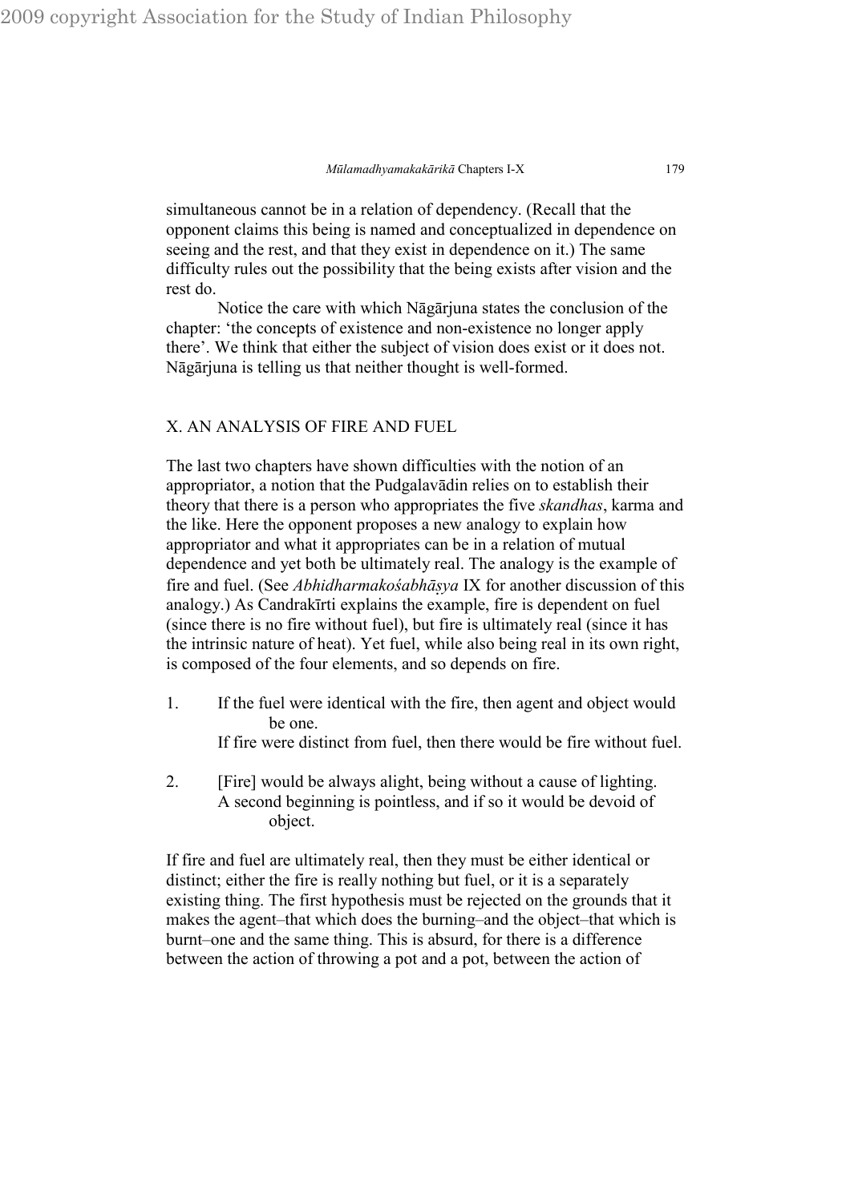simultaneous cannot be in a relation of dependency. (Recall that the opponent claims this being is named and conceptualized in dependence on seeing and the rest, and that they exist in dependence on it.) The same difficulty rules out the possibility that the being exists after vision and the rest do.

Notice the care with which Nāgārjuna states the conclusion of the chapter: 'the concepts of existence and non-existence no longer apply there'. We think that either the subject of vision does exist or it does not. Nāgārjuna is telling us that neither thought is well-formed.

## X. AN ANALYSIS OF FIRE AND FUEL

The last two chapters have shown difficulties with the notion of an appropriator, a notion that the Pudgalavādin relies on to establish their theory that there is a person who appropriates the five *skandhas*, karma and the like. Here the opponent proposes a new analogy to explain how appropriator and what it appropriates can be in a relation of mutual dependence and yet both be ultimately real. The analogy is the example of fire and fuel. (See *Abhidharmakośabhāṣya* IX for another discussion of this analogy.) As Candrakīrti explains the example, fire is dependent on fuel (since there is no fire without fuel), but fire is ultimately real (since it has the intrinsic nature of heat). Yet fuel, while also being real in its own right, is composed of the four elements, and so depends on fire.

1. If the fuel were identical with the fire, then agent and object would be one.
   If fire were distinct from fuel, then there would be fire without fuel.

2. [Fire] would be always alight, being without a cause of lighting.
   A second beginning is pointless, and if so it would be devoid of object.

If fire and fuel are ultimately real, then they must be either identical or distinct; either the fire is really nothing but fuel, or it is a separately existing thing. The first hypothesis must be rejected on the grounds that it makes the agent–that which does the burning–and the object–that which is burnt–one and the same thing. This is absurd, for there is a difference between the action of throwing a pot and a pot, between the action of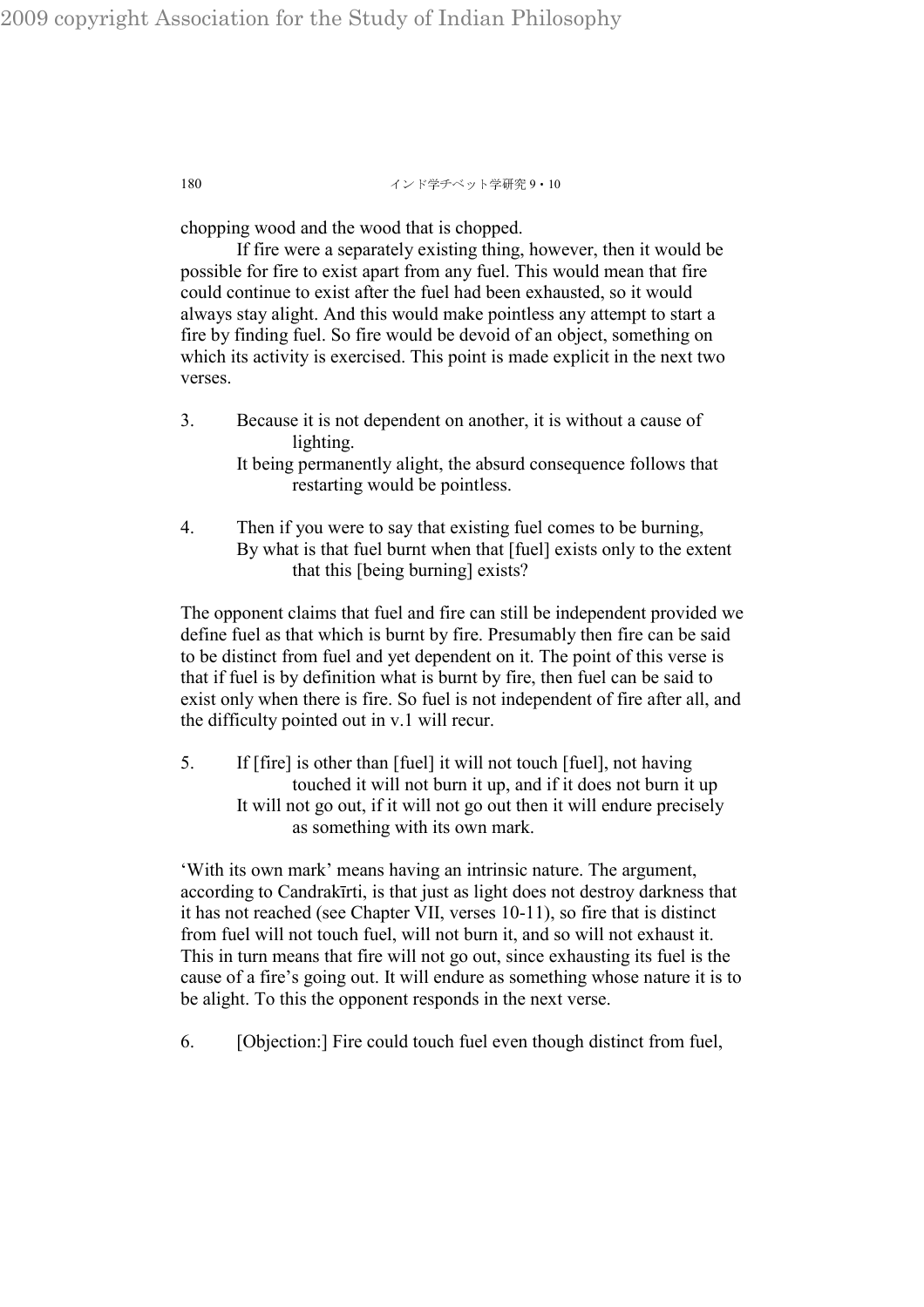chopping wood and the wood that is chopped.

If fire were a separately existing thing, however, then it would be possible for fire to exist apart from any fuel. This would mean that fire could continue to exist after the fuel had been exhausted, so it would always stay alight. And this would make pointless any attempt to start a fire by finding fuel. So fire would be devoid of an object, something on which its activity is exercised. This point is made explicit in the next two verses.

3. Because it is not dependent on another, it is without a cause of lighting.
   It being permanently alight, the absurd consequence follows that restarting would be pointless.

4. Then if you were to say that existing fuel comes to be burning,
   By what is that fuel burnt when that [fuel] exists only to the extent that this [being burning] exists?

The opponent claims that fuel and fire can still be independent provided we define fuel as that which is burnt by fire. Presumably then fire can be said to be distinct from fuel and yet dependent on it. The point of this verse is that if fuel is by definition what is burnt by fire, then fuel can be said to exist only when there is fire. So fuel is not independent of fire after all, and the difficulty pointed out in v.1 will recur.

5. If [fire] is other than [fuel] it will not touch [fuel], not having touched it will not burn it up, and if it does not burn it up
   It will not go out, if it will not go out then it will endure precisely as something with its own mark.

'With its own mark' means having an intrinsic nature. The argument, according to Candrakīrti, is that just as light does not destroy darkness that it has not reached (see Chapter VII, verses 10-11), so fire that is distinct from fuel will not touch fuel, will not burn it, and so will not exhaust it. This in turn means that fire will not go out, since exhausting its fuel is the cause of a fire's going out. It will endure as something whose nature it is to be alight. To this the opponent responds in the next verse.

6. [Objection:] Fire could touch fuel even though distinct from fuel,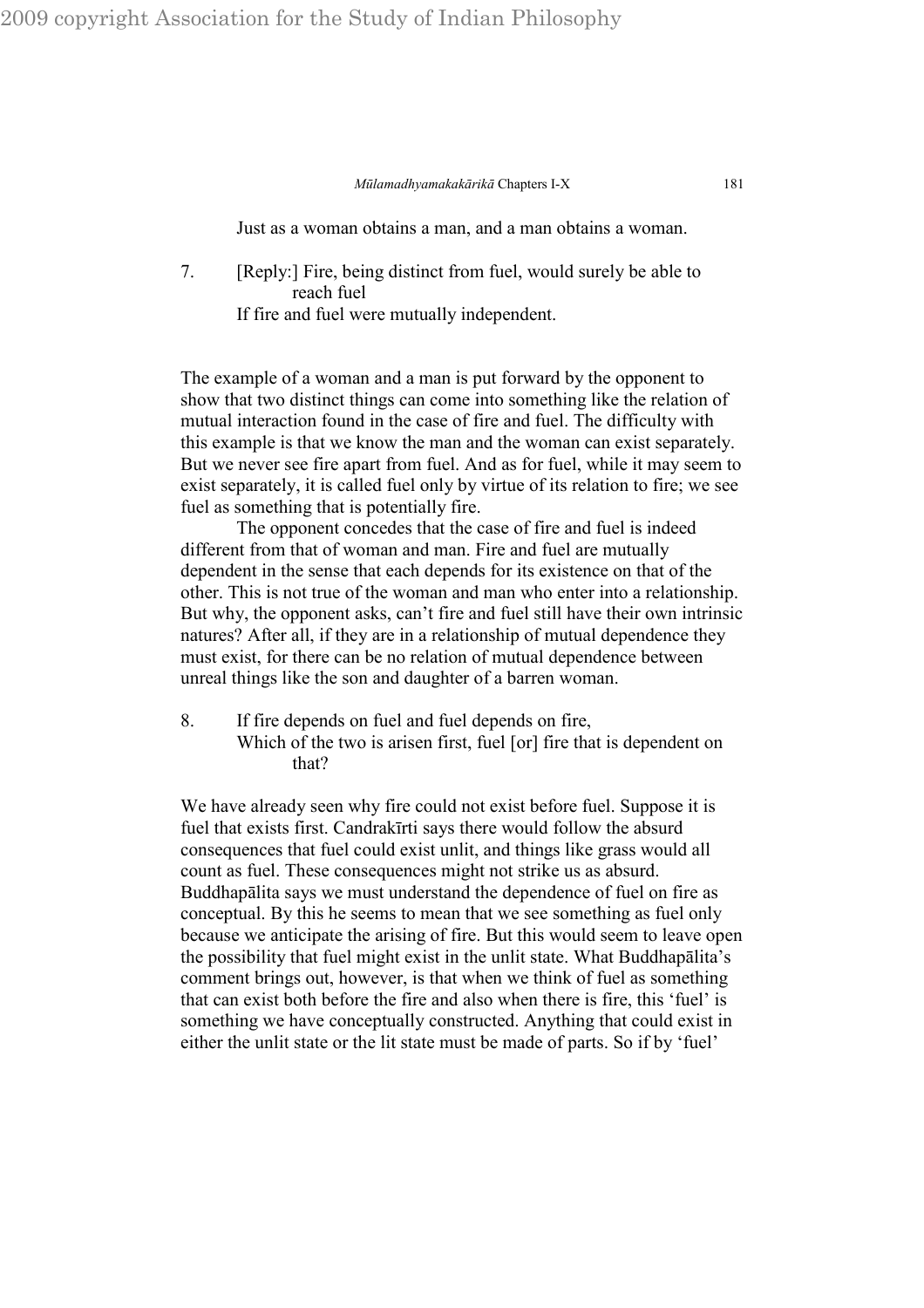Just as a woman obtains a man, and a man obtains a woman.

7. [Reply:] Fire, being distinct from fuel, would surely be able to reach fuel
   If fire and fuel were mutually independent.

The example of a woman and a man is put forward by the opponent to show that two distinct things can come into something like the relation of mutual interaction found in the case of fire and fuel. The difficulty with this example is that we know the man and the woman can exist separately. But we never see fire apart from fuel. And as for fuel, while it may seem to exist separately, it is called fuel only by virtue of its relation to fire; we see fuel as something that is potentially fire.

The opponent concedes that the case of fire and fuel is indeed different from that of woman and man. Fire and fuel are mutually dependent in the sense that each depends for its existence on that of the other. This is not true of the woman and man who enter into a relationship. But why, the opponent asks, can't fire and fuel still have their own intrinsic natures? After all, if they are in a relationship of mutual dependence they must exist, for there can be no relation of mutual dependence between unreal things like the son and daughter of a barren woman.

8. If fire depends on fuel and fuel depends on fire,
   Which of the two is arisen first, fuel [or] fire that is dependent on that?

We have already seen why fire could not exist before fuel. Suppose it is fuel that exists first. Candrakīrti says there would follow the absurd consequences that fuel could exist unlit, and things like grass would all count as fuel. These consequences might not strike us as absurd. Buddhapālita says we must understand the dependence of fuel on fire as conceptual. By this he seems to mean that we see something as fuel only because we anticipate the arising of fire. But this would seem to leave open the possibility that fuel might exist in the unlit state. What Buddhapālita's comment brings out, however, is that when we think of fuel as something that can exist both before the fire and also when there is fire, this 'fuel' is something we have conceptually constructed. Anything that could exist in either the unlit state or the lit state must be made of parts. So if by 'fuel'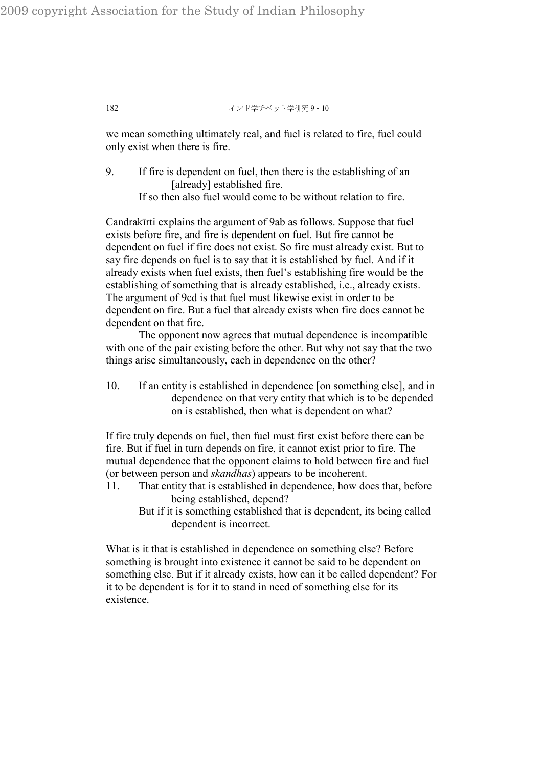we mean something ultimately real, and fuel is related to fire, fuel could only exist when there is fire.

9. If fire is dependent on fuel, then there is the establishing of an [already] established fire.
   If so then also fuel would come to be without relation to fire.

Candrakīrti explains the argument of 9ab as follows. Suppose that fuel exists before fire, and fire is dependent on fuel. But fire cannot be dependent on fuel if fire does not exist. So fire must already exist. But to say fire depends on fuel is to say that it is established by fuel. And if it already exists when fuel exists, then fuel's establishing fire would be the establishing of something that is already established, i.e., already exists. The argument of 9cd is that fuel must likewise exist in order to be dependent on fire. But a fuel that already exists when fire does cannot be dependent on that fire.

The opponent now agrees that mutual dependence is incompatible with one of the pair existing before the other. But why not say that the two things arise simultaneously, each in dependence on the other?

10. If an entity is established in dependence [on something else], and in dependence on that very entity that which is to be depended on is established, then what is dependent on what?

If fire truly depends on fuel, then fuel must first exist before there can be fire. But if fuel in turn depends on fire, it cannot exist prior to fire. The mutual dependence that the opponent claims to hold between fire and fuel (or between person and *skandhas*) appears to be incoherent.

11. That entity that is established in dependence, how does that, before being established, depend?
    But if it is something established that is dependent, its being called dependent is incorrect.

What is it that is established in dependence on something else? Before something is brought into existence it cannot be said to be dependent on something else. But if it already exists, how can it be called dependent? For it to be dependent is for it to stand in need of something else for its existence.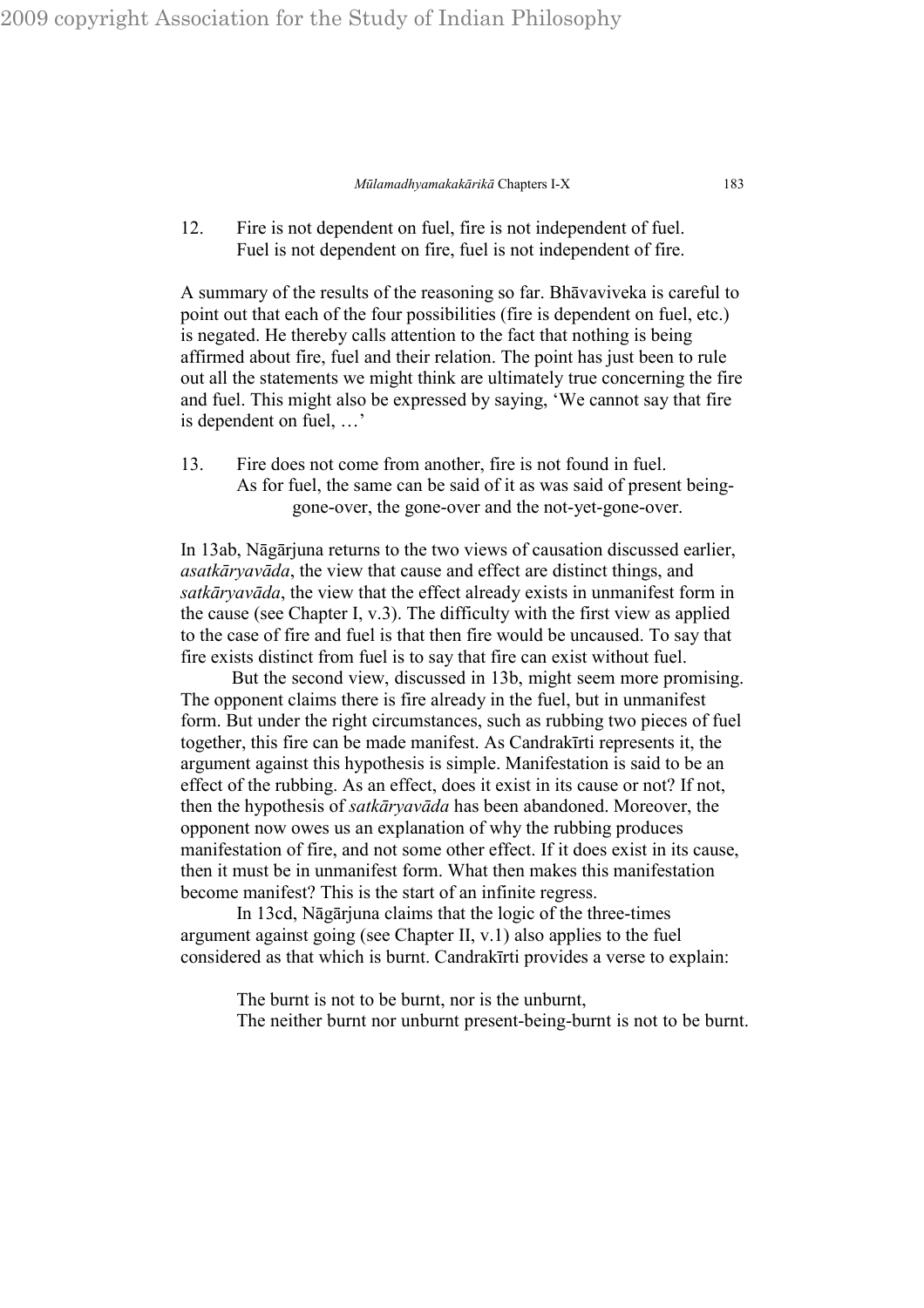12. Fire is not dependent on fuel, fire is not independent of fuel.
    Fuel is not dependent on fire, fuel is not independent of fire.

A summary of the results of the reasoning so far. Bhāvaviveka is careful to point out that each of the four possibilities (fire is dependent on fuel, etc.) is negated. He thereby calls attention to the fact that nothing is being affirmed about fire, fuel and their relation. The point has just been to rule out all the statements we might think are ultimately true concerning the fire and fuel. This might also be expressed by saying, 'We cannot say that fire is dependent on fuel, …'

13. Fire does not come from another, fire is not found in fuel.
    As for fuel, the same can be said of it as was said of present being-gone-over, the gone-over and the not-yet-gone-over.

In 13ab, Nāgārjuna returns to the two views of causation discussed earlier, *asatkāryavāda*, the view that cause and effect are distinct things, and *satkāryavāda*, the view that the effect already exists in unmanifest form in the cause (see Chapter I, v.3). The difficulty with the first view as applied to the case of fire and fuel is that then fire would be uncaused. To say that fire exists distinct from fuel is to say that fire can exist without fuel.

But the second view, discussed in 13b, might seem more promising. The opponent claims there is fire already in the fuel, but in unmanifest form. But under the right circumstances, such as rubbing two pieces of fuel together, this fire can be made manifest. As Candrakīrti represents it, the argument against this hypothesis is simple. Manifestation is said to be an effect of the rubbing. As an effect, does it exist in its cause or not? If not, then the hypothesis of *satkāryavāda* has been abandoned. Moreover, the opponent now owes us an explanation of why the rubbing produces manifestation of fire, and not some other effect. If it does exist in its cause, then it must be in unmanifest form. What then makes this manifestation become manifest? This is the start of an infinite regress.

In 13cd, Nāgārjuna claims that the logic of the three-times argument against going (see Chapter II, v.1) also applies to the fuel considered as that which is burnt. Candrakīrti provides a verse to explain:

> The burnt is not to be burnt, nor is the unburnt,
> The neither burnt nor unburnt present-being-burnt is not to be burnt.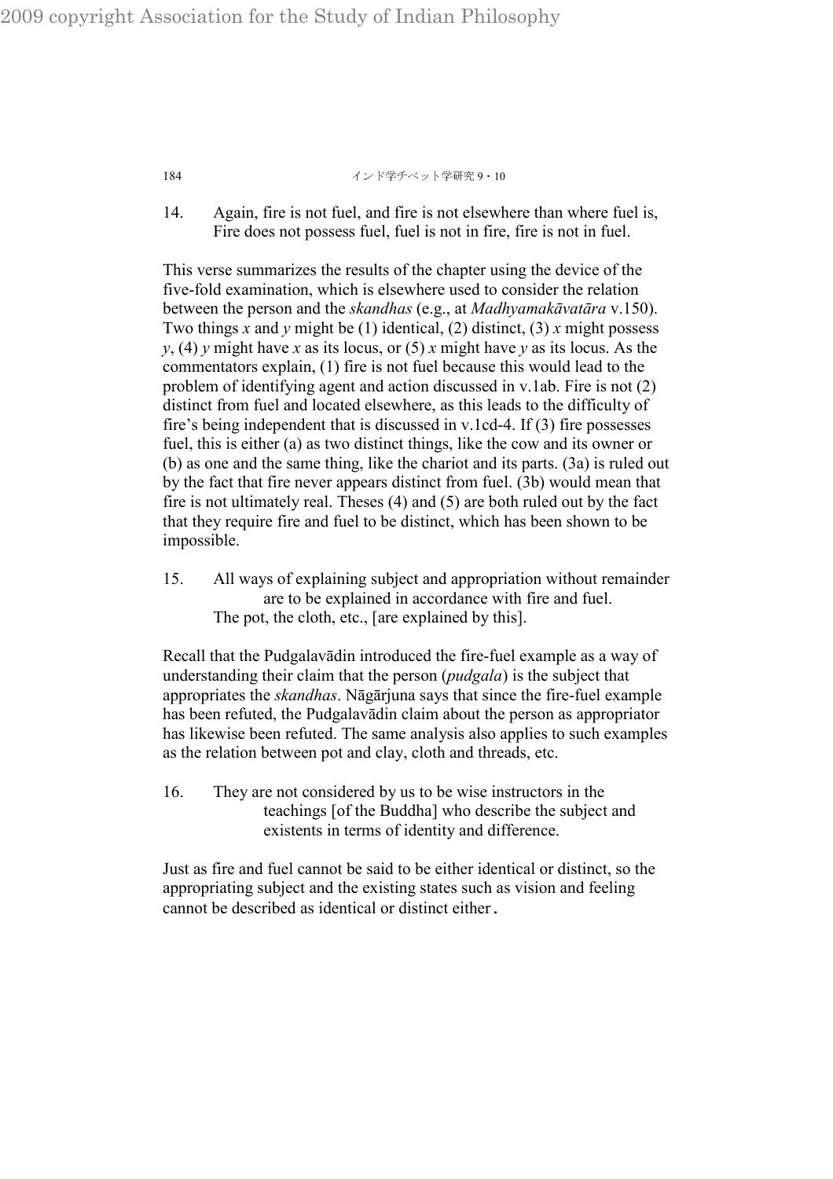14. Again, fire is not fuel, and fire is not elsewhere than where fuel is,
Fire does not possess fuel, fuel is not in fire, fire is not in fuel.

This verse summarizes the results of the chapter using the device of the five-fold examination, which is elsewhere used to consider the relation between the person and the *skandhas* (e.g., at *Madhyamakāvatāra* v.150). Two things *x* and *y* might be (1) identical, (2) distinct, (3) *x* might possess *y*, (4) *y* might have *x* as its locus, or (5) *x* might have *y* as its locus. As the commentators explain, (1) fire is not fuel because this would lead to the problem of identifying agent and action discussed in v.1ab. Fire is not (2) distinct from fuel and located elsewhere, as this leads to the difficulty of fire's being independent that is discussed in v.1cd-4. If (3) fire possesses fuel, this is either (a) as two distinct things, like the cow and its owner or (b) as one and the same thing, like the chariot and its parts. (3a) is ruled out by the fact that fire never appears distinct from fuel. (3b) would mean that fire is not ultimately real. Theses (4) and (5) are both ruled out by the fact that they require fire and fuel to be distinct, which has been shown to be impossible.

15. All ways of explaining subject and appropriation without remainder
are to be explained in accordance with fire and fuel.
The pot, the cloth, etc., [are explained by this].

Recall that the Pudgalavādin introduced the fire-fuel example as a way of understanding their claim that the person (*pudgala*) is the subject that appropriates the *skandhas*. Nāgārjuna says that since the fire-fuel example has been refuted, the Pudgalavādin claim about the person as appropriator has likewise been refuted. The same analysis also applies to such examples as the relation between pot and clay, cloth and threads, etc.

16. They are not considered by us to be wise instructors in the
teachings [of the Buddha] who describe the subject and
existents in terms of identity and difference.

Just as fire and fuel cannot be said to be either identical or distinct, so the appropriating subject and the existing states such as vision and feeling cannot be described as identical or distinct either.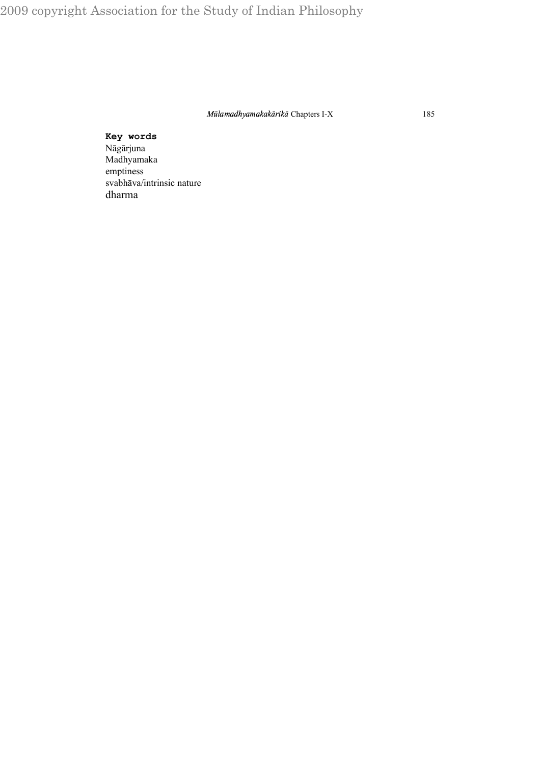**Key words**

Nāgārjuna
Madhyamaka
emptiness
svabhāva/intrinsic nature
dharma